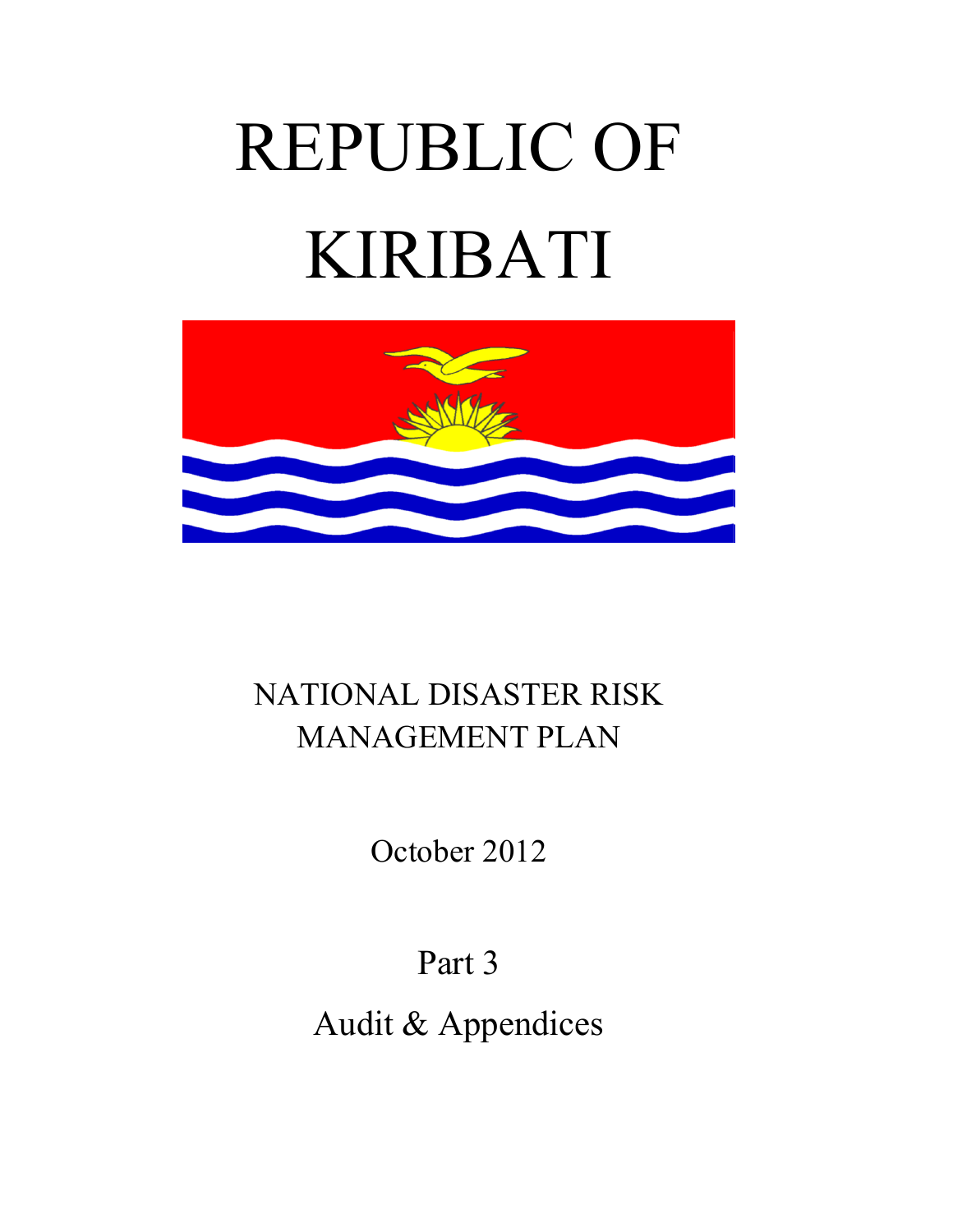# REPUBLIC OF KIRIBATI

NATIONAL DISASTER RISK MANAGEMENT PLAN

October 2012

Part 3

Audit & Appendices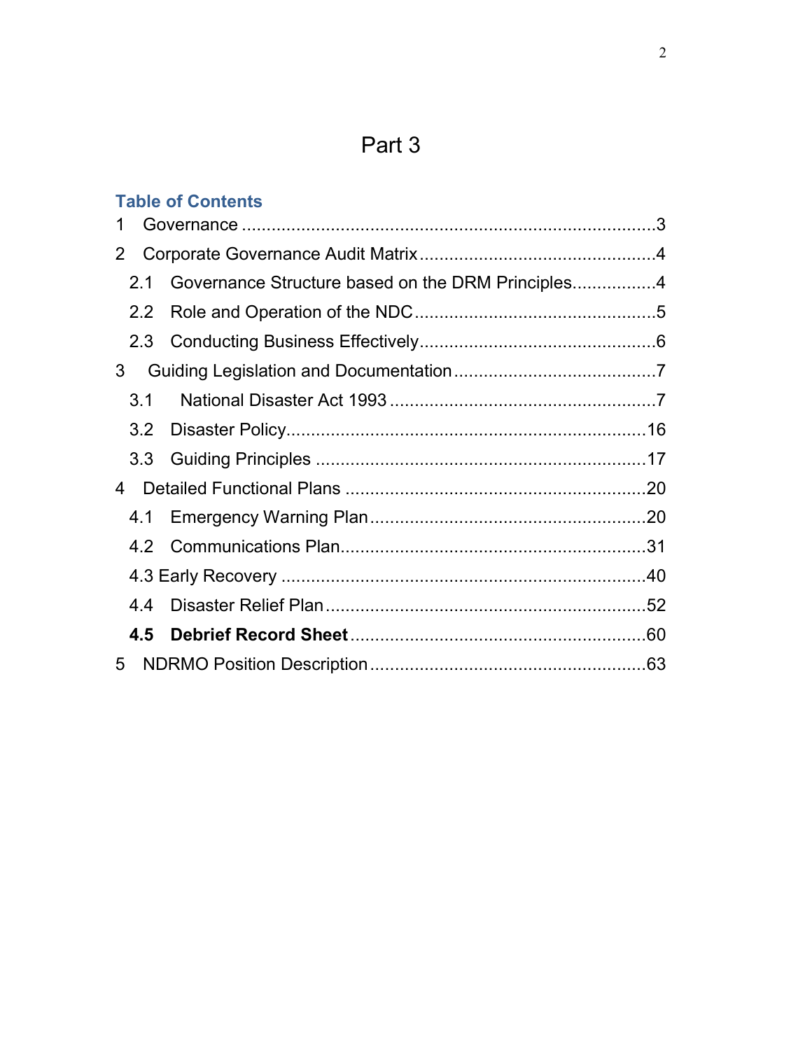# Part 3

## Table of Contents

1 Governance ....................................................................................3

2 Corporate Governance Audit Matrix ...............................................4

  2.1 Governance Structure based on the DRM Principles.................4

  2.2 Role and Operation of the NDC ................................................5

  2.3 Conducting Business Effectively...............................................6

3 Guiding Legislation and Documentation ........................................7

  3.1 National Disaster Act 1993 .....................................................7

  3.2 Disaster Policy.......................................................................16

  3.3 Guiding Principles .................................................................17

4 Detailed Functional Plans ............................................................20

  4.1 Emergency Warning Plan.......................................................20

  4.2 Communications Plan............................................................31

  4.3 Early Recovery .......................................................................40

  4.4 Disaster Relief Plan................................................................52

  **4.5 Debrief Record Sheet**...........................................................60

5 NDRMO Position Description.......................................................63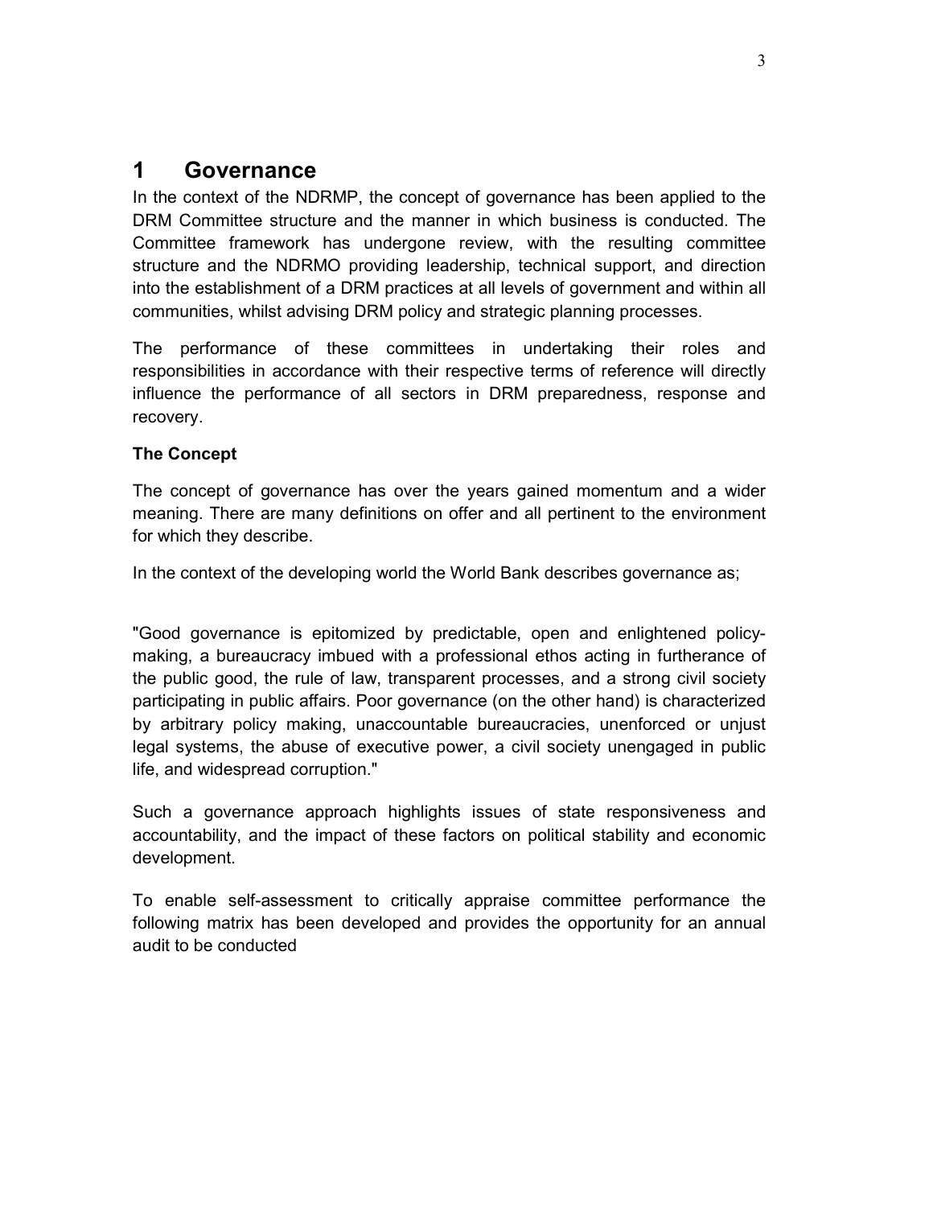# 1 Governance

In the context of the NDRMP, the concept of governance has been applied to the DRM Committee structure and the manner in which business is conducted. The Committee framework has undergone review, with the resulting committee structure and the NDRMO providing leadership, technical support, and direction into the establishment of a DRM practices at all levels of government and within all communities, whilst advising DRM policy and strategic planning processes.

The performance of these committees in undertaking their roles and responsibilities in accordance with their respective terms of reference will directly influence the performance of all sectors in DRM preparedness, response and recovery.

**The Concept**

The concept of governance has over the years gained momentum and a wider meaning. There are many definitions on offer and all pertinent to the environment for which they describe.

In the context of the developing world the World Bank describes governance as;

"Good governance is epitomized by predictable, open and enlightened policy-making, a bureaucracy imbued with a professional ethos acting in furtherance of the public good, the rule of law, transparent processes, and a strong civil society participating in public affairs. Poor governance (on the other hand) is characterized by arbitrary policy making, unaccountable bureaucracies, unenforced or unjust legal systems, the abuse of executive power, a civil society unengaged in public life, and widespread corruption."

Such a governance approach highlights issues of state responsiveness and accountability, and the impact of these factors on political stability and economic development.

To enable self-assessment to critically appraise committee performance the following matrix has been developed and provides the opportunity for an annual audit to be conducted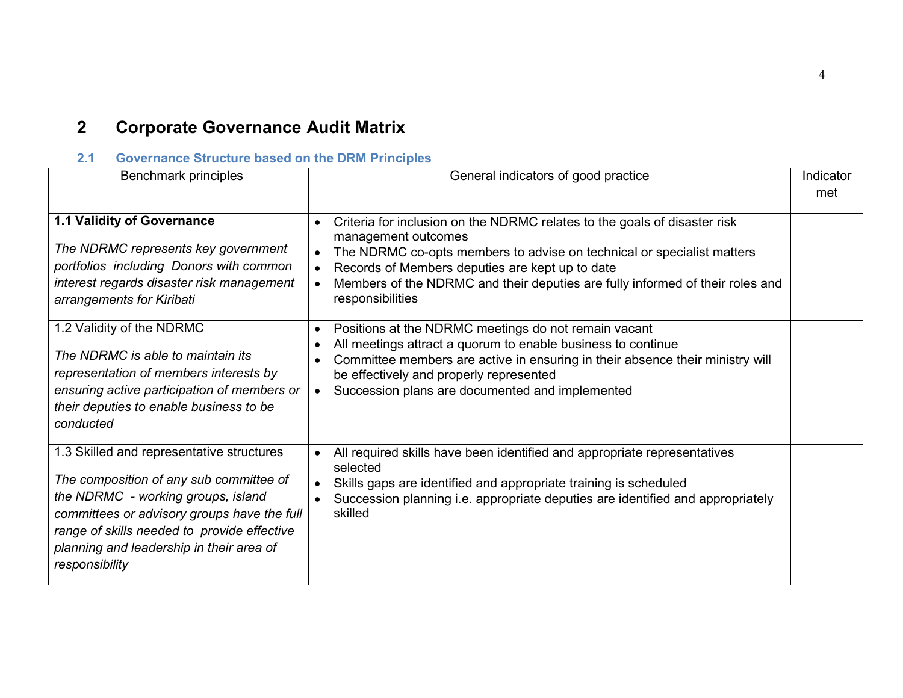## 2 Corporate Governance Audit Matrix

### 2.1 Governance Structure based on the DRM Principles

| Benchmark principles | General indicators of good practice | Indicator met |
|---|---|---|
| **1.1 Validity of Governance**<br><br>*The NDRMC represents key government portfolios including Donors with common interest regards disaster risk management arrangements for Kiribati* | • Criteria for inclusion on the NDRMC relates to the goals of disaster risk management outcomes<br>• The NDRMC co-opts members to advise on technical or specialist matters<br>• Records of Members deputies are kept up to date<br>• Members of the NDRMC and their deputies are fully informed of their roles and responsibilities | |
| 1.2 Validity of the NDRMC<br><br>*The NDRMC is able to maintain its representation of members interests by ensuring active participation of members or their deputies to enable business to be conducted* | • Positions at the NDRMC meetings do not remain vacant<br>• All meetings attract a quorum to enable business to continue<br>• Committee members are active in ensuring in their absence their ministry will be effectively and properly represented<br>• Succession plans are documented and implemented | |
| 1.3 Skilled and representative structures<br><br>*The composition of any sub committee of the NDRMC - working groups, island committees or advisory groups have the full range of skills needed to provide effective planning and leadership in their area of responsibility* | • All required skills have been identified and appropriate representatives selected<br>• Skills gaps are identified and appropriate training is scheduled<br>• Succession planning i.e. appropriate deputies are identified and appropriately skilled | |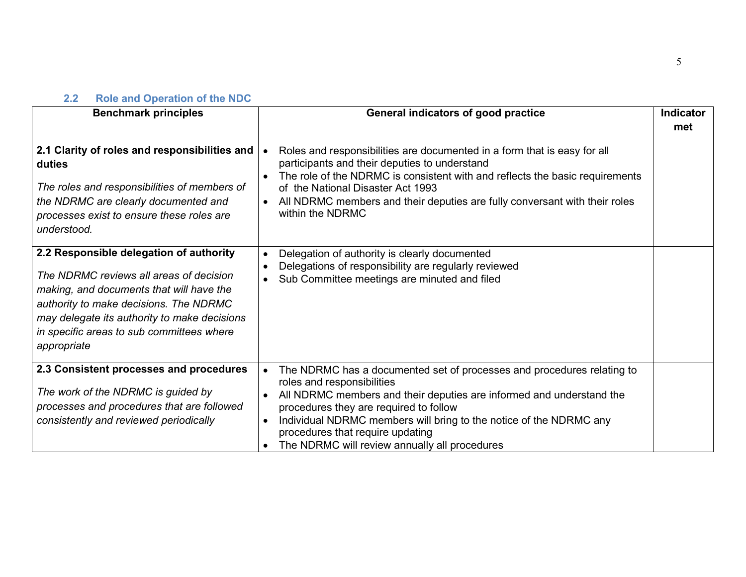## 2.2 Role and Operation of the NDC

| Benchmark principles | General indicators of good practice | Indicator met |
|---|---|---|
| **2.1 Clarity of roles and responsibilities and duties**<br><br>*The roles and responsibilities of members of the NDRMC are clearly documented and processes exist to ensure these roles are understood.* | • Roles and responsibilities are documented in a form that is easy for all participants and their deputies to understand<br>• The role of the NDRMC is consistent with and reflects the basic requirements of the National Disaster Act 1993<br>• All NDRMC members and their deputies are fully conversant with their roles within the NDRMC | |
| **2.2 Responsible delegation of authority**<br><br>*The NDRMC reviews all areas of decision making, and documents that will have the authority to make decisions. The NDRMC may delegate its authority to make decisions in specific areas to sub committees where appropriate* | • Delegation of authority is clearly documented<br>• Delegations of responsibility are regularly reviewed<br>• Sub Committee meetings are minuted and filed | |
| **2.3 Consistent processes and procedures**<br><br>*The work of the NDRMC is guided by processes and procedures that are followed consistently and reviewed periodically* | • The NDRMC has a documented set of processes and procedures relating to roles and responsibilities<br>• All NDRMC members and their deputies are informed and understand the procedures they are required to follow<br>• Individual NDRMC members will bring to the notice of the NDRMC any procedures that require updating<br>• The NDRMC will review annually all procedures | |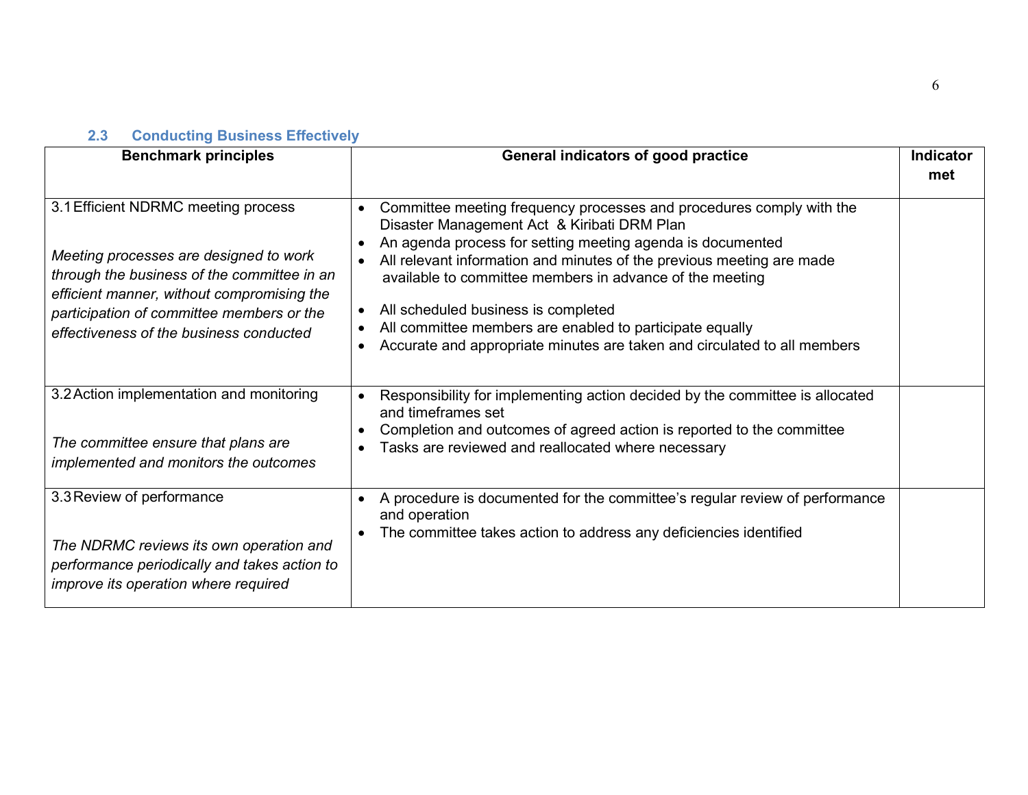### 2.3 Conducting Business Effectively

| Benchmark principles | General indicators of good practice | Indicator met |
|---|---|---|
| 3.1 Efficient NDRMC meeting process<br><br>*Meeting processes are designed to work through the business of the committee in an efficient manner, without compromising the participation of committee members or the effectiveness of the business conducted* | • Committee meeting frequency processes and procedures comply with the Disaster Management Act & Kiribati DRM Plan<br>• An agenda process for setting meeting agenda is documented<br>• All relevant information and minutes of the previous meeting are made available to committee members in advance of the meeting<br>• All scheduled business is completed<br>• All committee members are enabled to participate equally<br>• Accurate and appropriate minutes are taken and circulated to all members | |
| 3.2 Action implementation and monitoring<br><br>*The committee ensure that plans are implemented and monitors the outcomes* | • Responsibility for implementing action decided by the committee is allocated and timeframes set<br>• Completion and outcomes of agreed action is reported to the committee<br>• Tasks are reviewed and reallocated where necessary | |
| 3.3 Review of performance<br><br>*The NDRMC reviews its own operation and performance periodically and takes action to improve its operation where required* | • A procedure is documented for the committee's regular review of performance and operation<br>• The committee takes action to address any deficiencies identified | |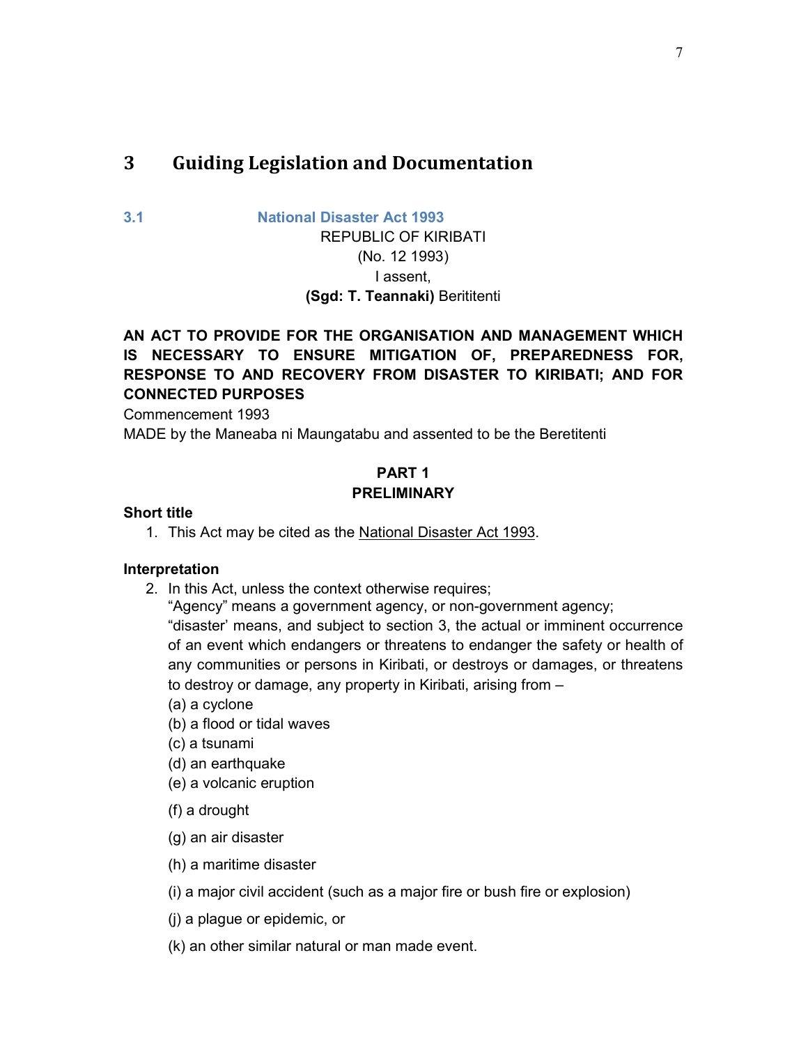# 3 Guiding Legislation and Documentation

## 3.1 National Disaster Act 1993

REPUBLIC OF KIRIBATI
(No. 12 1993)
I assent,
**(Sgd: T. Teannaki)** Berititenti

**AN ACT TO PROVIDE FOR THE ORGANISATION AND MANAGEMENT WHICH IS NECESSARY TO ENSURE MITIGATION OF, PREPAREDNESS FOR, RESPONSE TO AND RECOVERY FROM DISASTER TO KIRIBATI; AND FOR CONNECTED PURPOSES**

Commencement 1993

MADE by the Maneaba ni Maungatabu and assented to be the Beretitenti

**PART 1**
**PRELIMINARY**

**Short title**

1. This Act may be cited as the National Disaster Act 1993.

**Interpretation**

2. In this Act, unless the context otherwise requires;
   "Agency" means a government agency, or non-government agency;
   "disaster' means, and subject to section 3, the actual or imminent occurrence of an event which endangers or threatens to endanger the safety or health of any communities or persons in Kiribati, or destroys or damages, or threatens to destroy or damage, any property in Kiribati, arising from –
   (a) a cyclone
   (b) a flood or tidal waves
   (c) a tsunami
   (d) an earthquake
   (e) a volcanic eruption
   (f) a drought
   (g) an air disaster
   (h) a maritime disaster
   (i) a major civil accident (such as a major fire or bush fire or explosion)
   (j) a plague or epidemic, or
   (k) an other similar natural or man made event.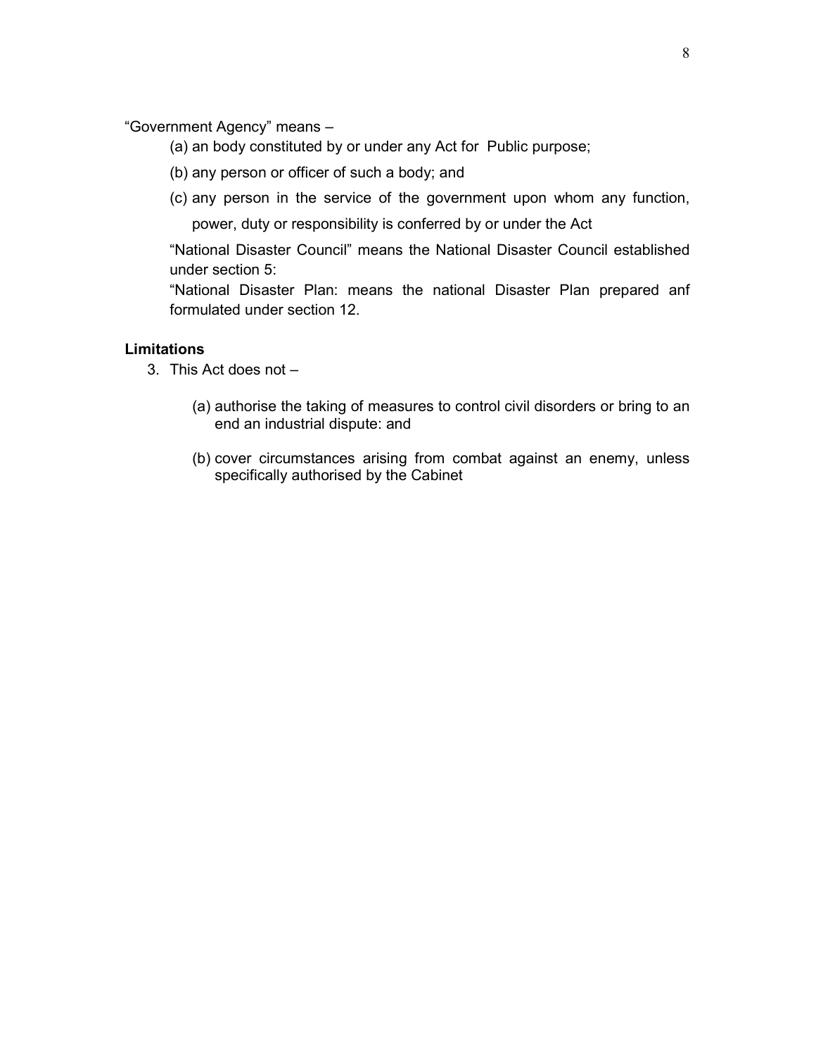"Government Agency" means –

(a) an body constituted by or under any Act for Public purpose;

(b) any person or officer of such a body; and

(c) any person in the service of the government upon whom any function, power, duty or responsibility is conferred by or under the Act

"National Disaster Council" means the National Disaster Council established under section 5:

"National Disaster Plan: means the national Disaster Plan prepared anf formulated under section 12.

**Limitations**

3. This Act does not –

   (a) authorise the taking of measures to control civil disorders or bring to an end an industrial dispute: and

   (b) cover circumstances arising from combat against an enemy, unless specifically authorised by the Cabinet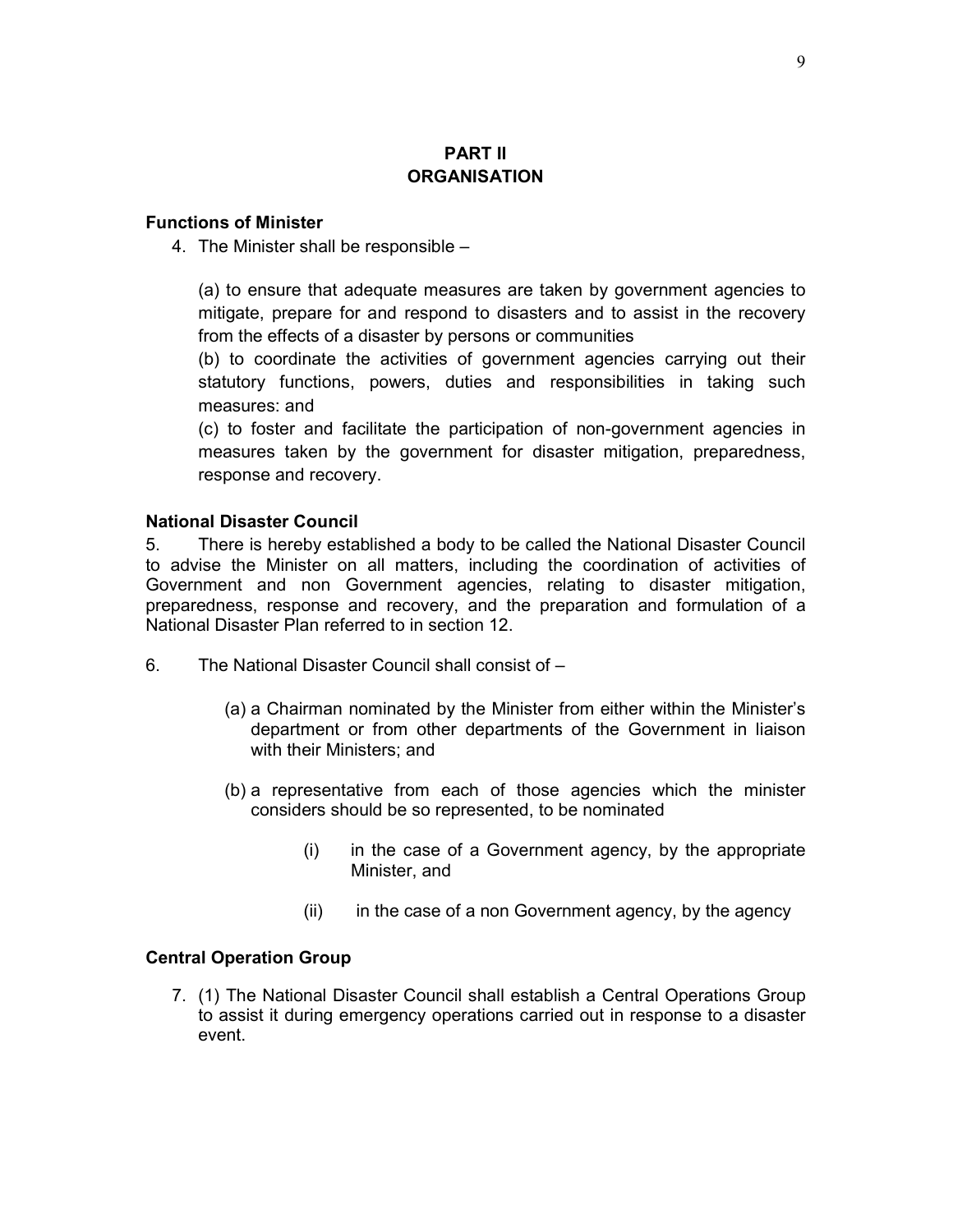## PART II
## ORGANISATION

### Functions of Minister

4. The Minister shall be responsible –

(a) to ensure that adequate measures are taken by government agencies to mitigate, prepare for and respond to disasters and to assist in the recovery from the effects of a disaster by persons or communities

(b) to coordinate the activities of government agencies carrying out their statutory functions, powers, duties and responsibilities in taking such measures: and

(c) to foster and facilitate the participation of non-government agencies in measures taken by the government for disaster mitigation, preparedness, response and recovery.

### National Disaster Council

5. There is hereby established a body to be called the National Disaster Council to advise the Minister on all matters, including the coordination of activities of Government and non Government agencies, relating to disaster mitigation, preparedness, response and recovery, and the preparation and formulation of a National Disaster Plan referred to in section 12.

6. The National Disaster Council shall consist of –

(a) a Chairman nominated by the Minister from either within the Minister's department or from other departments of the Government in liaison with their Ministers; and

(b) a representative from each of those agencies which the minister considers should be so represented, to be nominated

(i) in the case of a Government agency, by the appropriate Minister, and

(ii) in the case of a non Government agency, by the agency

### Central Operation Group

7. (1) The National Disaster Council shall establish a Central Operations Group to assist it during emergency operations carried out in response to a disaster event.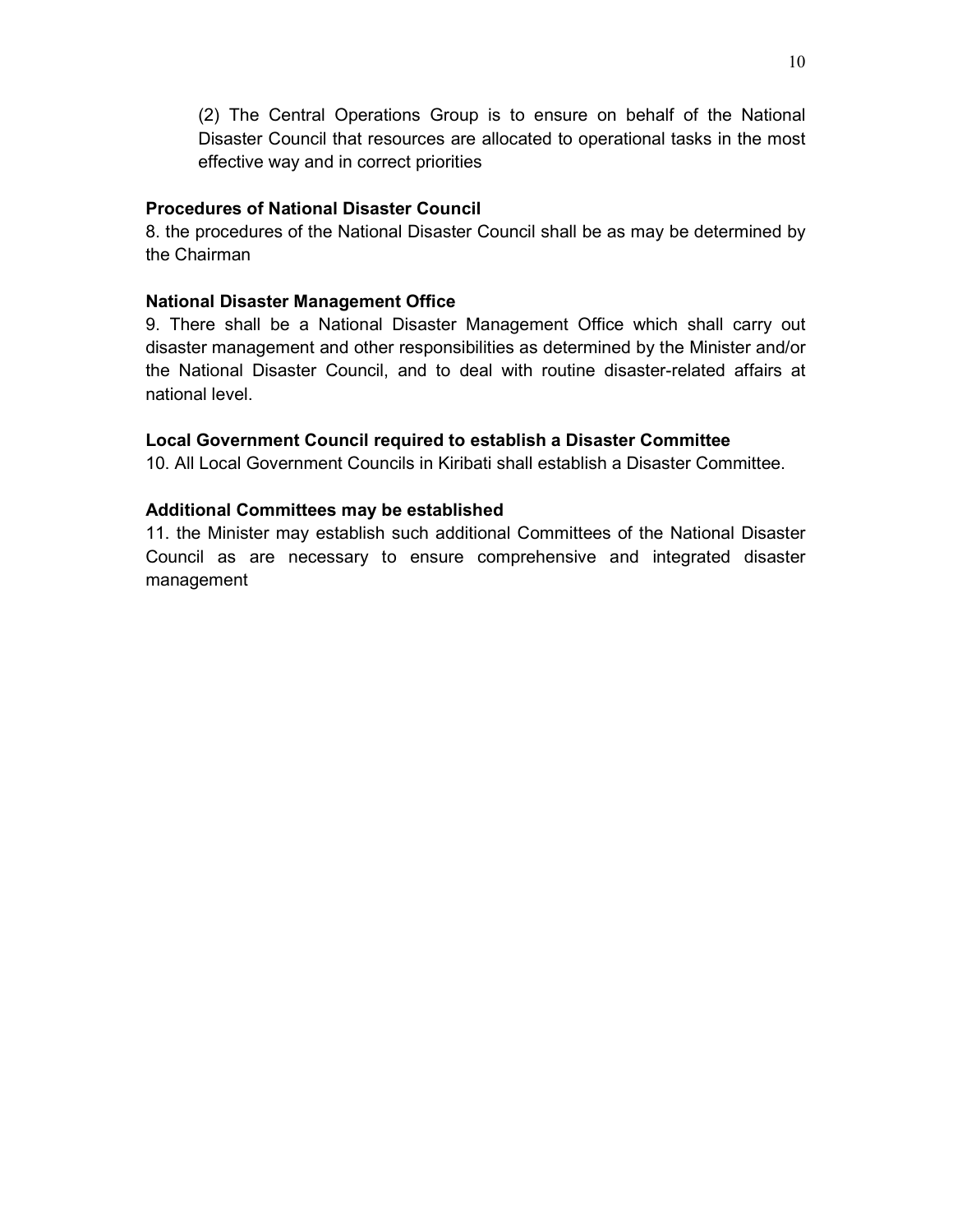(2) The Central Operations Group is to ensure on behalf of the National Disaster Council that resources are allocated to operational tasks in the most effective way and in correct priorities

**Procedures of National Disaster Council**

8. the procedures of the National Disaster Council shall be as may be determined by the Chairman

**National Disaster Management Office**

9. There shall be a National Disaster Management Office which shall carry out disaster management and other responsibilities as determined by the Minister and/or the National Disaster Council, and to deal with routine disaster-related affairs at national level.

**Local Government Council required to establish a Disaster Committee**

10. All Local Government Councils in Kiribati shall establish a Disaster Committee.

**Additional Committees may be established**

11. the Minister may establish such additional Committees of the National Disaster Council as are necessary to ensure comprehensive and integrated disaster management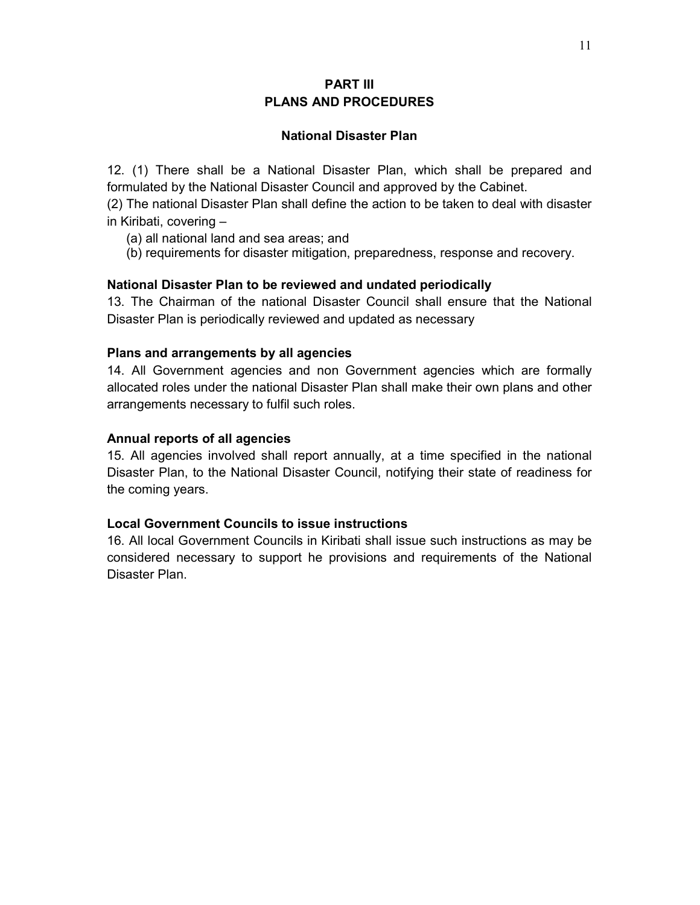## PART III
## PLANS AND PROCEDURES

### National Disaster Plan

12. (1) There shall be a National Disaster Plan, which shall be prepared and formulated by the National Disaster Council and approved by the Cabinet.

(2) The national Disaster Plan shall define the action to be taken to deal with disaster in Kiribati, covering –

(a) all national land and sea areas; and

(b) requirements for disaster mitigation, preparedness, response and recovery.

**National Disaster Plan to be reviewed and undated periodically**

13. The Chairman of the national Disaster Council shall ensure that the National Disaster Plan is periodically reviewed and updated as necessary

**Plans and arrangements by all agencies**

14. All Government agencies and non Government agencies which are formally allocated roles under the national Disaster Plan shall make their own plans and other arrangements necessary to fulfil such roles.

**Annual reports of all agencies**

15. All agencies involved shall report annually, at a time specified in the national Disaster Plan, to the National Disaster Council, notifying their state of readiness for the coming years.

**Local Government Councils to issue instructions**

16. All local Government Councils in Kiribati shall issue such instructions as may be considered necessary to support he provisions and requirements of the National Disaster Plan.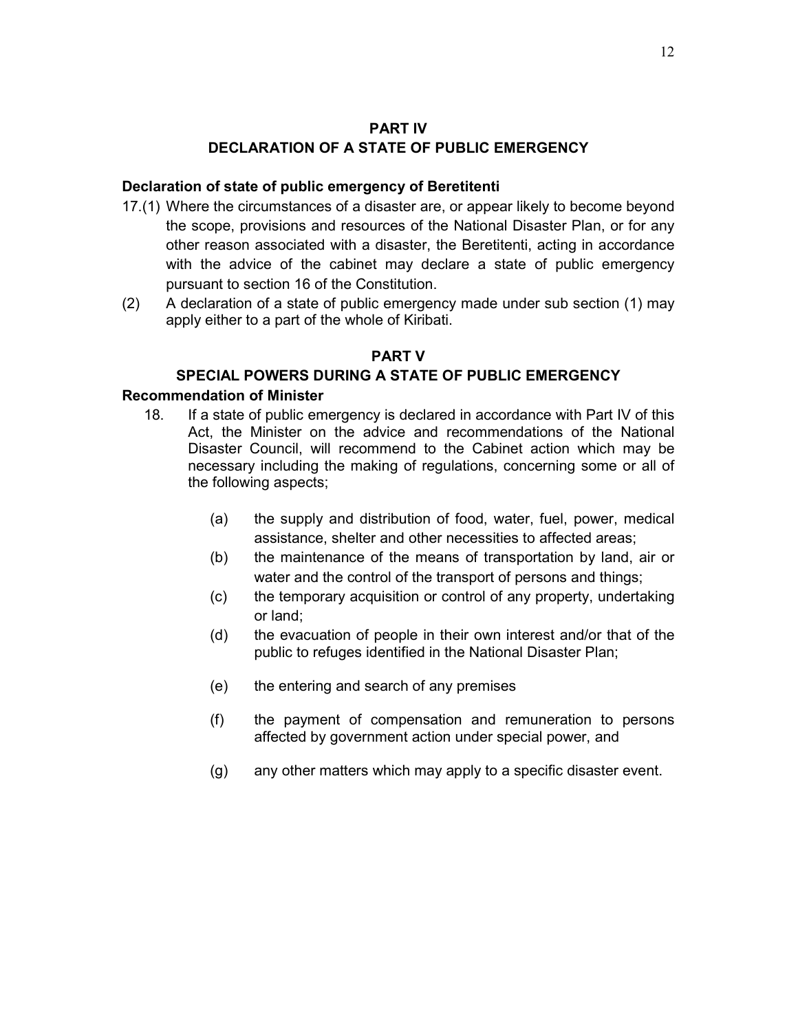## PART IV
## DECLARATION OF A STATE OF PUBLIC EMERGENCY

**Declaration of state of public emergency of Beretitenti**

17.(1) Where the circumstances of a disaster are, or appear likely to become beyond the scope, provisions and resources of the National Disaster Plan, or for any other reason associated with a disaster, the Beretitenti, acting in accordance with the advice of the cabinet may declare a state of public emergency pursuant to section 16 of the Constitution.

(2) A declaration of a state of public emergency made under sub section (1) may apply either to a part of the whole of Kiribati.

## PART V
## SPECIAL POWERS DURING A STATE OF PUBLIC EMERGENCY

**Recommendation of Minister**

18. If a state of public emergency is declared in accordance with Part IV of this Act, the Minister on the advice and recommendations of the National Disaster Council, will recommend to the Cabinet action which may be necessary including the making of regulations, concerning some or all of the following aspects;

    (a) the supply and distribution of food, water, fuel, power, medical assistance, shelter and other necessities to affected areas;

    (b) the maintenance of the means of transportation by land, air or water and the control of the transport of persons and things;

    (c) the temporary acquisition or control of any property, undertaking or land;

    (d) the evacuation of people in their own interest and/or that of the public to refuges identified in the National Disaster Plan;

    (e) the entering and search of any premises

    (f) the payment of compensation and remuneration to persons affected by government action under special power, and

    (g) any other matters which may apply to a specific disaster event.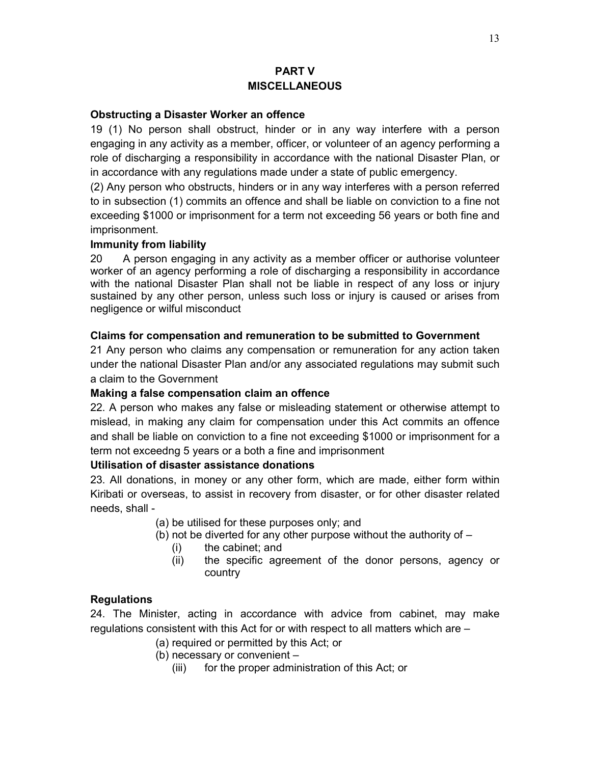## PART V
## MISCELLANEOUS

**Obstructing a Disaster Worker an offence**

19 (1) No person shall obstruct, hinder or in any way interfere with a person engaging in any activity as a member, officer, or volunteer of an agency performing a role of discharging a responsibility in accordance with the national Disaster Plan, or in accordance with any regulations made under a state of public emergency.

(2) Any person who obstructs, hinders or in any way interferes with a person referred to in subsection (1) commits an offence and shall be liable on conviction to a fine not exceeding $1000 or imprisonment for a term not exceeding 56 years or both fine and imprisonment.

**Immunity from liability**

20 A person engaging in any activity as a member officer or authorise volunteer worker of an agency performing a role of discharging a responsibility in accordance with the national Disaster Plan shall not be liable in respect of any loss or injury sustained by any other person, unless such loss or injury is caused or arises from negligence or wilful misconduct

**Claims for compensation and remuneration to be submitted to Government**

21 Any person who claims any compensation or remuneration for any action taken under the national Disaster Plan and/or any associated regulations may submit such a claim to the Government

**Making a false compensation claim an offence**

22. A person who makes any false or misleading statement or otherwise attempt to mislead, in making any claim for compensation under this Act commits an offence and shall be liable on conviction to a fine not exceeding $1000 or imprisonment for a term not exceedng 5 years or a both a fine and imprisonment

**Utilisation of disaster assistance donations**

23. All donations, in money or any other form, which are made, either form within Kiribati or overseas, to assist in recovery from disaster, or for other disaster related needs, shall -

(a) be utilised for these purposes only; and

(b) not be diverted for any other purpose without the authority of –

(i) the cabinet; and

(ii) the specific agreement of the donor persons, agency or country

**Regulations**

24. The Minister, acting in accordance with advice from cabinet, may make regulations consistent with this Act for or with respect to all matters which are –

(a) required or permitted by this Act; or

(b) necessary or convenient –

(iii) for the proper administration of this Act; or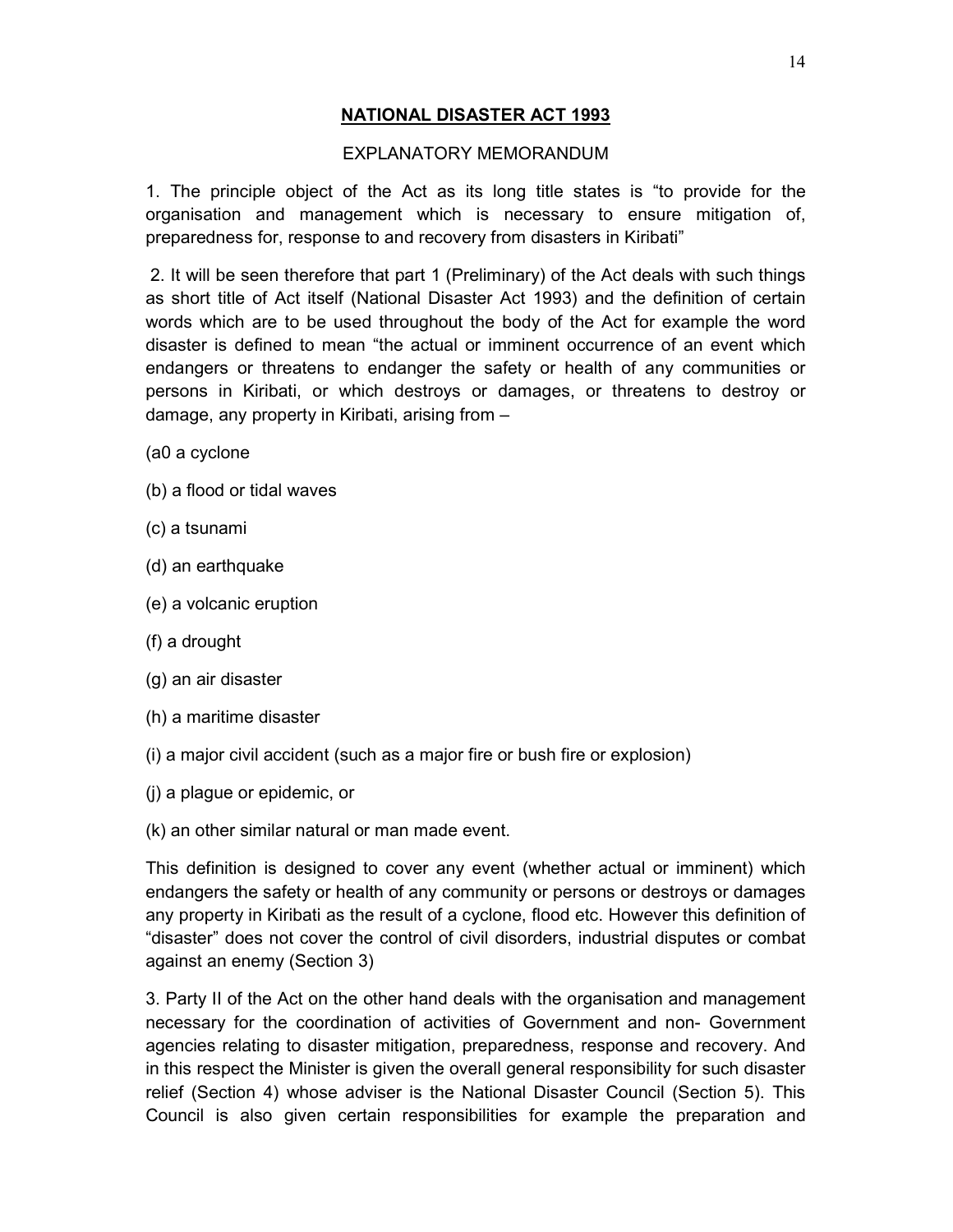## NATIONAL DISASTER ACT 1993

EXPLANATORY MEMORANDUM

1. The principle object of the Act as its long title states is "to provide for the organisation and management which is necessary to ensure mitigation of, preparedness for, response to and recovery from disasters in Kiribati"

2. It will be seen therefore that part 1 (Preliminary) of the Act deals with such things as short title of Act itself (National Disaster Act 1993) and the definition of certain words which are to be used throughout the body of the Act for example the word disaster is defined to mean "the actual or imminent occurrence of an event which endangers or threatens to endanger the safety or health of any communities or persons in Kiribati, or which destroys or damages, or threatens to destroy or damage, any property in Kiribati, arising from –

(a0 a cyclone

(b) a flood or tidal waves

(c) a tsunami

(d) an earthquake

(e) a volcanic eruption

(f) a drought

(g) an air disaster

(h) a maritime disaster

(i) a major civil accident (such as a major fire or bush fire or explosion)

(j) a plague or epidemic, or

(k) an other similar natural or man made event.

This definition is designed to cover any event (whether actual or imminent) which endangers the safety or health of any community or persons or destroys or damages any property in Kiribati as the result of a cyclone, flood etc. However this definition of "disaster" does not cover the control of civil disorders, industrial disputes or combat against an enemy (Section 3)

3. Party II of the Act on the other hand deals with the organisation and management necessary for the coordination of activities of Government and non- Government agencies relating to disaster mitigation, preparedness, response and recovery. And in this respect the Minister is given the overall general responsibility for such disaster relief (Section 4) whose adviser is the National Disaster Council (Section 5). This Council is also given certain responsibilities for example the preparation and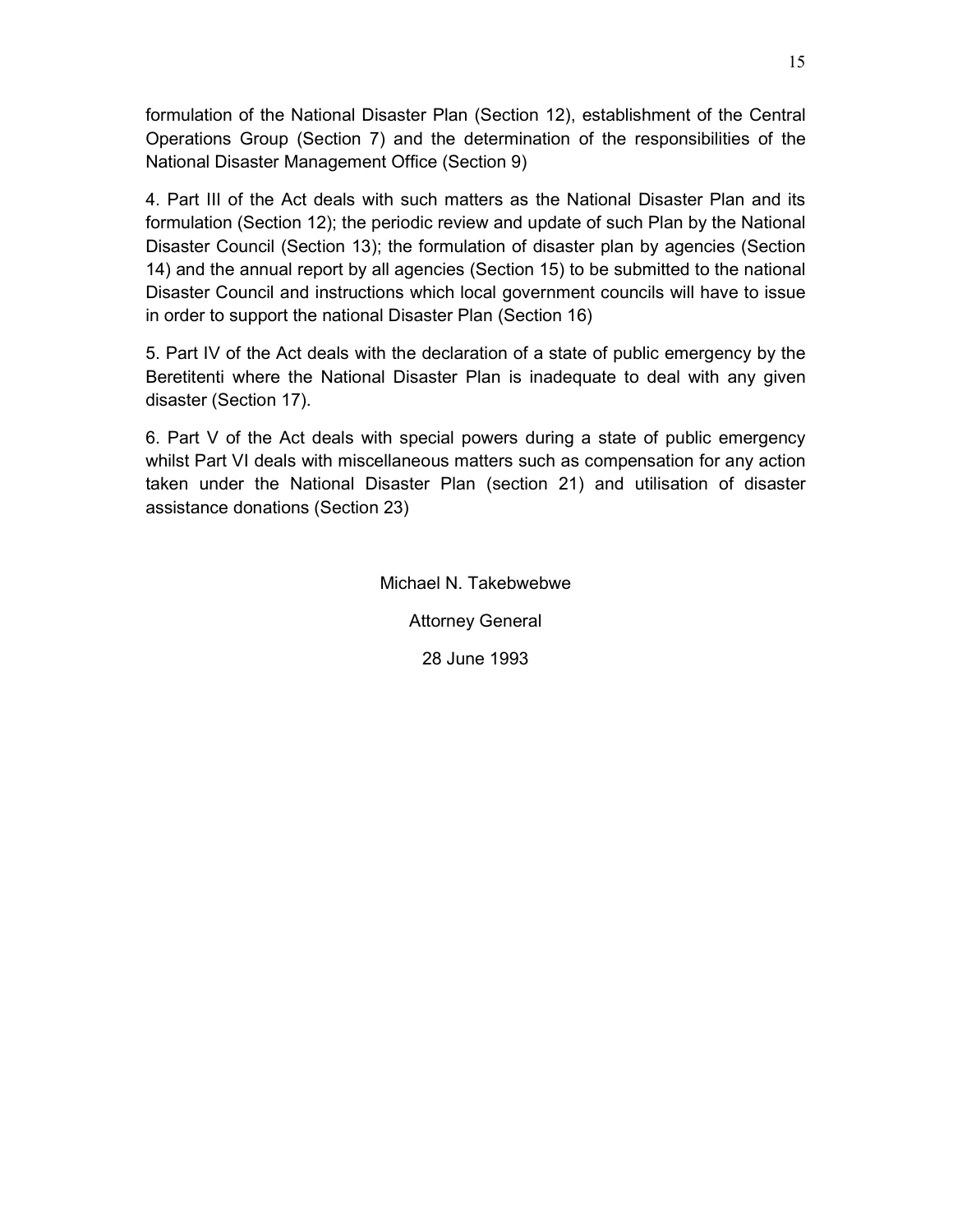formulation of the National Disaster Plan (Section 12), establishment of the Central Operations Group (Section 7) and the determination of the responsibilities of the National Disaster Management Office (Section 9)

4. Part III of the Act deals with such matters as the National Disaster Plan and its formulation (Section 12); the periodic review and update of such Plan by the National Disaster Council (Section 13); the formulation of disaster plan by agencies (Section 14) and the annual report by all agencies (Section 15) to be submitted to the national Disaster Council and instructions which local government councils will have to issue in order to support the national Disaster Plan (Section 16)

5. Part IV of the Act deals with the declaration of a state of public emergency by the Beretitenti where the National Disaster Plan is inadequate to deal with any given disaster (Section 17).

6. Part V of the Act deals with special powers during a state of public emergency whilst Part VI deals with miscellaneous matters such as compensation for any action taken under the National Disaster Plan (section 21) and utilisation of disaster assistance donations (Section 23)

Michael N. Takebwebwe

Attorney General

28 June 1993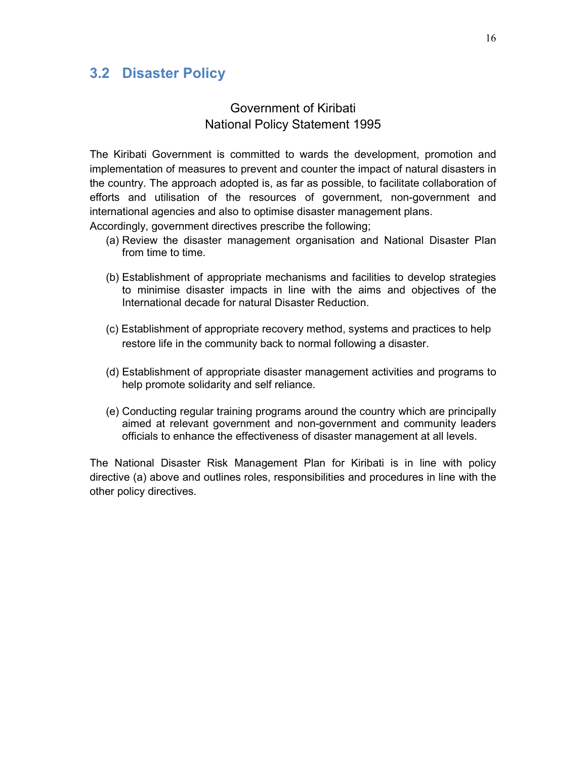## 3.2 Disaster Policy

Government of Kiribati
National Policy Statement 1995

The Kiribati Government is committed to wards the development, promotion and implementation of measures to prevent and counter the impact of natural disasters in the country. The approach adopted is, as far as possible, to facilitate collaboration of efforts and utilisation of the resources of government, non-government and international agencies and also to optimise disaster management plans.
Accordingly, government directives prescribe the following;

(a) Review the disaster management organisation and National Disaster Plan from time to time.

(b) Establishment of appropriate mechanisms and facilities to develop strategies to minimise disaster impacts in line with the aims and objectives of the International decade for natural Disaster Reduction.

(c) Establishment of appropriate recovery method, systems and practices to help restore life in the community back to normal following a disaster.

(d) Establishment of appropriate disaster management activities and programs to help promote solidarity and self reliance.

(e) Conducting regular training programs around the country which are principally aimed at relevant government and non-government and community leaders officials to enhance the effectiveness of disaster management at all levels.

The National Disaster Risk Management Plan for Kiribati is in line with policy directive (a) above and outlines roles, responsibilities and procedures in line with the other policy directives.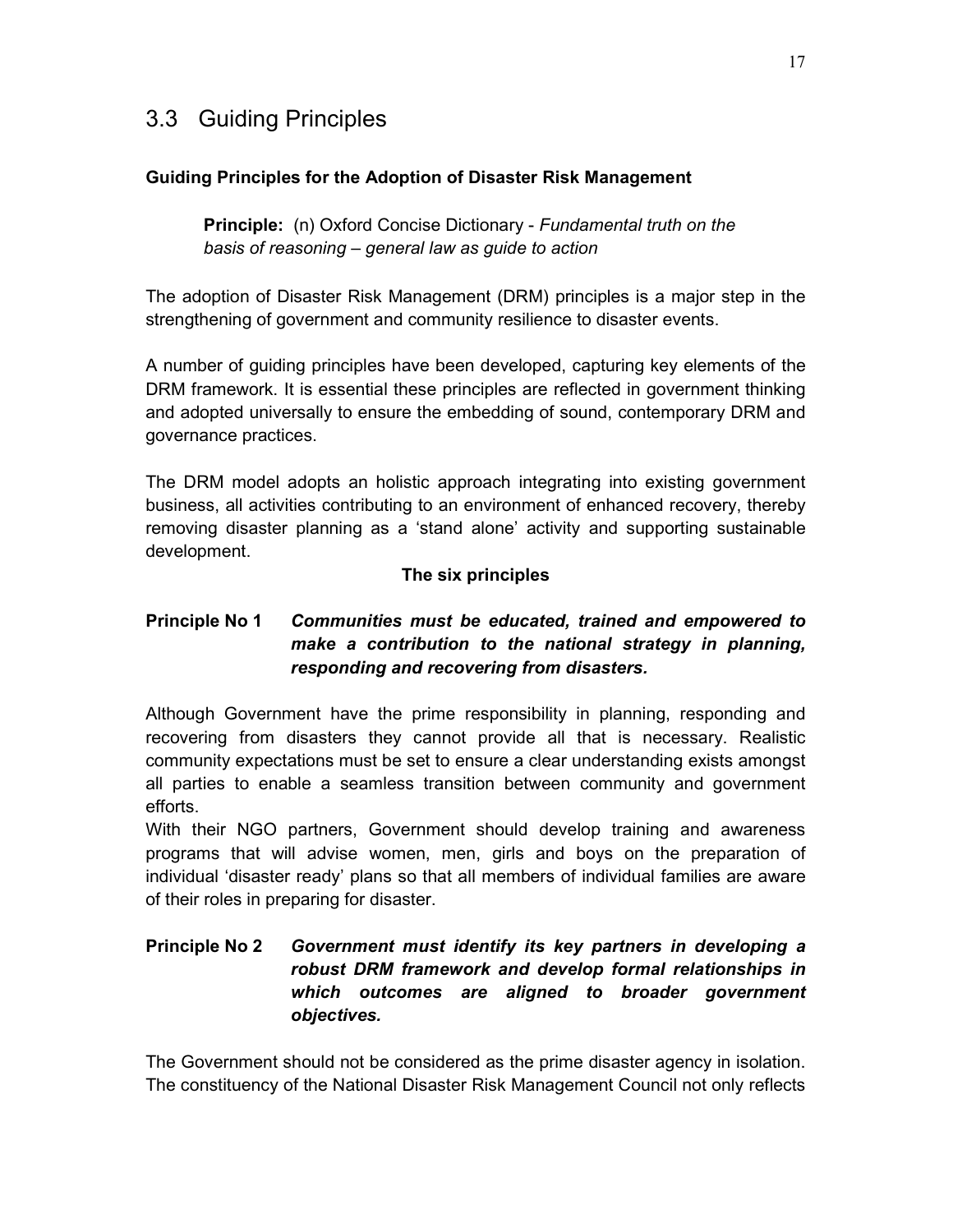## 3.3 Guiding Principles

**Guiding Principles for the Adoption of Disaster Risk Management**

> **Principle:** (n) Oxford Concise Dictionary - *Fundamental truth on the basis of reasoning – general law as guide to action*

The adoption of Disaster Risk Management (DRM) principles is a major step in the strengthening of government and community resilience to disaster events.

A number of guiding principles have been developed, capturing key elements of the DRM framework. It is essential these principles are reflected in government thinking and adopted universally to ensure the embedding of sound, contemporary DRM and governance practices.

The DRM model adopts an holistic approach integrating into existing government business, all activities contributing to an environment of enhanced recovery, thereby removing disaster planning as a 'stand alone' activity and supporting sustainable development.

**The six principles**

**Principle No 1** ***Communities must be educated, trained and empowered to make a contribution to the national strategy in planning, responding and recovering from disasters.***

Although Government have the prime responsibility in planning, responding and recovering from disasters they cannot provide all that is necessary. Realistic community expectations must be set to ensure a clear understanding exists amongst all parties to enable a seamless transition between community and government efforts.

With their NGO partners, Government should develop training and awareness programs that will advise women, men, girls and boys on the preparation of individual 'disaster ready' plans so that all members of individual families are aware of their roles in preparing for disaster.

**Principle No 2** ***Government must identify its key partners in developing a robust DRM framework and develop formal relationships in which outcomes are aligned to broader government objectives.***

The Government should not be considered as the prime disaster agency in isolation. The constituency of the National Disaster Risk Management Council not only reflects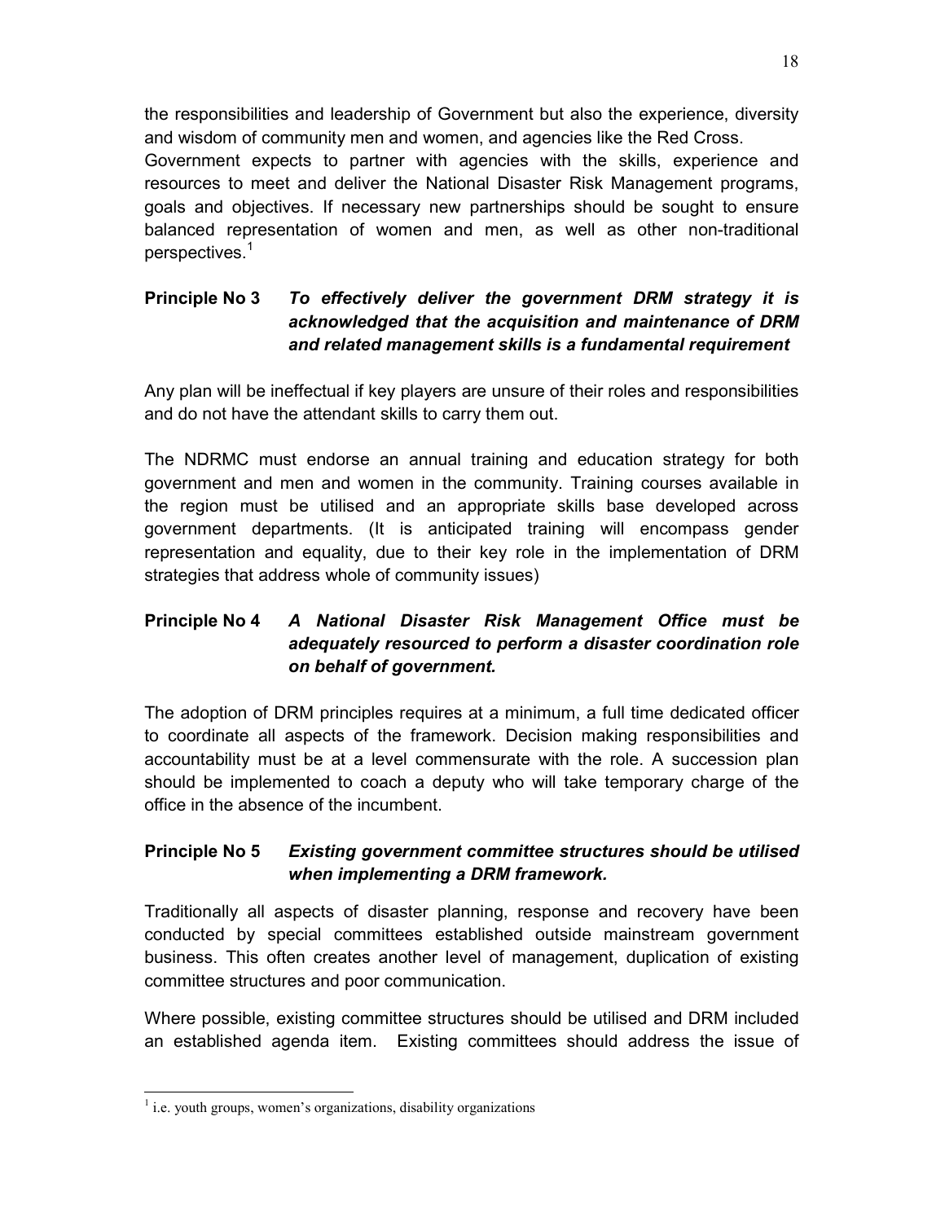the responsibilities and leadership of Government but also the experience, diversity and wisdom of community men and women, and agencies like the Red Cross.

Government expects to partner with agencies with the skills, experience and resources to meet and deliver the National Disaster Risk Management programs, goals and objectives. If necessary new partnerships should be sought to ensure balanced representation of women and men, as well as other non-traditional perspectives.[1]

**Principle No 3** ***To effectively deliver the government DRM strategy it is acknowledged that the acquisition and maintenance of DRM and related management skills is a fundamental requirement***

Any plan will be ineffectual if key players are unsure of their roles and responsibilities and do not have the attendant skills to carry them out.

The NDRMC must endorse an annual training and education strategy for both government and men and women in the community. Training courses available in the region must be utilised and an appropriate skills base developed across government departments. (It is anticipated training will encompass gender representation and equality, due to their key role in the implementation of DRM strategies that address whole of community issues)

**Principle No 4** ***A National Disaster Risk Management Office must be adequately resourced to perform a disaster coordination role on behalf of government.***

The adoption of DRM principles requires at a minimum, a full time dedicated officer to coordinate all aspects of the framework. Decision making responsibilities and accountability must be at a level commensurate with the role. A succession plan should be implemented to coach a deputy who will take temporary charge of the office in the absence of the incumbent.

**Principle No 5** ***Existing government committee structures should be utilised when implementing a DRM framework.***

Traditionally all aspects of disaster planning, response and recovery have been conducted by special committees established outside mainstream government business. This often creates another level of management, duplication of existing committee structures and poor communication.

Where possible, existing committee structures should be utilised and DRM included an established agenda item. Existing committees should address the issue of

---

[1] i.e. youth groups, women's organizations, disability organizations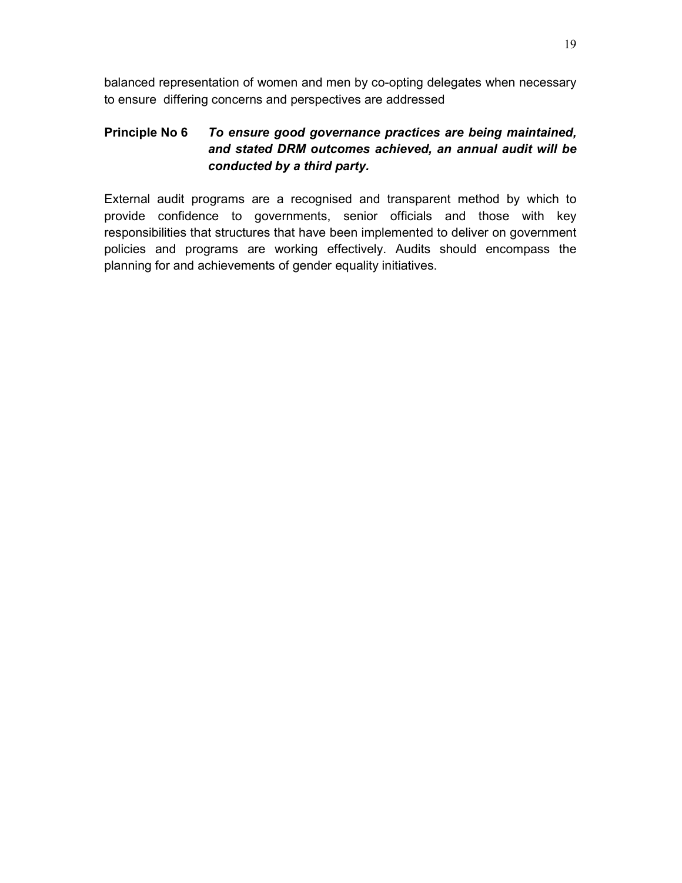balanced representation of women and men by co-opting delegates when necessary to ensure differing concerns and perspectives are addressed

**Principle No 6** ***To ensure good governance practices are being maintained, and stated DRM outcomes achieved, an annual audit will be conducted by a third party.***

External audit programs are a recognised and transparent method by which to provide confidence to governments, senior officials and those with key responsibilities that structures that have been implemented to deliver on government policies and programs are working effectively. Audits should encompass the planning for and achievements of gender equality initiatives.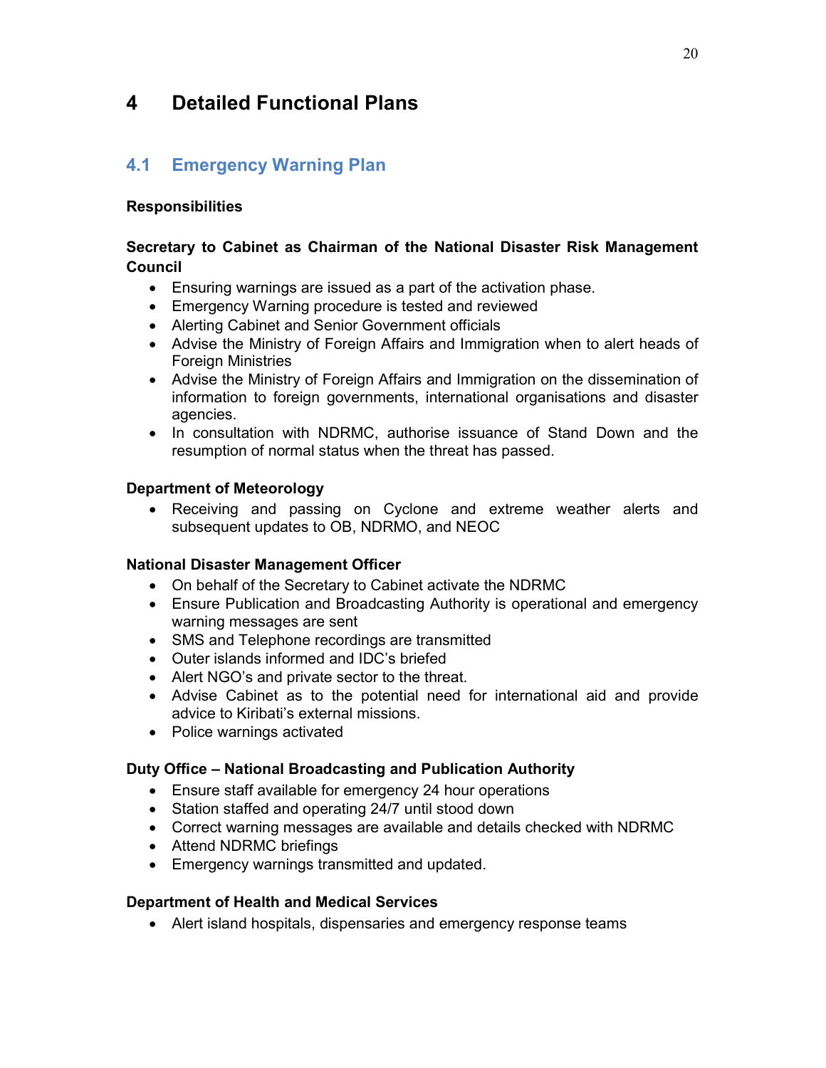# 4 Detailed Functional Plans

## 4.1 Emergency Warning Plan

**Responsibilities**

**Secretary to Cabinet as Chairman of the National Disaster Risk Management Council**

- Ensuring warnings are issued as a part of the activation phase.
- Emergency Warning procedure is tested and reviewed
- Alerting Cabinet and Senior Government officials
- Advise the Ministry of Foreign Affairs and Immigration when to alert heads of Foreign Ministries
- Advise the Ministry of Foreign Affairs and Immigration on the dissemination of information to foreign governments, international organisations and disaster agencies.
- In consultation with NDRMC, authorise issuance of Stand Down and the resumption of normal status when the threat has passed.

**Department of Meteorology**

- Receiving and passing on Cyclone and extreme weather alerts and subsequent updates to OB, NDRMO, and NEOC

**National Disaster Management Officer**

- On behalf of the Secretary to Cabinet activate the NDRMC
- Ensure Publication and Broadcasting Authority is operational and emergency warning messages are sent
- SMS and Telephone recordings are transmitted
- Outer islands informed and IDC's briefed
- Alert NGO's and private sector to the threat.
- Advise Cabinet as to the potential need for international aid and provide advice to Kiribati's external missions.
- Police warnings activated

**Duty Office – National Broadcasting and Publication Authority**

- Ensure staff available for emergency 24 hour operations
- Station staffed and operating 24/7 until stood down
- Correct warning messages are available and details checked with NDRMC
- Attend NDRMC briefings
- Emergency warnings transmitted and updated.

**Department of Health and Medical Services**

- Alert island hospitals, dispensaries and emergency response teams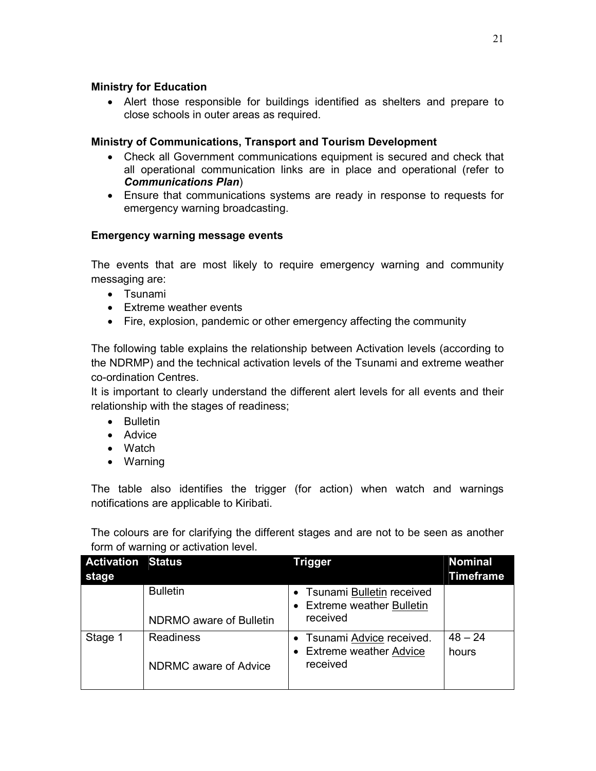**Ministry for Education**

- Alert those responsible for buildings identified as shelters and prepare to close schools in outer areas as required.

**Ministry of Communications, Transport and Tourism Development**

- Check all Government communications equipment is secured and check that all operational communication links are in place and operational (refer to ***Communications Plan***)
- Ensure that communications systems are ready in response to requests for emergency warning broadcasting.

**Emergency warning message events**

The events that are most likely to require emergency warning and community messaging are:

- Tsunami
- Extreme weather events
- Fire, explosion, pandemic or other emergency affecting the community

The following table explains the relationship between Activation levels (according to the NDRMP) and the technical activation levels of the Tsunami and extreme weather co-ordination Centres.
It is important to clearly understand the different alert levels for all events and their relationship with the stages of readiness;

- Bulletin
- Advice
- Watch
- Warning

The table also identifies the trigger (for action) when watch and warnings notifications are applicable to Kiribati.

The colours are for clarifying the different stages and are not to be seen as another form of warning or activation level.

| Activation stage | Status | Trigger | Nominal Timeframe |
|---|---|---|---|
| | Bulletin<br><br>NDRMO aware of Bulletin | • Tsunami Bulletin received<br>• Extreme weather Bulletin received | |
| Stage 1 | Readiness<br><br>NDRMC aware of Advice | • Tsunami Advice received.<br>• Extreme weather Advice received | 48 – 24 hours |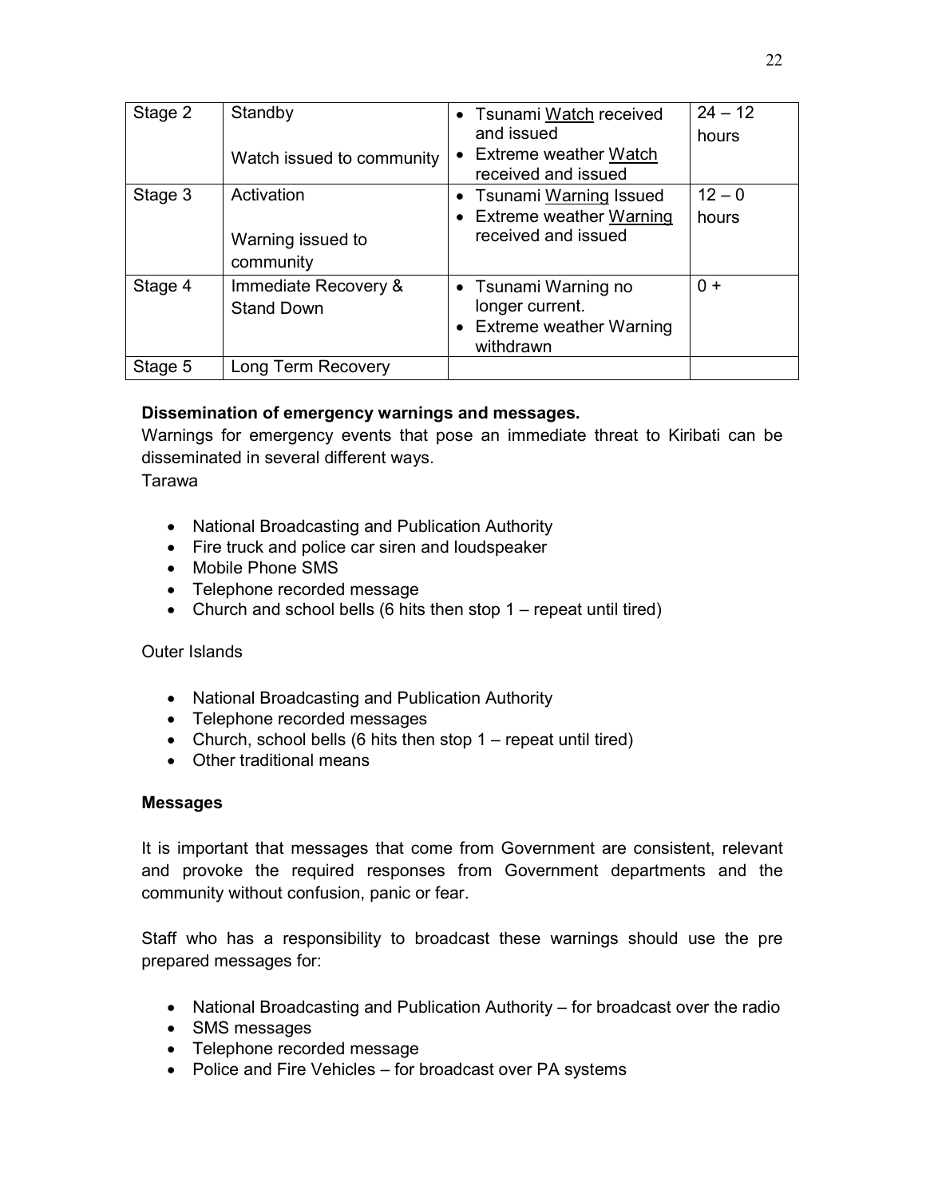| Stage 2 | Standby<br><br>Watch issued to community | • Tsunami <u>Watch</u> received and issued<br>• Extreme weather <u>Watch</u> received and issued | 24 – 12 hours |
|---|---|---|---|
| Stage 3 | Activation<br><br>Warning issued to community | • Tsunami <u>Warning</u> Issued<br>• Extreme weather <u>Warning</u> received and issued | 12 – 0 hours |
| Stage 4 | Immediate Recovery & Stand Down | • Tsunami Warning no longer current.<br>• Extreme weather Warning withdrawn | 0 + |
| Stage 5 | Long Term Recovery | | |

**Dissemination of emergency warnings and messages.**

Warnings for emergency events that pose an immediate threat to Kiribati can be disseminated in several different ways.

Tarawa

- National Broadcasting and Publication Authority
- Fire truck and police car siren and loudspeaker
- Mobile Phone SMS
- Telephone recorded message
- Church and school bells (6 hits then stop 1 – repeat until tired)

Outer Islands

- National Broadcasting and Publication Authority
- Telephone recorded messages
- Church, school bells (6 hits then stop 1 – repeat until tired)
- Other traditional means

**Messages**

It is important that messages that come from Government are consistent, relevant and provoke the required responses from Government departments and the community without confusion, panic or fear.

Staff who has a responsibility to broadcast these warnings should use the pre prepared messages for:

- National Broadcasting and Publication Authority – for broadcast over the radio
- SMS messages
- Telephone recorded message
- Police and Fire Vehicles – for broadcast over PA systems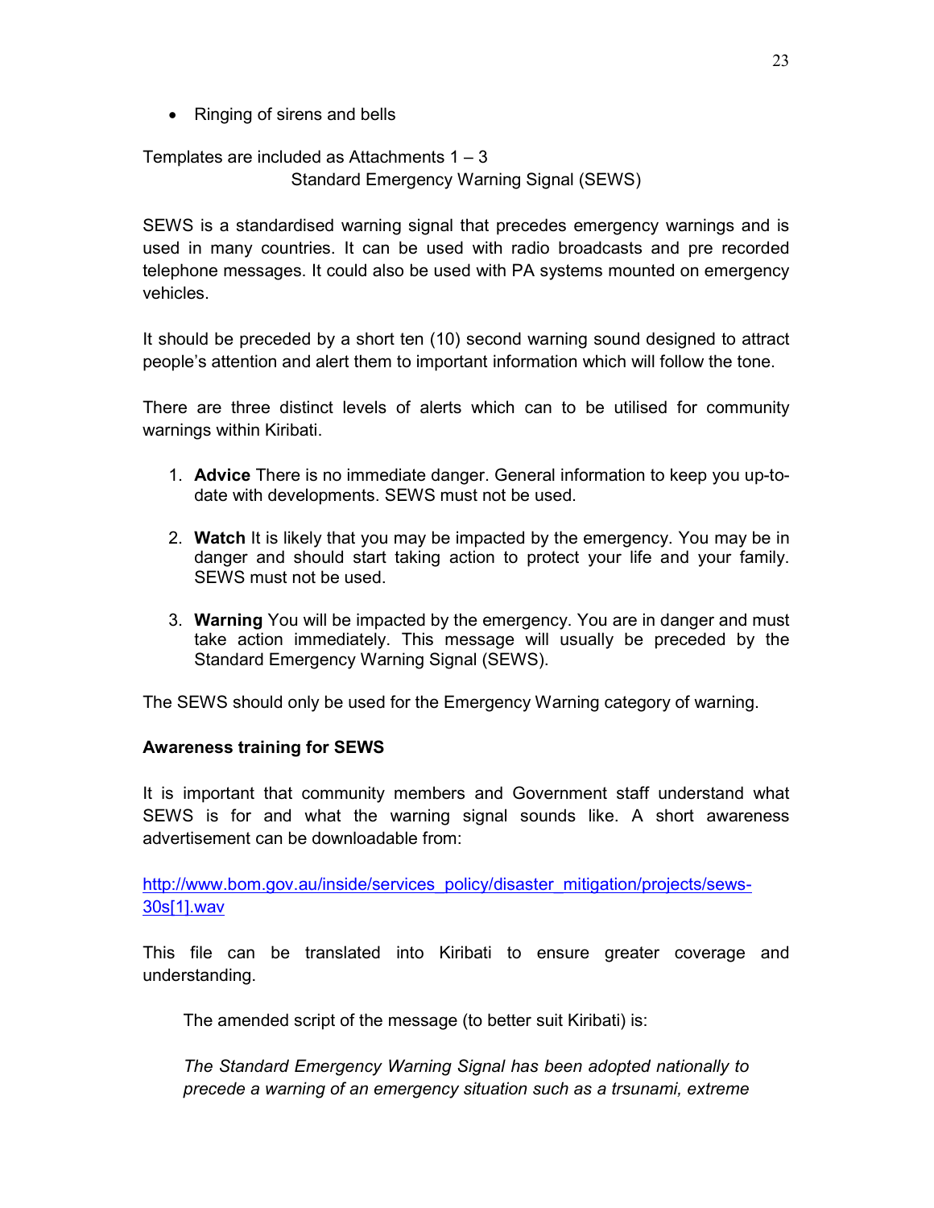- Ringing of sirens and bells

Templates are included as Attachments 1 – 3

Standard Emergency Warning Signal (SEWS)

SEWS is a standardised warning signal that precedes emergency warnings and is used in many countries. It can be used with radio broadcasts and pre recorded telephone messages. It could also be used with PA systems mounted on emergency vehicles.

It should be preceded by a short ten (10) second warning sound designed to attract people's attention and alert them to important information which will follow the tone.

There are three distinct levels of alerts which can to be utilised for community warnings within Kiribati.

1. **Advice** There is no immediate danger. General information to keep you up-to-date with developments. SEWS must not be used.

2. **Watch** It is likely that you may be impacted by the emergency. You may be in danger and should start taking action to protect your life and your family. SEWS must not be used.

3. **Warning** You will be impacted by the emergency. You are in danger and must take action immediately. This message will usually be preceded by the Standard Emergency Warning Signal (SEWS).

The SEWS should only be used for the Emergency Warning category of warning.

**Awareness training for SEWS**

It is important that community members and Government staff understand what SEWS is for and what the warning signal sounds like. A short awareness advertisement can be downloadable from:

http://www.bom.gov.au/inside/services_policy/disaster_mitigation/projects/sews-30s[1].wav

This file can be translated into Kiribati to ensure greater coverage and understanding.

The amended script of the message (to better suit Kiribati) is:

*The Standard Emergency Warning Signal has been adopted nationally to precede a warning of an emergency situation such as a trsunami, extreme*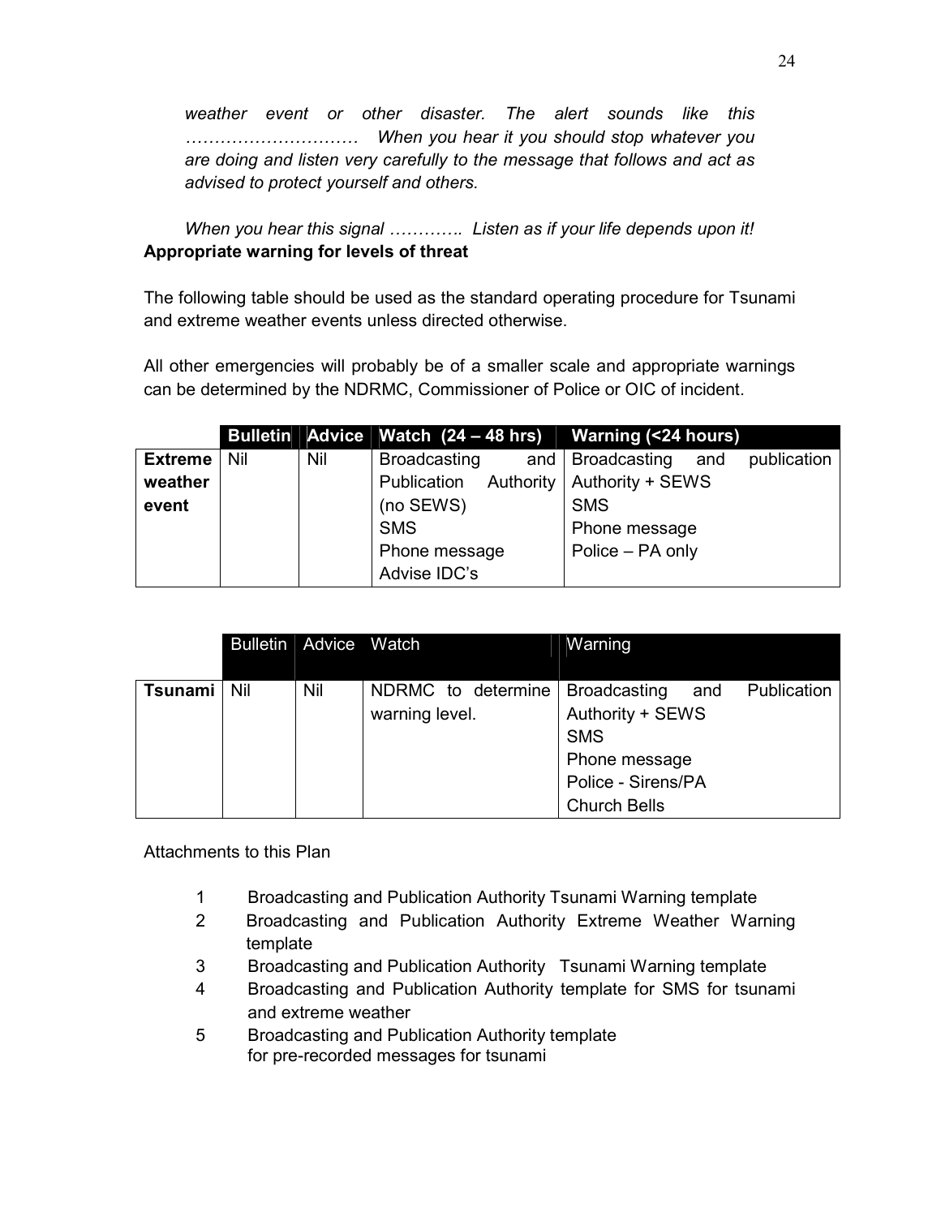*weather event or other disaster. The alert sounds like this ………………………… When you hear it you should stop whatever you are doing and listen very carefully to the message that follows and act as advised to protect yourself and others.*

*When you hear this signal ………….. Listen as if your life depends upon it!*

**Appropriate warning for levels of threat**

The following table should be used as the standard operating procedure for Tsunami and extreme weather events unless directed otherwise.

All other emergencies will probably be of a smaller scale and appropriate warnings can be determined by the NDRMC, Commissioner of Police or OIC of incident.

| | Bulletin | Advice | Watch (24 – 48 hrs) | Warning (<24 hours) |
|---|---|---|---|---|
| **Extreme weather event** | Nil | Nil | Broadcasting and Publication Authority (no SEWS)<br>SMS<br>Phone message<br>Advise IDC's | Broadcasting and publication Authority + SEWS<br>SMS<br>Phone message<br>Police – PA only |

| | Bulletin | Advice | Watch | Warning |
|---|---|---|---|---|
| **Tsunami** | Nil | Nil | NDRMC to determine warning level. | Broadcasting and Publication Authority + SEWS<br>SMS<br>Phone message<br>Police - Sirens/PA<br>Church Bells |

Attachments to this Plan

1. Broadcasting and Publication Authority Tsunami Warning template
2. Broadcasting and Publication Authority Extreme Weather Warning template
3. Broadcasting and Publication Authority Tsunami Warning template
4. Broadcasting and Publication Authority template for SMS for tsunami and extreme weather
5. Broadcasting and Publication Authority template for pre-recorded messages for tsunami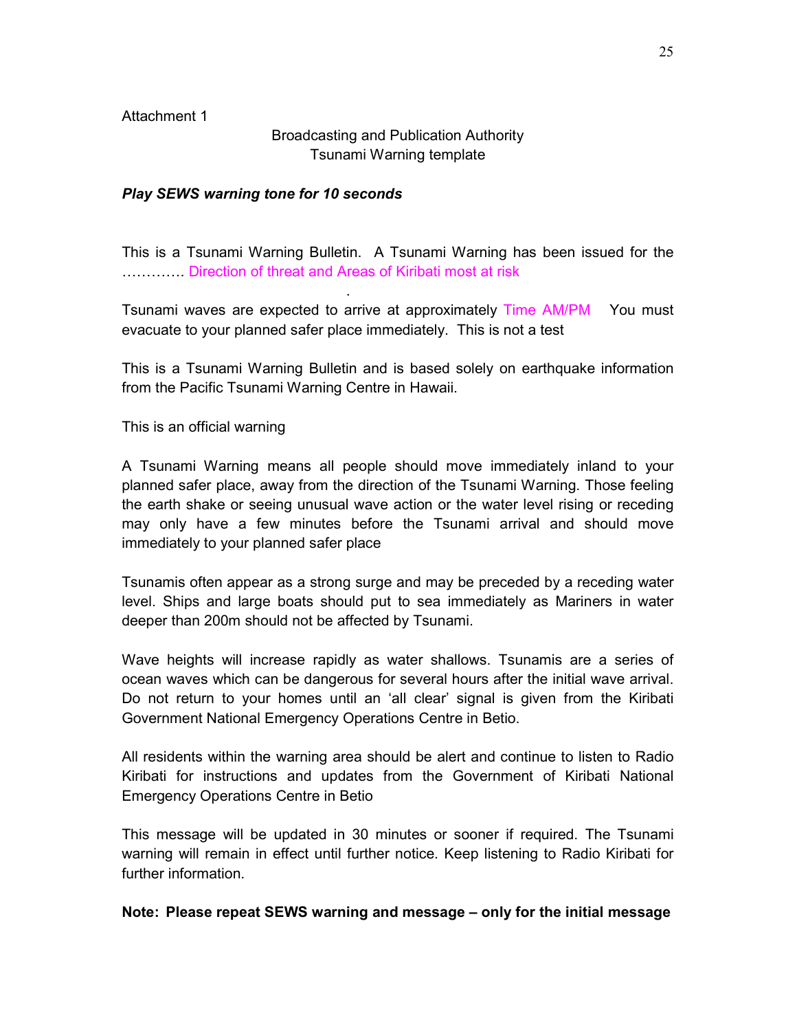Attachment 1

Broadcasting and Publication Authority
Tsunami Warning template

***Play SEWS warning tone for 10 seconds***

This is a Tsunami Warning Bulletin. A Tsunami Warning has been issued for the …………. Direction of threat and Areas of Kiribati most at risk

.

Tsunami waves are expected to arrive at approximately Time AM/PM You must evacuate to your planned safer place immediately. This is not a test

This is a Tsunami Warning Bulletin and is based solely on earthquake information from the Pacific Tsunami Warning Centre in Hawaii.

This is an official warning

A Tsunami Warning means all people should move immediately inland to your planned safer place, away from the direction of the Tsunami Warning. Those feeling the earth shake or seeing unusual wave action or the water level rising or receding may only have a few minutes before the Tsunami arrival and should move immediately to your planned safer place

Tsunamis often appear as a strong surge and may be preceded by a receding water level. Ships and large boats should put to sea immediately as Mariners in water deeper than 200m should not be affected by Tsunami.

Wave heights will increase rapidly as water shallows. Tsunamis are a series of ocean waves which can be dangerous for several hours after the initial wave arrival. Do not return to your homes until an 'all clear' signal is given from the Kiribati Government National Emergency Operations Centre in Betio.

All residents within the warning area should be alert and continue to listen to Radio Kiribati for instructions and updates from the Government of Kiribati National Emergency Operations Centre in Betio

This message will be updated in 30 minutes or sooner if required. The Tsunami warning will remain in effect until further notice. Keep listening to Radio Kiribati for further information.

**Note: Please repeat SEWS warning and message – only for the initial message**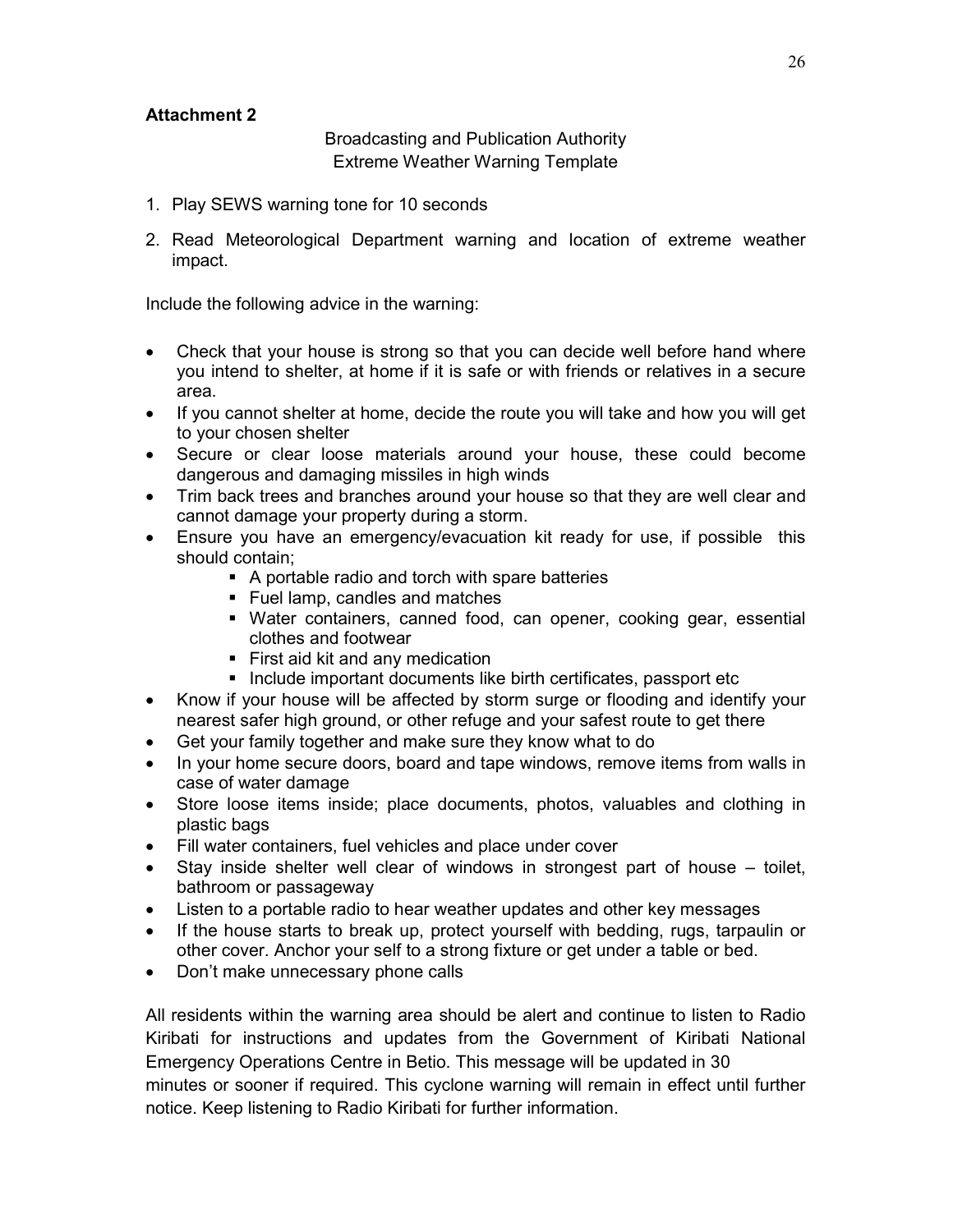**Attachment 2**

Broadcasting and Publication Authority
Extreme Weather Warning Template

1. Play SEWS warning tone for 10 seconds
2. Read Meteorological Department warning and location of extreme weather impact.

Include the following advice in the warning:

- Check that your house is strong so that you can decide well before hand where you intend to shelter, at home if it is safe or with friends or relatives in a secure area.
- If you cannot shelter at home, decide the route you will take and how you will get to your chosen shelter
- Secure or clear loose materials around your house, these could become dangerous and damaging missiles in high winds
- Trim back trees and branches around your house so that they are well clear and cannot damage your property during a storm.
- Ensure you have an emergency/evacuation kit ready for use, if possible this should contain;
    - A portable radio and torch with spare batteries
    - Fuel lamp, candles and matches
    - Water containers, canned food, can opener, cooking gear, essential clothes and footwear
    - First aid kit and any medication
    - Include important documents like birth certificates, passport etc
- Know if your house will be affected by storm surge or flooding and identify your nearest safer high ground, or other refuge and your safest route to get there
- Get your family together and make sure they know what to do
- In your home secure doors, board and tape windows, remove items from walls in case of water damage
- Store loose items inside; place documents, photos, valuables and clothing in plastic bags
- Fill water containers, fuel vehicles and place under cover
- Stay inside shelter well clear of windows in strongest part of house – toilet, bathroom or passageway
- Listen to a portable radio to hear weather updates and other key messages
- If the house starts to break up, protect yourself with bedding, rugs, tarpaulin or other cover. Anchor your self to a strong fixture or get under a table or bed.
- Don't make unnecessary phone calls

All residents within the warning area should be alert and continue to listen to Radio Kiribati for instructions and updates from the Government of Kiribati National Emergency Operations Centre in Betio. This message will be updated in 30 minutes or sooner if required. This cyclone warning will remain in effect until further notice. Keep listening to Radio Kiribati for further information.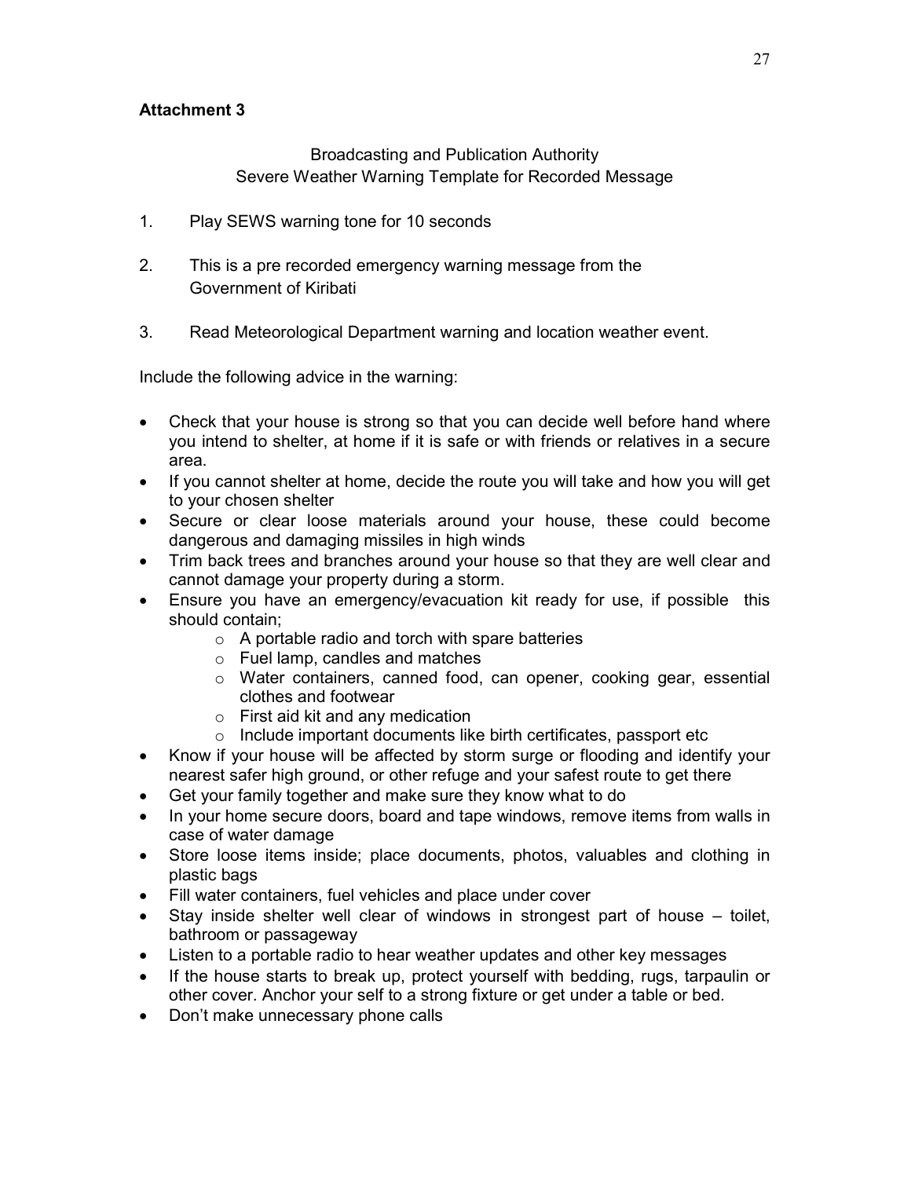**Attachment 3**

Broadcasting and Publication Authority
Severe Weather Warning Template for Recorded Message

1. Play SEWS warning tone for 10 seconds

2. This is a pre recorded emergency warning message from the Government of Kiribati

3. Read Meteorological Department warning and location weather event.

Include the following advice in the warning:

- Check that your house is strong so that you can decide well before hand where you intend to shelter, at home if it is safe or with friends or relatives in a secure area.
- If you cannot shelter at home, decide the route you will take and how you will get to your chosen shelter
- Secure or clear loose materials around your house, these could become dangerous and damaging missiles in high winds
- Trim back trees and branches around your house so that they are well clear and cannot damage your property during a storm.
- Ensure you have an emergency/evacuation kit ready for use, if possible this should contain;
    - A portable radio and torch with spare batteries
    - Fuel lamp, candles and matches
    - Water containers, canned food, can opener, cooking gear, essential clothes and footwear
    - First aid kit and any medication
    - Include important documents like birth certificates, passport etc
- Know if your house will be affected by storm surge or flooding and identify your nearest safer high ground, or other refuge and your safest route to get there
- Get your family together and make sure they know what to do
- In your home secure doors, board and tape windows, remove items from walls in case of water damage
- Store loose items inside; place documents, photos, valuables and clothing in plastic bags
- Fill water containers, fuel vehicles and place under cover
- Stay inside shelter well clear of windows in strongest part of house – toilet, bathroom or passageway
- Listen to a portable radio to hear weather updates and other key messages
- If the house starts to break up, protect yourself with bedding, rugs, tarpaulin or other cover. Anchor your self to a strong fixture or get under a table or bed.
- Don't make unnecessary phone calls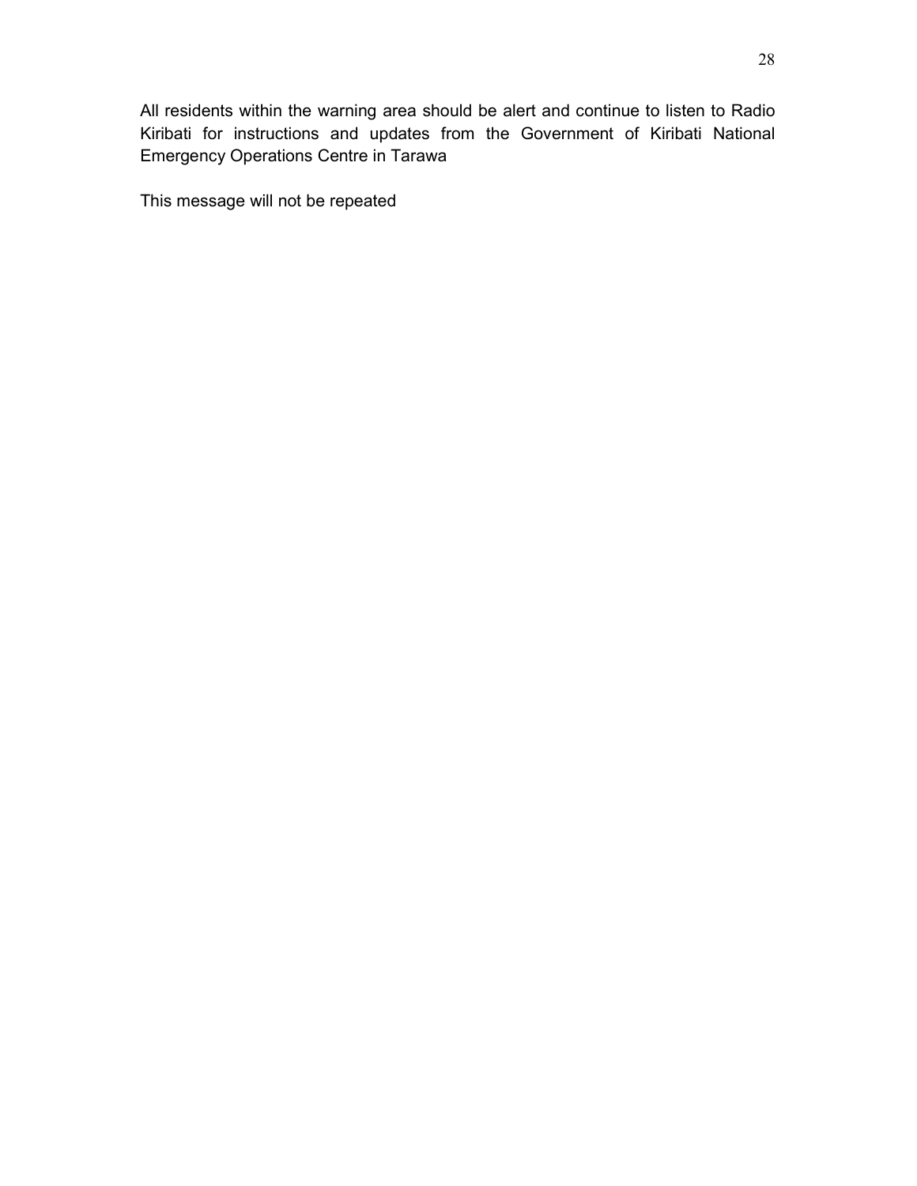All residents within the warning area should be alert and continue to listen to Radio Kiribati for instructions and updates from the Government of Kiribati National Emergency Operations Centre in Tarawa

This message will not be repeated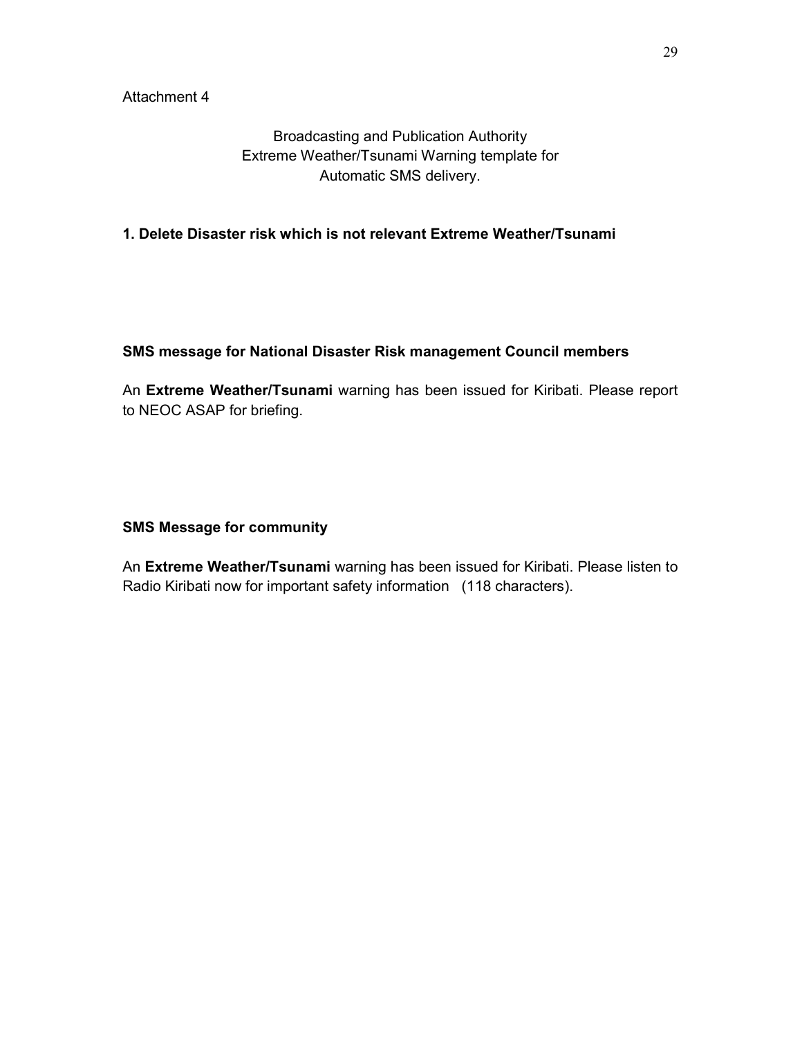Attachment 4

Broadcasting and Publication Authority
Extreme Weather/Tsunami Warning template for
Automatic SMS delivery.

**1. Delete Disaster risk which is not relevant Extreme Weather/Tsunami**

**SMS message for National Disaster Risk management Council members**

An **Extreme Weather/Tsunami** warning has been issued for Kiribati. Please report to NEOC ASAP for briefing.

**SMS Message for community**

An **Extreme Weather/Tsunami** warning has been issued for Kiribati. Please listen to Radio Kiribati now for important safety information (118 characters).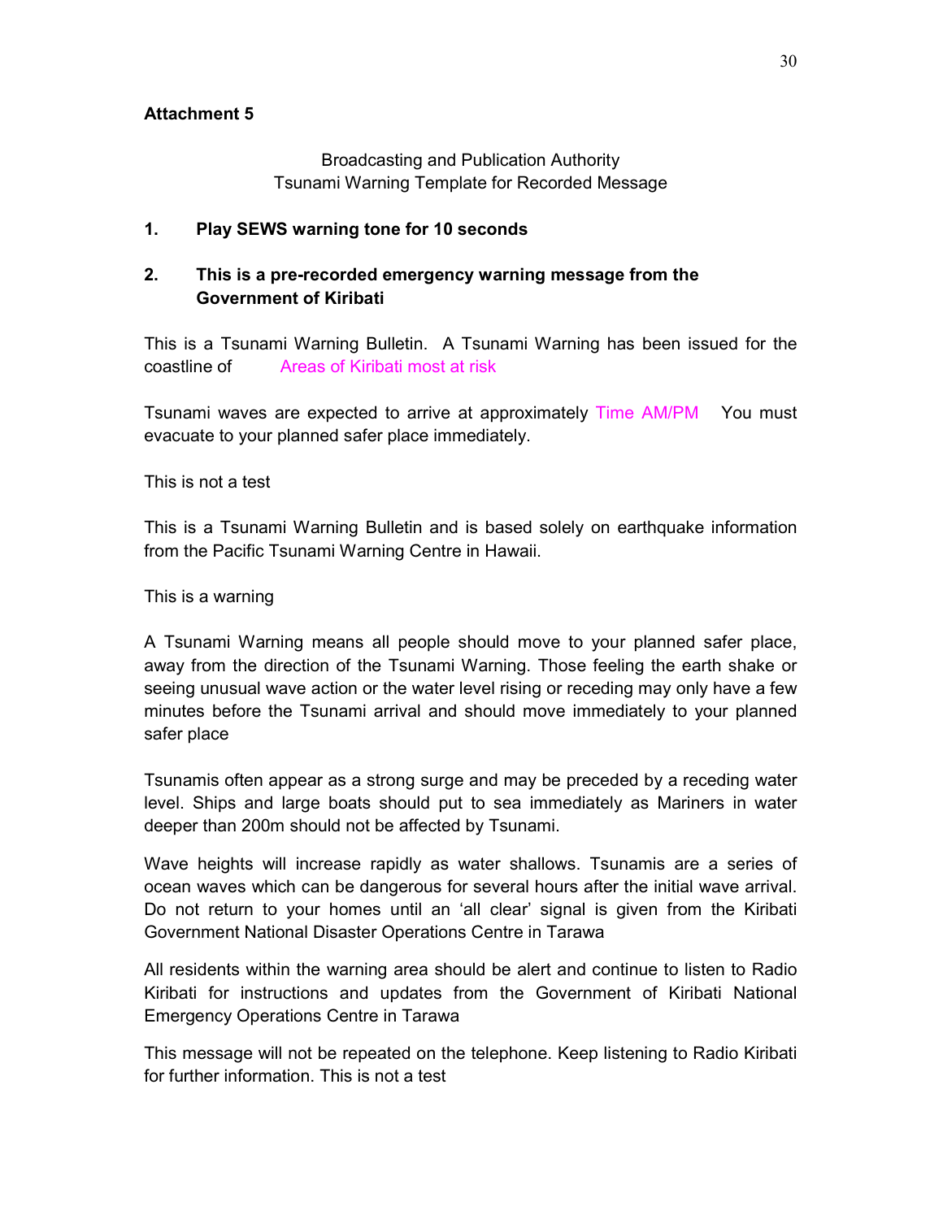**Attachment 5**

Broadcasting and Publication Authority
Tsunami Warning Template for Recorded Message

**1. Play SEWS warning tone for 10 seconds**

**2. This is a pre-recorded emergency warning message from the Government of Kiribati**

This is a Tsunami Warning Bulletin. A Tsunami Warning has been issued for the coastline of Areas of Kiribati most at risk

Tsunami waves are expected to arrive at approximately Time AM/PM You must evacuate to your planned safer place immediately.

This is not a test

This is a Tsunami Warning Bulletin and is based solely on earthquake information from the Pacific Tsunami Warning Centre in Hawaii.

This is a warning

A Tsunami Warning means all people should move to your planned safer place, away from the direction of the Tsunami Warning. Those feeling the earth shake or seeing unusual wave action or the water level rising or receding may only have a few minutes before the Tsunami arrival and should move immediately to your planned safer place

Tsunamis often appear as a strong surge and may be preceded by a receding water level. Ships and large boats should put to sea immediately as Mariners in water deeper than 200m should not be affected by Tsunami.

Wave heights will increase rapidly as water shallows. Tsunamis are a series of ocean waves which can be dangerous for several hours after the initial wave arrival. Do not return to your homes until an 'all clear' signal is given from the Kiribati Government National Disaster Operations Centre in Tarawa

All residents within the warning area should be alert and continue to listen to Radio Kiribati for instructions and updates from the Government of Kiribati National Emergency Operations Centre in Tarawa

This message will not be repeated on the telephone. Keep listening to Radio Kiribati for further information. This is not a test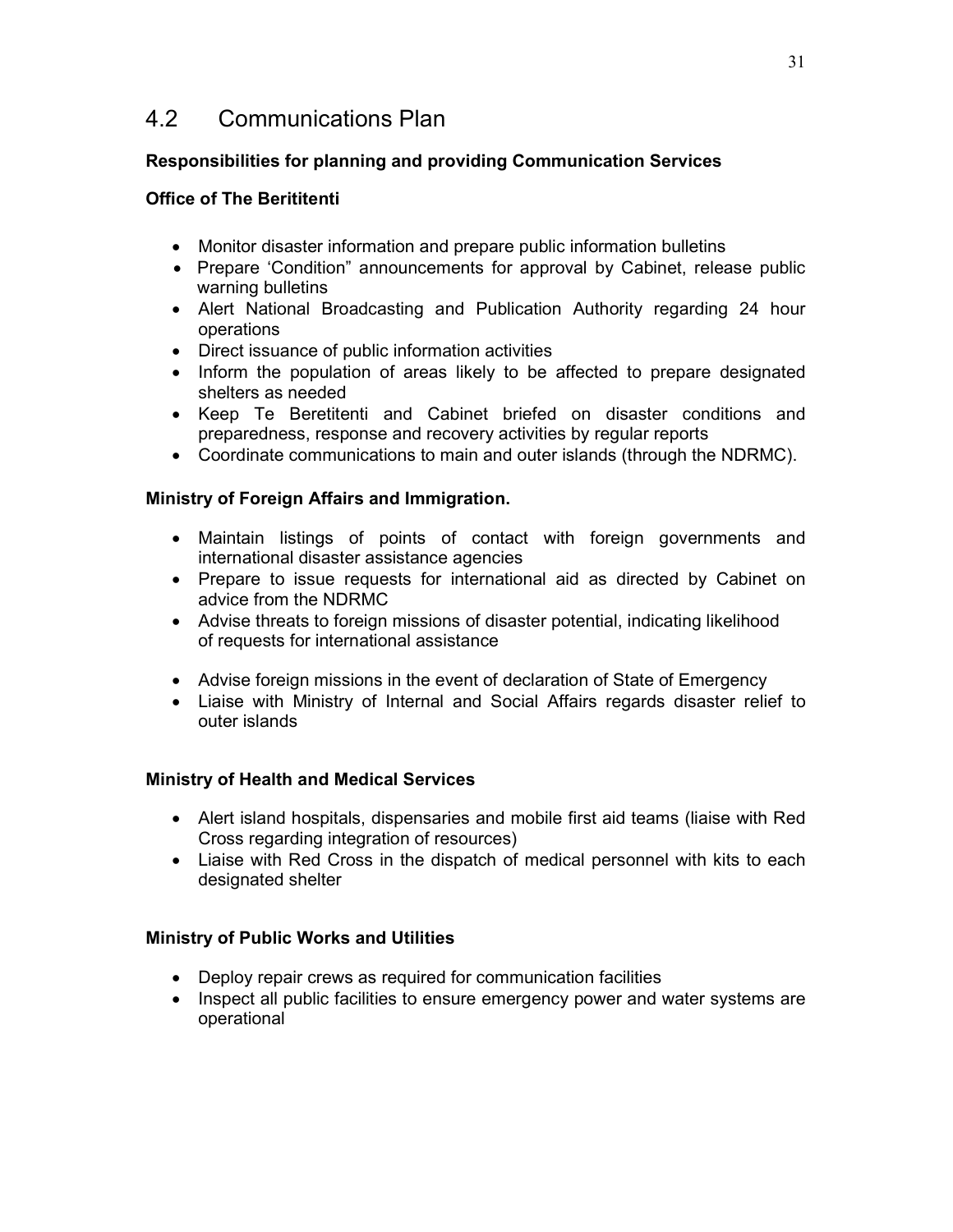## 4.2 Communications Plan

**Responsibilities for planning and providing Communication Services**

**Office of The Berititenti**

- Monitor disaster information and prepare public information bulletins
- Prepare 'Condition" announcements for approval by Cabinet, release public warning bulletins
- Alert National Broadcasting and Publication Authority regarding 24 hour operations
- Direct issuance of public information activities
- Inform the population of areas likely to be affected to prepare designated shelters as needed
- Keep Te Beretitenti and Cabinet briefed on disaster conditions and preparedness, response and recovery activities by regular reports
- Coordinate communications to main and outer islands (through the NDRMC).

**Ministry of Foreign Affairs and Immigration.**

- Maintain listings of points of contact with foreign governments and international disaster assistance agencies
- Prepare to issue requests for international aid as directed by Cabinet on advice from the NDRMC
- Advise threats to foreign missions of disaster potential, indicating likelihood of requests for international assistance
- Advise foreign missions in the event of declaration of State of Emergency
- Liaise with Ministry of Internal and Social Affairs regards disaster relief to outer islands

**Ministry of Health and Medical Services**

- Alert island hospitals, dispensaries and mobile first aid teams (liaise with Red Cross regarding integration of resources)
- Liaise with Red Cross in the dispatch of medical personnel with kits to each designated shelter

**Ministry of Public Works and Utilities**

- Deploy repair crews as required for communication facilities
- Inspect all public facilities to ensure emergency power and water systems are operational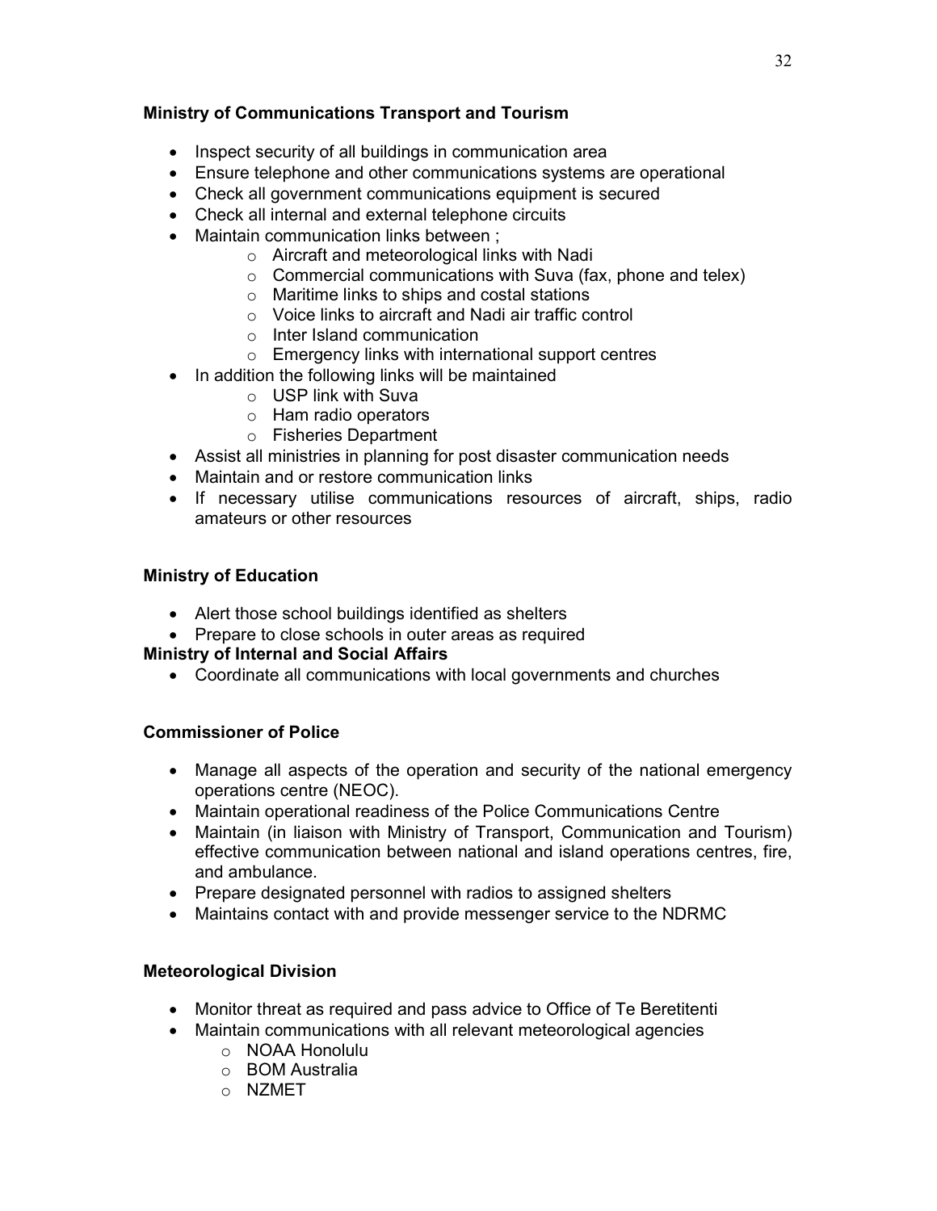**Ministry of Communications Transport and Tourism**

- Inspect security of all buildings in communication area
- Ensure telephone and other communications systems are operational
- Check all government communications equipment is secured
- Check all internal and external telephone circuits
- Maintain communication links between ;
  - Aircraft and meteorological links with Nadi
  - Commercial communications with Suva (fax, phone and telex)
  - Maritime links to ships and costal stations
  - Voice links to aircraft and Nadi air traffic control
  - Inter Island communication
  - Emergency links with international support centres
- In addition the following links will be maintained
  - USP link with Suva
  - Ham radio operators
  - Fisheries Department
- Assist all ministries in planning for post disaster communication needs
- Maintain and or restore communication links
- If necessary utilise communications resources of aircraft, ships, radio amateurs or other resources

**Ministry of Education**

- Alert those school buildings identified as shelters
- Prepare to close schools in outer areas as required

**Ministry of Internal and Social Affairs**

- Coordinate all communications with local governments and churches

**Commissioner of Police**

- Manage all aspects of the operation and security of the national emergency operations centre (NEOC).
- Maintain operational readiness of the Police Communications Centre
- Maintain (in liaison with Ministry of Transport, Communication and Tourism) effective communication between national and island operations centres, fire, and ambulance.
- Prepare designated personnel with radios to assigned shelters
- Maintains contact with and provide messenger service to the NDRMC

**Meteorological Division**

- Monitor threat as required and pass advice to Office of Te Beretitenti
- Maintain communications with all relevant meteorological agencies
  - NOAA Honolulu
  - BOM Australia
  - NZMET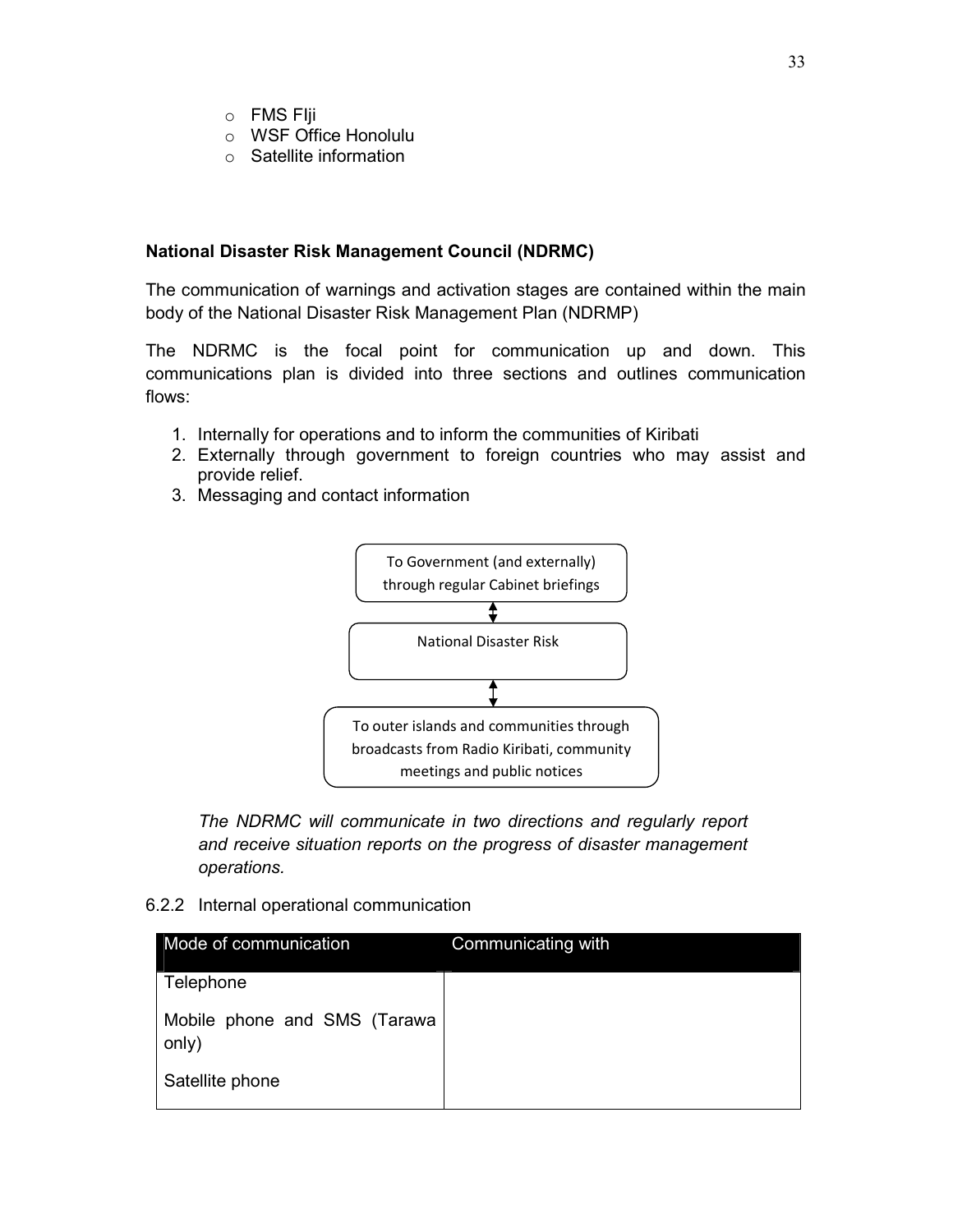- FMS FIji
- WSF Office Honolulu
- Satellite information

**National Disaster Risk Management Council (NDRMC)**

The communication of warnings and activation stages are contained within the main body of the National Disaster Risk Management Plan (NDRMP)

The NDRMC is the focal point for communication up and down. This communications plan is divided into three sections and outlines communication flows:

1. Internally for operations and to inform the communities of Kiribati
2. Externally through government to foreign countries who may assist and provide relief.
3. Messaging and contact information

To Government (and externally) through regular Cabinet briefings

↕

National Disaster Risk

↕

To outer islands and communities through broadcasts from Radio Kiribati, community meetings and public notices

*The NDRMC will communicate in two directions and regularly report and receive situation reports on the progress of disaster management operations.*

6.2.2 Internal operational communication

| Mode of communication | Communicating with |
| --- | --- |
| Telephone<br><br>Mobile phone and SMS (Tarawa only)<br><br>Satellite phone | |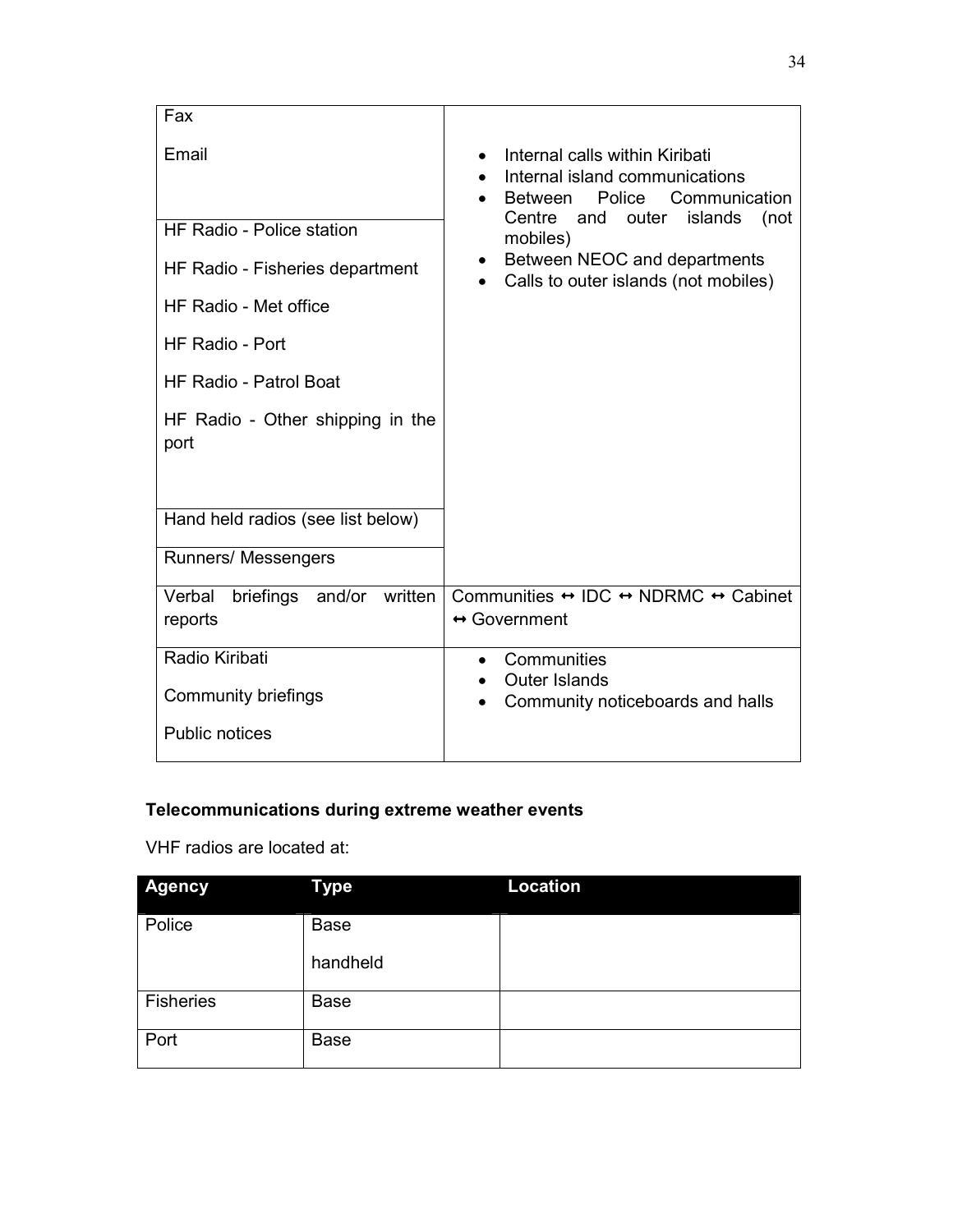| | |
|---|---|
| Fax<br><br>Email<br><br>HF Radio - Police station<br><br>HF Radio - Fisheries department<br><br>HF Radio - Met office<br><br>HF Radio - Port<br><br>HF Radio - Patrol Boat<br><br>HF Radio - Other shipping in the port<br><br>Hand held radios (see list below)<br><br>Runners/ Messengers | • Internal calls within Kiribati<br>• Internal island communications<br>• Between Police Communication Centre and outer islands (not mobiles)<br>• Between NEOC and departments<br>• Calls to outer islands (not mobiles) |
| Verbal briefings and/or written reports | Communities ↔ IDC ↔ NDRMC ↔ Cabinet ↔ Government |
| Radio Kiribati<br><br>Community briefings<br><br>Public notices | • Communities<br>• Outer Islands<br>• Community noticeboards and halls |

**Telecommunications during extreme weather events**

VHF radios are located at:

| Agency | Type | Location |
|---|---|---|
| Police | Base<br>handheld | |
| Fisheries | Base | |
| Port | Base | |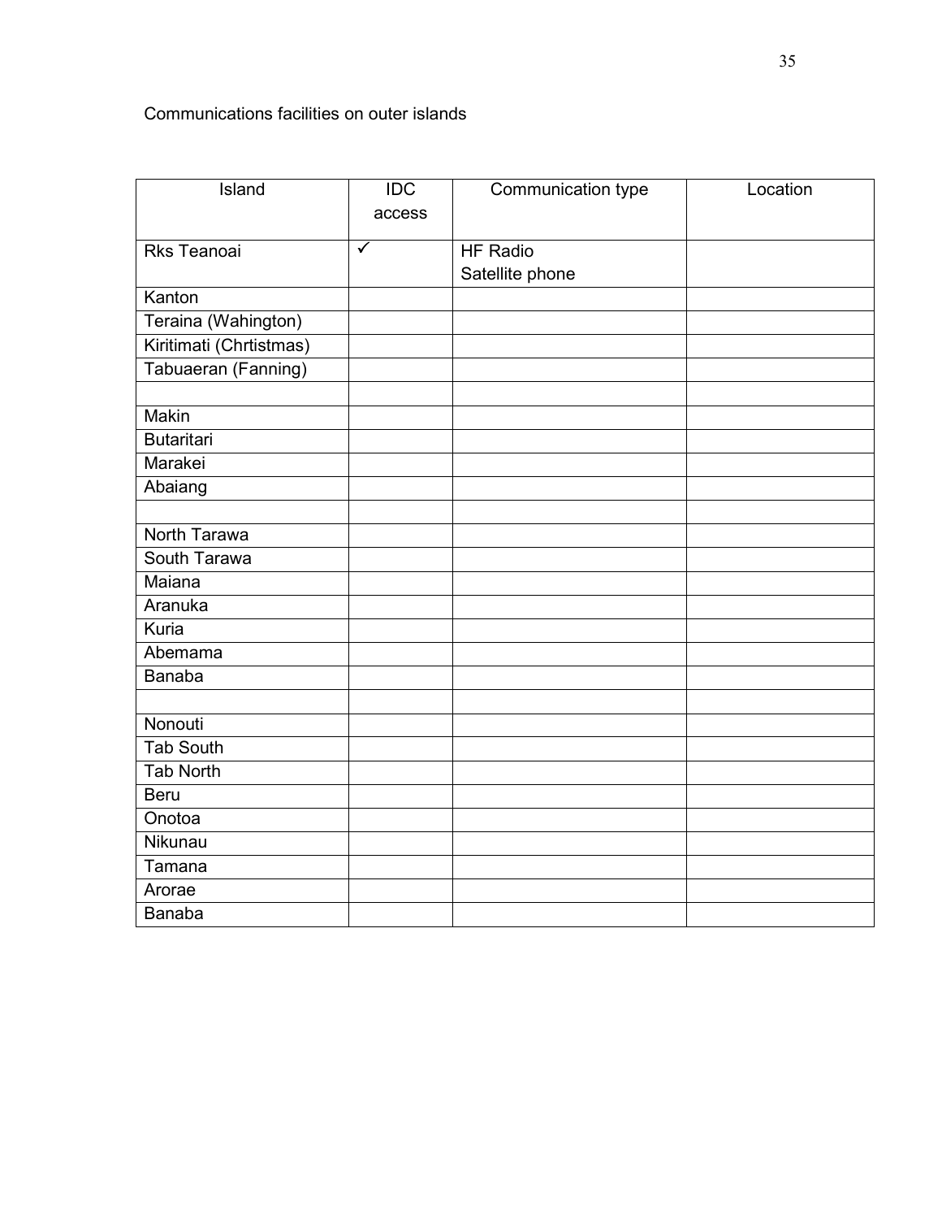Communications facilities on outer islands

| Island | IDC access | Communication type | Location |
|---|---|---|---|
| Rks Teanoai | ✓ | HF Radio<br>Satellite phone | |
| Kanton | | | |
| Teraina (Wahington) | | | |
| Kiritimati (Chrtistmas) | | | |
| Tabuaeran (Fanning) | | | |
| | | | |
| Makin | | | |
| Butaritari | | | |
| Marakei | | | |
| Abaiang | | | |
| | | | |
| North Tarawa | | | |
| South Tarawa | | | |
| Maiana | | | |
| Aranuka | | | |
| Kuria | | | |
| Abemama | | | |
| Banaba | | | |
| | | | |
| Nonouti | | | |
| Tab South | | | |
| Tab North | | | |
| Beru | | | |
| Onotoa | | | |
| Nikunau | | | |
| Tamana | | | |
| Arorae | | | |
| Banaba | | | |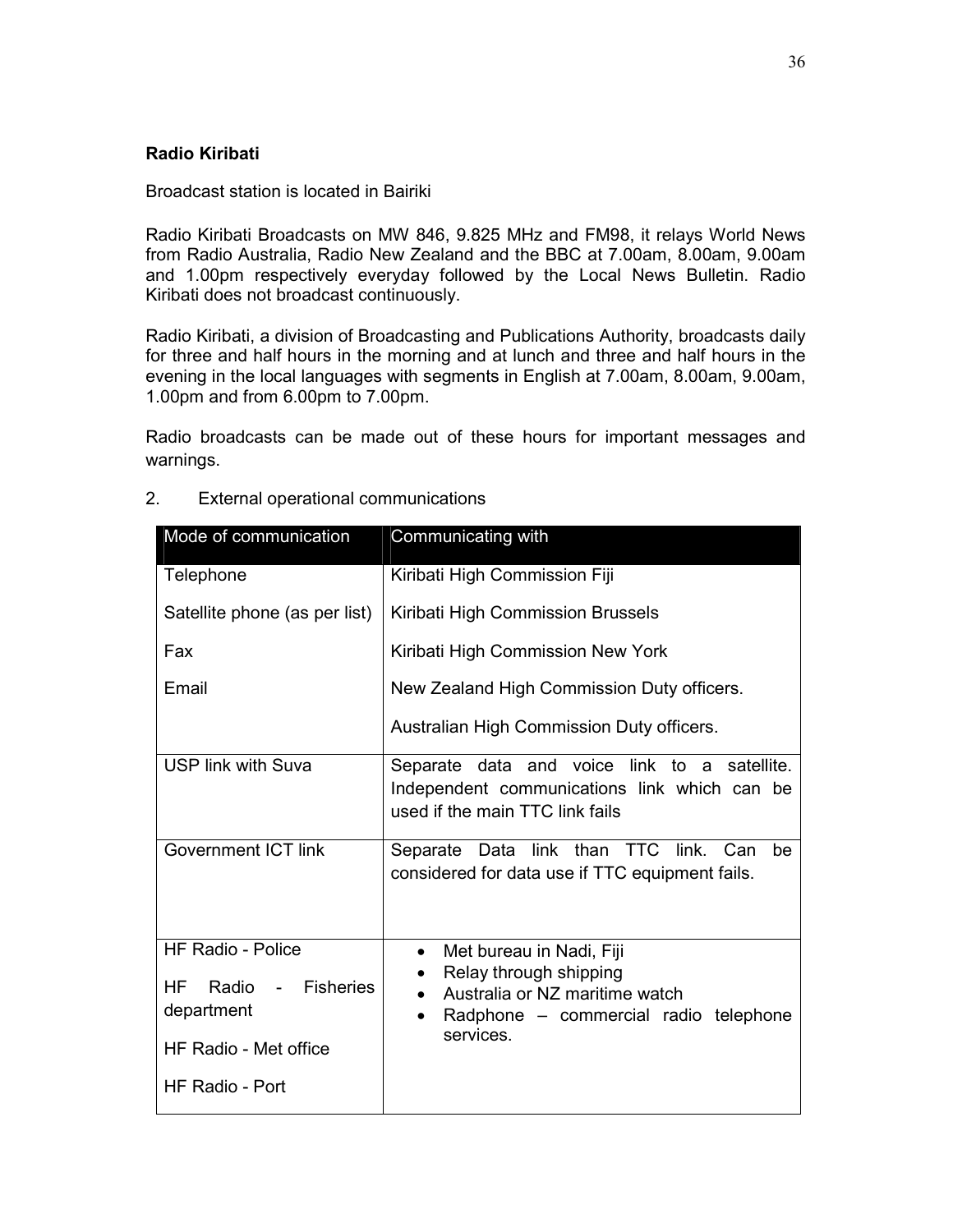**Radio Kiribati**

Broadcast station is located in Bairiki

Radio Kiribati Broadcasts on MW 846, 9.825 MHz and FM98, it relays World News from Radio Australia, Radio New Zealand and the BBC at 7.00am, 8.00am, 9.00am and 1.00pm respectively everyday followed by the Local News Bulletin. Radio Kiribati does not broadcast continuously.

Radio Kiribati, a division of Broadcasting and Publications Authority, broadcasts daily for three and half hours in the morning and at lunch and three and half hours in the evening in the local languages with segments in English at 7.00am, 8.00am, 9.00am, 1.00pm and from 6.00pm to 7.00pm.

Radio broadcasts can be made out of these hours for important messages and warnings.

2. External operational communications

| Mode of communication | Communicating with |
|---|---|
| Telephone<br>Satellite phone (as per list)<br>Fax<br>Email | Kiribati High Commission Fiji<br>Kiribati High Commission Brussels<br>Kiribati High Commission New York<br>New Zealand High Commission Duty officers.<br>Australian High Commission Duty officers. |
| USP link with Suva | Separate data and voice link to a satellite. Independent communications link which can be used if the main TTC link fails |
| Government ICT link | Separate Data link than TTC link. Can be considered for data use if TTC equipment fails. |
| HF Radio - Police<br>HF Radio - Fisheries department<br>HF Radio - Met office<br>HF Radio - Port | • Met bureau in Nadi, Fiji<br>• Relay through shipping<br>• Australia or NZ maritime watch<br>• Radphone – commercial radio telephone services. |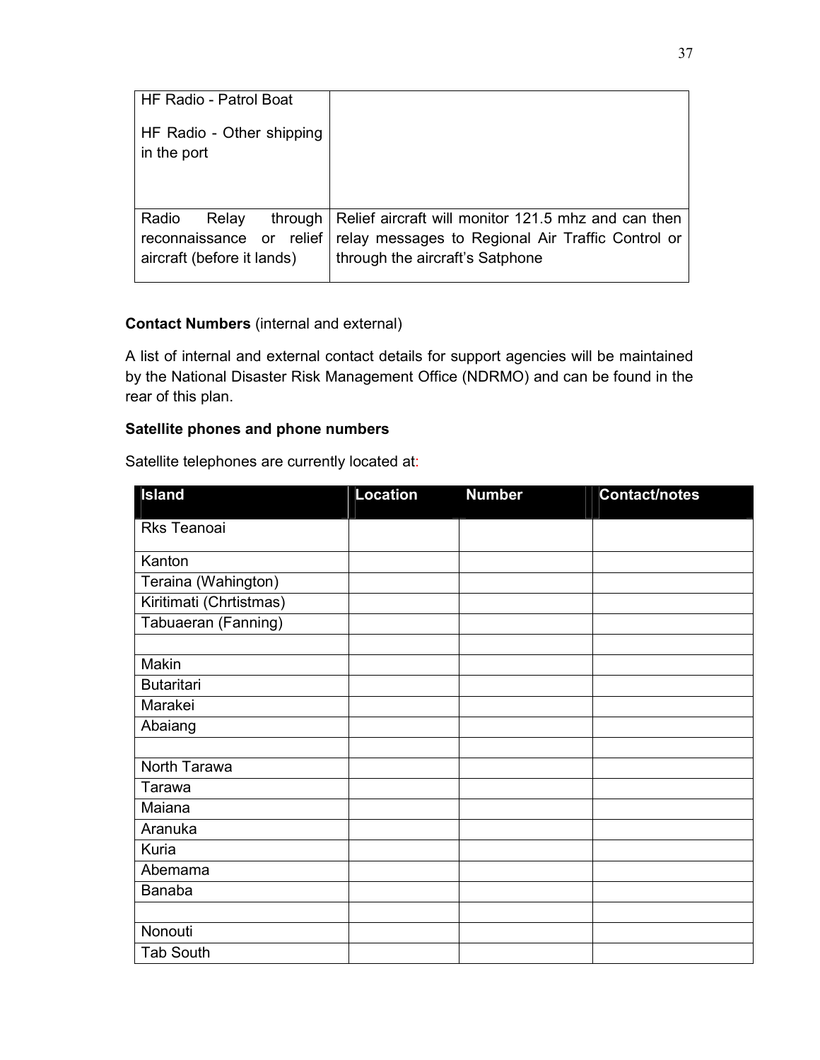| HF Radio - Patrol Boat<br><br>HF Radio - Other shipping in the port | |
|---|---|
| Radio Relay through reconnaissance or relief aircraft (before it lands) | Relief aircraft will monitor 121.5 mhz and can then relay messages to Regional Air Traffic Control or through the aircraft's Satphone |

**Contact Numbers** (internal and external)

A list of internal and external contact details for support agencies will be maintained by the National Disaster Risk Management Office (NDRMO) and can be found in the rear of this plan.

**Satellite phones and phone numbers**

Satellite telephones are currently located at:

| Island | Location | Number | Contact/notes |
|---|---|---|---|
| Rks Teanoai | | | |
| Kanton | | | |
| Teraina (Wahington) | | | |
| Kiritimati (Chrtistmas) | | | |
| Tabuaeran (Fanning) | | | |
| | | | |
| Makin | | | |
| Butaritari | | | |
| Marakei | | | |
| Abaiang | | | |
| | | | |
| North Tarawa | | | |
| Tarawa | | | |
| Maiana | | | |
| Aranuka | | | |
| Kuria | | | |
| Abemama | | | |
| Banaba | | | |
| | | | |
| Nonouti | | | |
| Tab South | | | |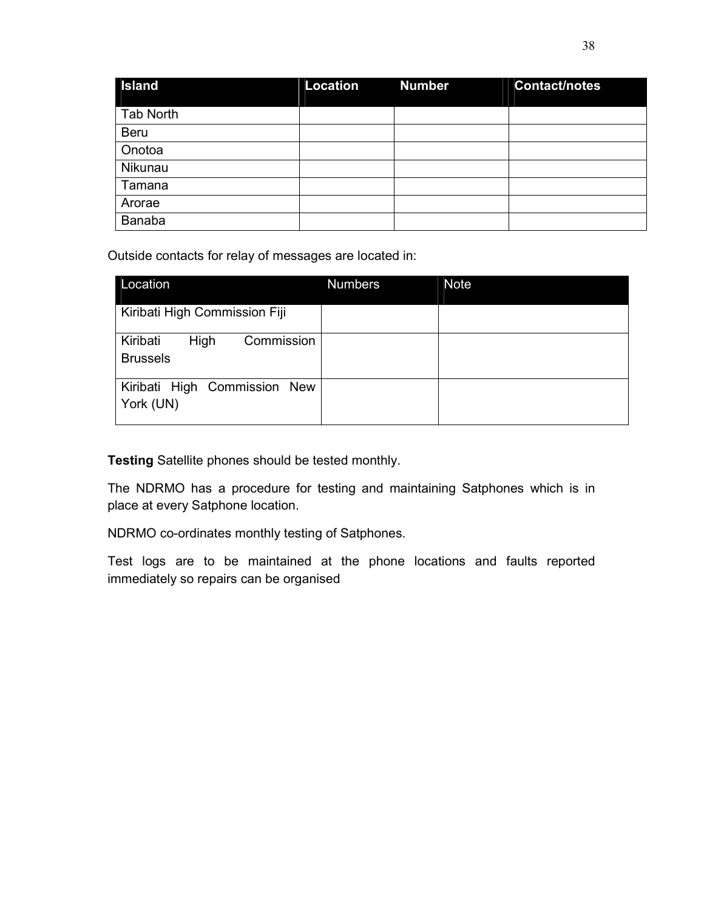| Island | Location | Number | Contact/notes |
|---|---|---|---|
| Tab North | | | |
| Beru | | | |
| Onotoa | | | |
| Nikunau | | | |
| Tamana | | | |
| Arorae | | | |
| Banaba | | | |

Outside contacts for relay of messages are located in:

| Location | Numbers | Note |
|---|---|---|
| Kiribati High Commission Fiji | | |
| Kiribati High Commission Brussels | | |
| Kiribati High Commission New York (UN) | | |

**Testing** Satellite phones should be tested monthly.

The NDRMO has a procedure for testing and maintaining Satphones which is in place at every Satphone location.

NDRMO co-ordinates monthly testing of Satphones.

Test logs are to be maintained at the phone locations and faults reported immediately so repairs can be organised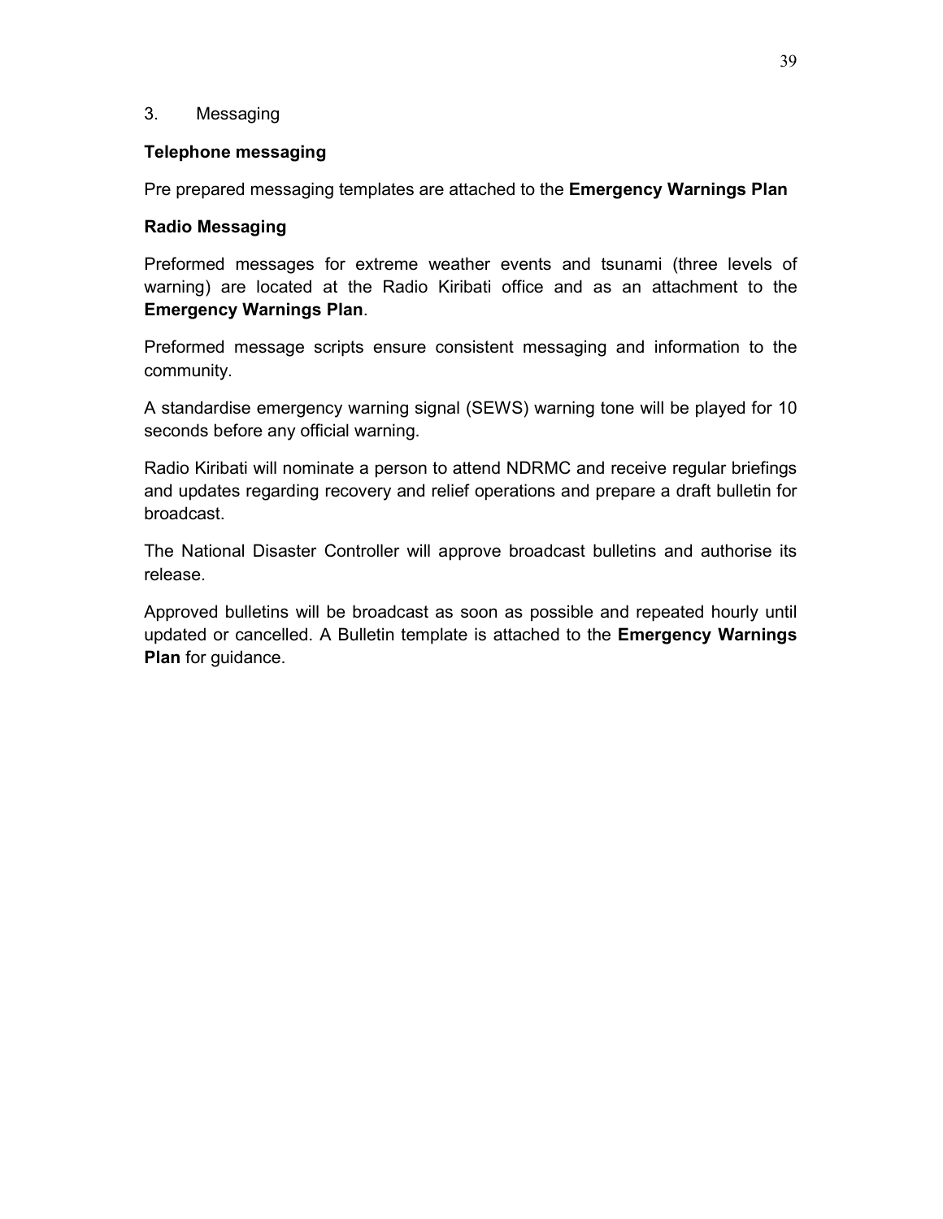3. Messaging

**Telephone messaging**

Pre prepared messaging templates are attached to the **Emergency Warnings Plan**

**Radio Messaging**

Preformed messages for extreme weather events and tsunami (three levels of warning) are located at the Radio Kiribati office and as an attachment to the **Emergency Warnings Plan**.

Preformed message scripts ensure consistent messaging and information to the community.

A standardise emergency warning signal (SEWS) warning tone will be played for 10 seconds before any official warning.

Radio Kiribati will nominate a person to attend NDRMC and receive regular briefings and updates regarding recovery and relief operations and prepare a draft bulletin for broadcast.

The National Disaster Controller will approve broadcast bulletins and authorise its release.

Approved bulletins will be broadcast as soon as possible and repeated hourly until updated or cancelled. A Bulletin template is attached to the **Emergency Warnings Plan** for guidance.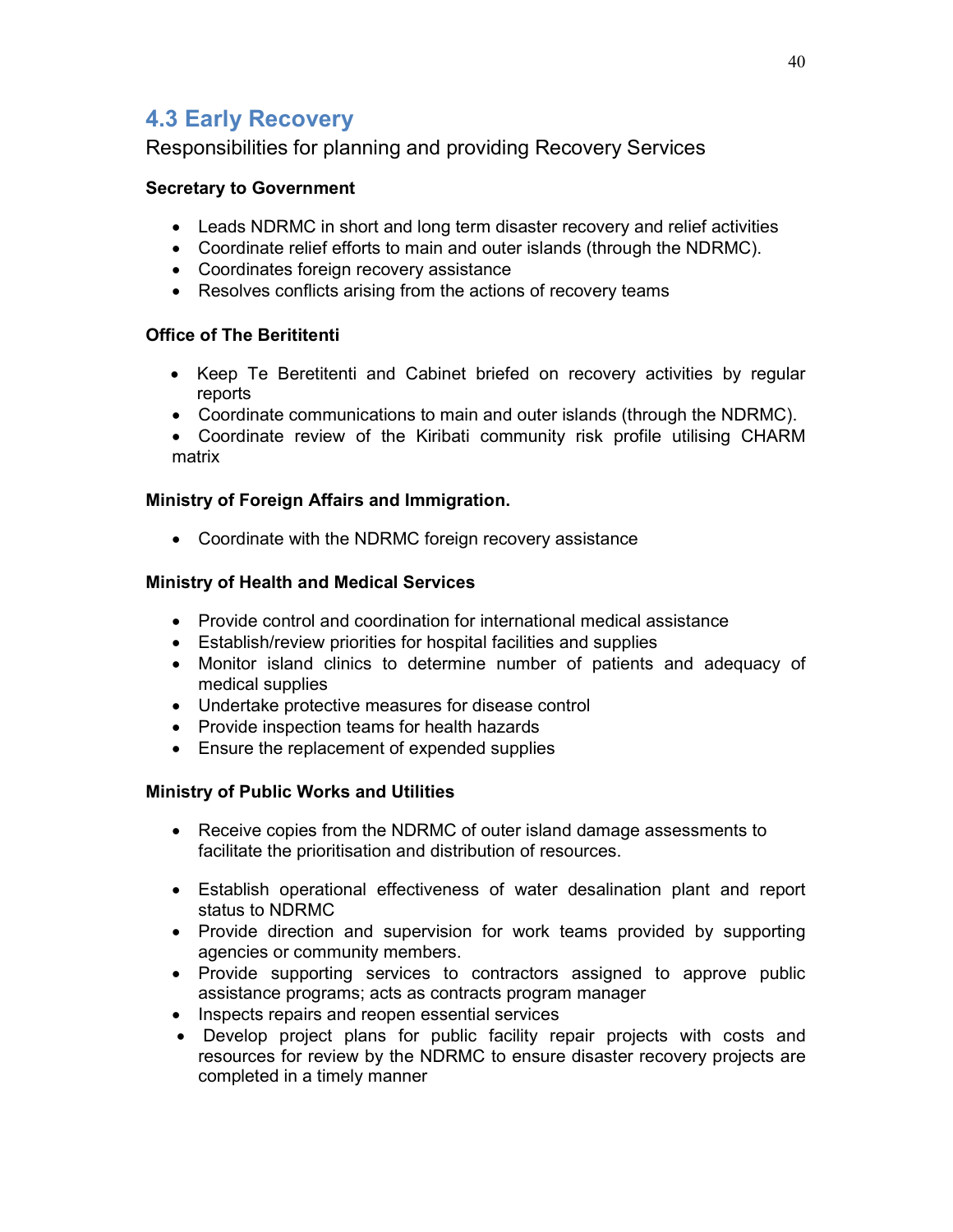## 4.3 Early Recovery

Responsibilities for planning and providing Recovery Services

**Secretary to Government**

- Leads NDRMC in short and long term disaster recovery and relief activities
- Coordinate relief efforts to main and outer islands (through the NDRMC).
- Coordinates foreign recovery assistance
- Resolves conflicts arising from the actions of recovery teams

**Office of The Berititenti**

- Keep Te Beretitenti and Cabinet briefed on recovery activities by regular reports
- Coordinate communications to main and outer islands (through the NDRMC).
- Coordinate review of the Kiribati community risk profile utilising CHARM matrix

**Ministry of Foreign Affairs and Immigration.**

- Coordinate with the NDRMC foreign recovery assistance

**Ministry of Health and Medical Services**

- Provide control and coordination for international medical assistance
- Establish/review priorities for hospital facilities and supplies
- Monitor island clinics to determine number of patients and adequacy of medical supplies
- Undertake protective measures for disease control
- Provide inspection teams for health hazards
- Ensure the replacement of expended supplies

**Ministry of Public Works and Utilities**

- Receive copies from the NDRMC of outer island damage assessments to facilitate the prioritisation and distribution of resources.
- Establish operational effectiveness of water desalination plant and report status to NDRMC
- Provide direction and supervision for work teams provided by supporting agencies or community members.
- Provide supporting services to contractors assigned to approve public assistance programs; acts as contracts program manager
- Inspects repairs and reopen essential services
- Develop project plans for public facility repair projects with costs and resources for review by the NDRMC to ensure disaster recovery projects are completed in a timely manner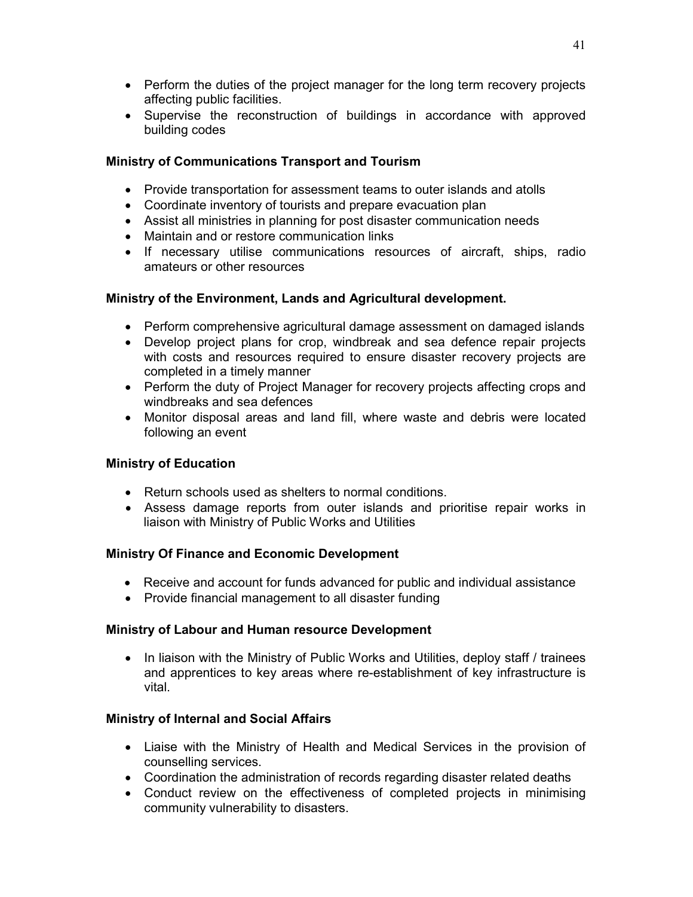- Perform the duties of the project manager for the long term recovery projects affecting public facilities.
- Supervise the reconstruction of buildings in accordance with approved building codes

**Ministry of Communications Transport and Tourism**

- Provide transportation for assessment teams to outer islands and atolls
- Coordinate inventory of tourists and prepare evacuation plan
- Assist all ministries in planning for post disaster communication needs
- Maintain and or restore communication links
- If necessary utilise communications resources of aircraft, ships, radio amateurs or other resources

**Ministry of the Environment, Lands and Agricultural development.**

- Perform comprehensive agricultural damage assessment on damaged islands
- Develop project plans for crop, windbreak and sea defence repair projects with costs and resources required to ensure disaster recovery projects are completed in a timely manner
- Perform the duty of Project Manager for recovery projects affecting crops and windbreaks and sea defences
- Monitor disposal areas and land fill, where waste and debris were located following an event

**Ministry of Education**

- Return schools used as shelters to normal conditions.
- Assess damage reports from outer islands and prioritise repair works in liaison with Ministry of Public Works and Utilities

**Ministry Of Finance and Economic Development**

- Receive and account for funds advanced for public and individual assistance
- Provide financial management to all disaster funding

**Ministry of Labour and Human resource Development**

- In liaison with the Ministry of Public Works and Utilities, deploy staff / trainees and apprentices to key areas where re-establishment of key infrastructure is vital.

**Ministry of Internal and Social Affairs**

- Liaise with the Ministry of Health and Medical Services in the provision of counselling services.
- Coordination the administration of records regarding disaster related deaths
- Conduct review on the effectiveness of completed projects in minimising community vulnerability to disasters.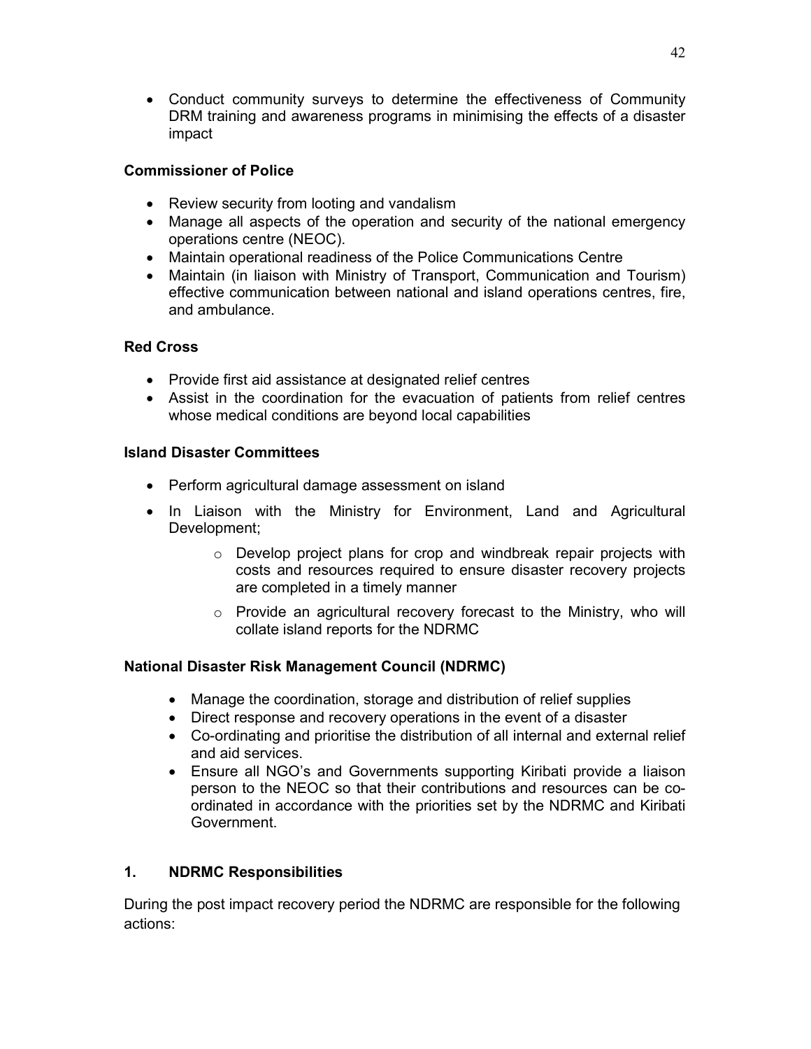- Conduct community surveys to determine the effectiveness of Community DRM training and awareness programs in minimising the effects of a disaster impact

**Commissioner of Police**

- Review security from looting and vandalism
- Manage all aspects of the operation and security of the national emergency operations centre (NEOC).
- Maintain operational readiness of the Police Communications Centre
- Maintain (in liaison with Ministry of Transport, Communication and Tourism) effective communication between national and island operations centres, fire, and ambulance.

**Red Cross**

- Provide first aid assistance at designated relief centres
- Assist in the coordination for the evacuation of patients from relief centres whose medical conditions are beyond local capabilities

**Island Disaster Committees**

- Perform agricultural damage assessment on island
- In Liaison with the Ministry for Environment, Land and Agricultural Development;
    - Develop project plans for crop and windbreak repair projects with costs and resources required to ensure disaster recovery projects are completed in a timely manner
    - Provide an agricultural recovery forecast to the Ministry, who will collate island reports for the NDRMC

**National Disaster Risk Management Council (NDRMC)**

- Manage the coordination, storage and distribution of relief supplies
- Direct response and recovery operations in the event of a disaster
- Co-ordinating and prioritise the distribution of all internal and external relief and aid services.
- Ensure all NGO's and Governments supporting Kiribati provide a liaison person to the NEOC so that their contributions and resources can be co-ordinated in accordance with the priorities set by the NDRMC and Kiribati Government.

## 1. NDRMC Responsibilities

During the post impact recovery period the NDRMC are responsible for the following actions: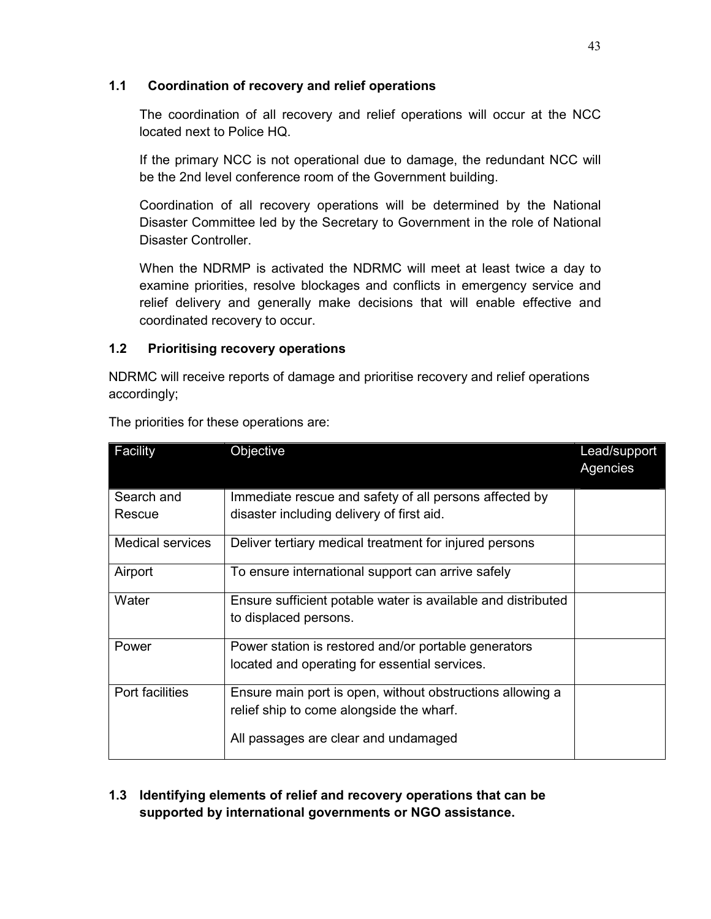### 1.1 Coordination of recovery and relief operations

The coordination of all recovery and relief operations will occur at the NCC located next to Police HQ.

If the primary NCC is not operational due to damage, the redundant NCC will be the 2nd level conference room of the Government building.

Coordination of all recovery operations will be determined by the National Disaster Committee led by the Secretary to Government in the role of National Disaster Controller.

When the NDRMP is activated the NDRMC will meet at least twice a day to examine priorities, resolve blockages and conflicts in emergency service and relief delivery and generally make decisions that will enable effective and coordinated recovery to occur.

### 1.2 Prioritising recovery operations

NDRMC will receive reports of damage and prioritise recovery and relief operations accordingly;

The priorities for these operations are:

| Facility | Objective | Lead/support Agencies |
|---|---|---|
| Search and Rescue | Immediate rescue and safety of all persons affected by disaster including delivery of first aid. | |
| Medical services | Deliver tertiary medical treatment for injured persons | |
| Airport | To ensure international support can arrive safely | |
| Water | Ensure sufficient potable water is available and distributed to displaced persons. | |
| Power | Power station is restored and/or portable generators located and operating for essential services. | |
| Port facilities | Ensure main port is open, without obstructions allowing a relief ship to come alongside the wharf.<br><br>All passages are clear and undamaged | |

### 1.3 Identifying elements of relief and recovery operations that can be supported by international governments or NGO assistance.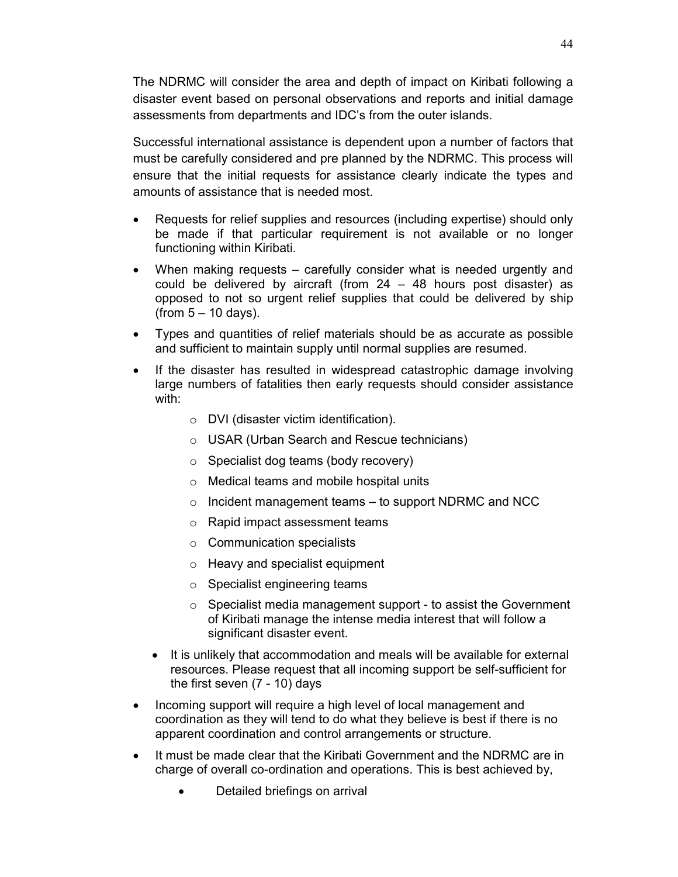The NDRMC will consider the area and depth of impact on Kiribati following a disaster event based on personal observations and reports and initial damage assessments from departments and IDC's from the outer islands.

Successful international assistance is dependent upon a number of factors that must be carefully considered and pre planned by the NDRMC. This process will ensure that the initial requests for assistance clearly indicate the types and amounts of assistance that is needed most.

- Requests for relief supplies and resources (including expertise) should only be made if that particular requirement is not available or no longer functioning within Kiribati.
- When making requests – carefully consider what is needed urgently and could be delivered by aircraft (from 24 – 48 hours post disaster) as opposed to not so urgent relief supplies that could be delivered by ship (from 5 – 10 days).
- Types and quantities of relief materials should be as accurate as possible and sufficient to maintain supply until normal supplies are resumed.
- If the disaster has resulted in widespread catastrophic damage involving large numbers of fatalities then early requests should consider assistance with:
    - DVI (disaster victim identification).
    - USAR (Urban Search and Rescue technicians)
    - Specialist dog teams (body recovery)
    - Medical teams and mobile hospital units
    - Incident management teams – to support NDRMC and NCC
    - Rapid impact assessment teams
    - Communication specialists
    - Heavy and specialist equipment
    - Specialist engineering teams
    - Specialist media management support - to assist the Government of Kiribati manage the intense media interest that will follow a significant disaster event.
  - It is unlikely that accommodation and meals will be available for external resources. Please request that all incoming support be self-sufficient for the first seven (7 - 10) days
- Incoming support will require a high level of local management and coordination as they will tend to do what they believe is best if there is no apparent coordination and control arrangements or structure.
- It must be made clear that the Kiribati Government and the NDRMC are in charge of overall co-ordination and operations. This is best achieved by,
    - Detailed briefings on arrival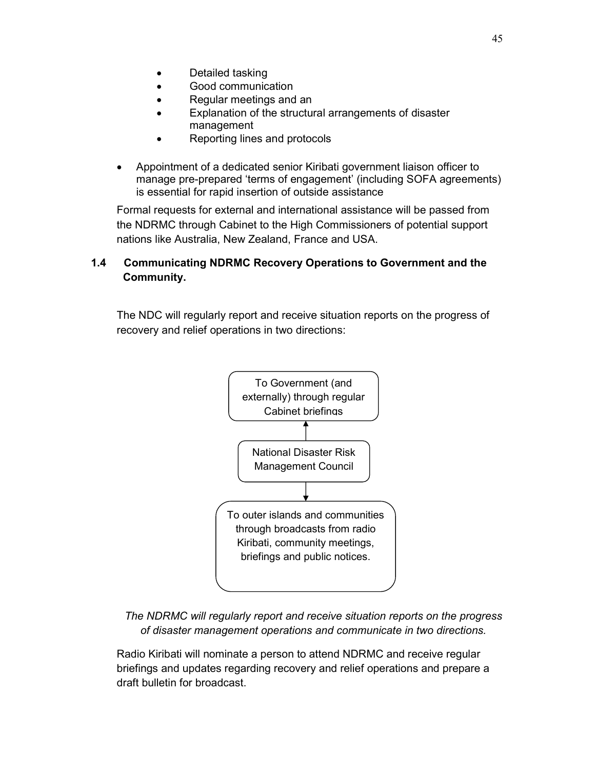- Detailed tasking
- Good communication
- Regular meetings and an
- Explanation of the structural arrangements of disaster management
- Reporting lines and protocols

- Appointment of a dedicated senior Kiribati government liaison officer to manage pre-prepared 'terms of engagement' (including SOFA agreements) is essential for rapid insertion of outside assistance

Formal requests for external and international assistance will be passed from the NDRMC through Cabinet to the High Commissioners of potential support nations like Australia, New Zealand, France and USA.

### 1.4 Communicating NDRMC Recovery Operations to Government and the Community.

The NDC will regularly report and receive situation reports on the progress of recovery and relief operations in two directions:

To Government (and externally) through regular Cabinet briefings

↑

National Disaster Risk Management Council

↓

To outer islands and communities through broadcasts from radio Kiribati, community meetings, briefings and public notices.

*The NDRMC will regularly report and receive situation reports on the progress of disaster management operations and communicate in two directions.*

Radio Kiribati will nominate a person to attend NDRMC and receive regular briefings and updates regarding recovery and relief operations and prepare a draft bulletin for broadcast.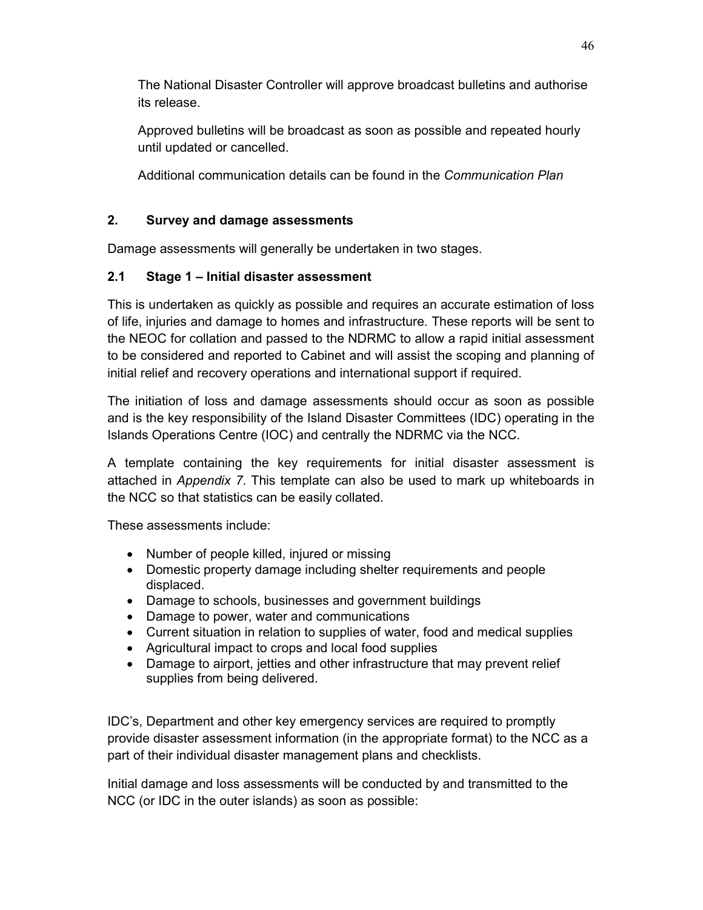The National Disaster Controller will approve broadcast bulletins and authorise its release.

Approved bulletins will be broadcast as soon as possible and repeated hourly until updated or cancelled.

Additional communication details can be found in the *Communication Plan*

## 2. Survey and damage assessments

Damage assessments will generally be undertaken in two stages.

### 2.1 Stage 1 – Initial disaster assessment

This is undertaken as quickly as possible and requires an accurate estimation of loss of life, injuries and damage to homes and infrastructure. These reports will be sent to the NEOC for collation and passed to the NDRMC to allow a rapid initial assessment to be considered and reported to Cabinet and will assist the scoping and planning of initial relief and recovery operations and international support if required.

The initiation of loss and damage assessments should occur as soon as possible and is the key responsibility of the Island Disaster Committees (IDC) operating in the Islands Operations Centre (IOC) and centrally the NDRMC via the NCC.

A template containing the key requirements for initial disaster assessment is attached in *Appendix 7*. This template can also be used to mark up whiteboards in the NCC so that statistics can be easily collated.

These assessments include:

- Number of people killed, injured or missing
- Domestic property damage including shelter requirements and people displaced.
- Damage to schools, businesses and government buildings
- Damage to power, water and communications
- Current situation in relation to supplies of water, food and medical supplies
- Agricultural impact to crops and local food supplies
- Damage to airport, jetties and other infrastructure that may prevent relief supplies from being delivered.

IDC's, Department and other key emergency services are required to promptly provide disaster assessment information (in the appropriate format) to the NCC as a part of their individual disaster management plans and checklists.

Initial damage and loss assessments will be conducted by and transmitted to the NCC (or IDC in the outer islands) as soon as possible: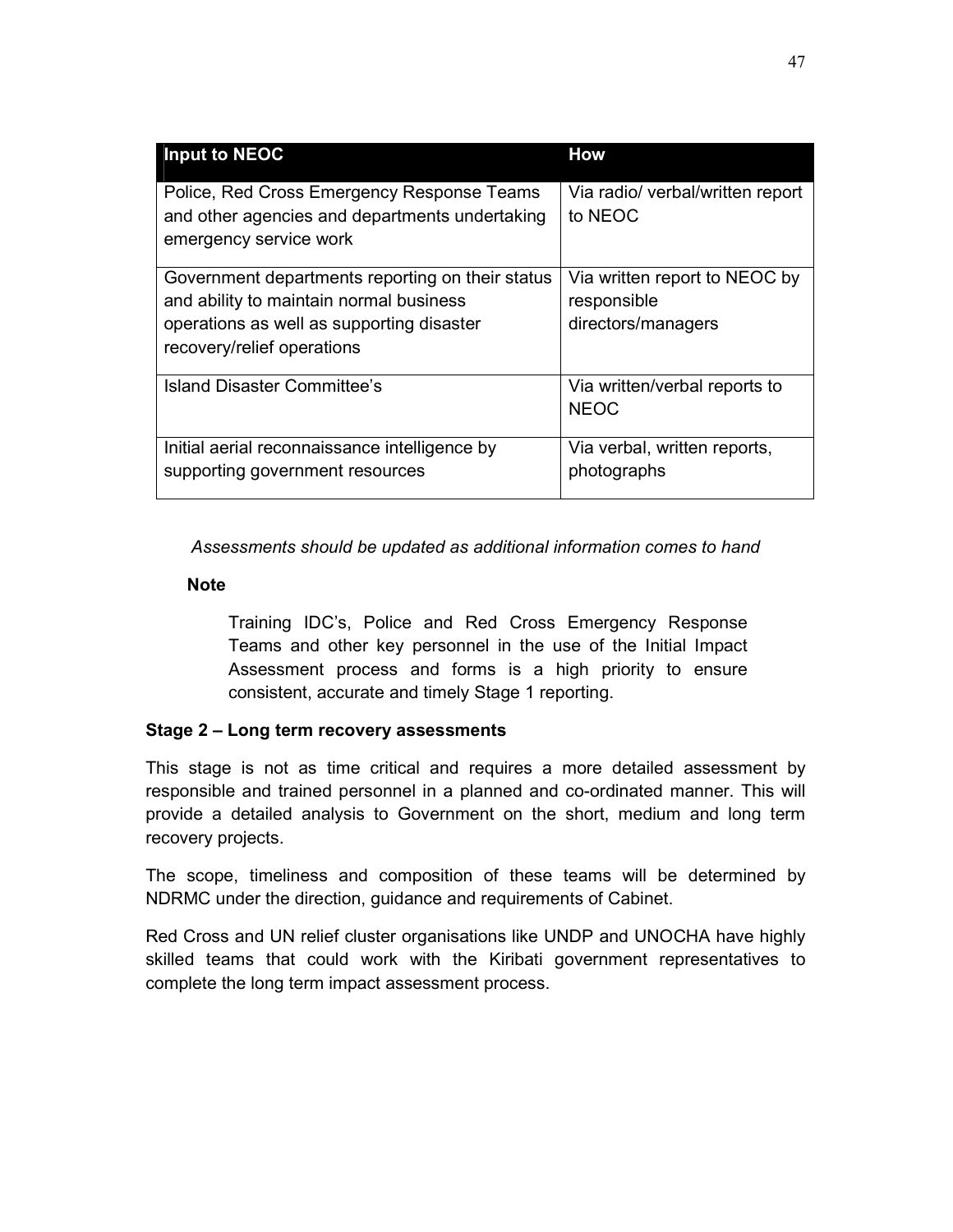| Input to NEOC | How |
| --- | --- |
| Police, Red Cross Emergency Response Teams and other agencies and departments undertaking emergency service work | Via radio/ verbal/written report to NEOC |
| Government departments reporting on their status and ability to maintain normal business operations as well as supporting disaster recovery/relief operations | Via written report to NEOC by responsible directors/managers |
| Island Disaster Committee's | Via written/verbal reports to NEOC |
| Initial aerial reconnaissance intelligence by supporting government resources | Via verbal, written reports, photographs |

*Assessments should be updated as additional information comes to hand*

**Note**

> Training IDC's, Police and Red Cross Emergency Response Teams and other key personnel in the use of the Initial Impact Assessment process and forms is a high priority to ensure consistent, accurate and timely Stage 1 reporting.

**Stage 2 – Long term recovery assessments**

This stage is not as time critical and requires a more detailed assessment by responsible and trained personnel in a planned and co-ordinated manner. This will provide a detailed analysis to Government on the short, medium and long term recovery projects.

The scope, timeliness and composition of these teams will be determined by NDRMC under the direction, guidance and requirements of Cabinet.

Red Cross and UN relief cluster organisations like UNDP and UNOCHA have highly skilled teams that could work with the Kiribati government representatives to complete the long term impact assessment process.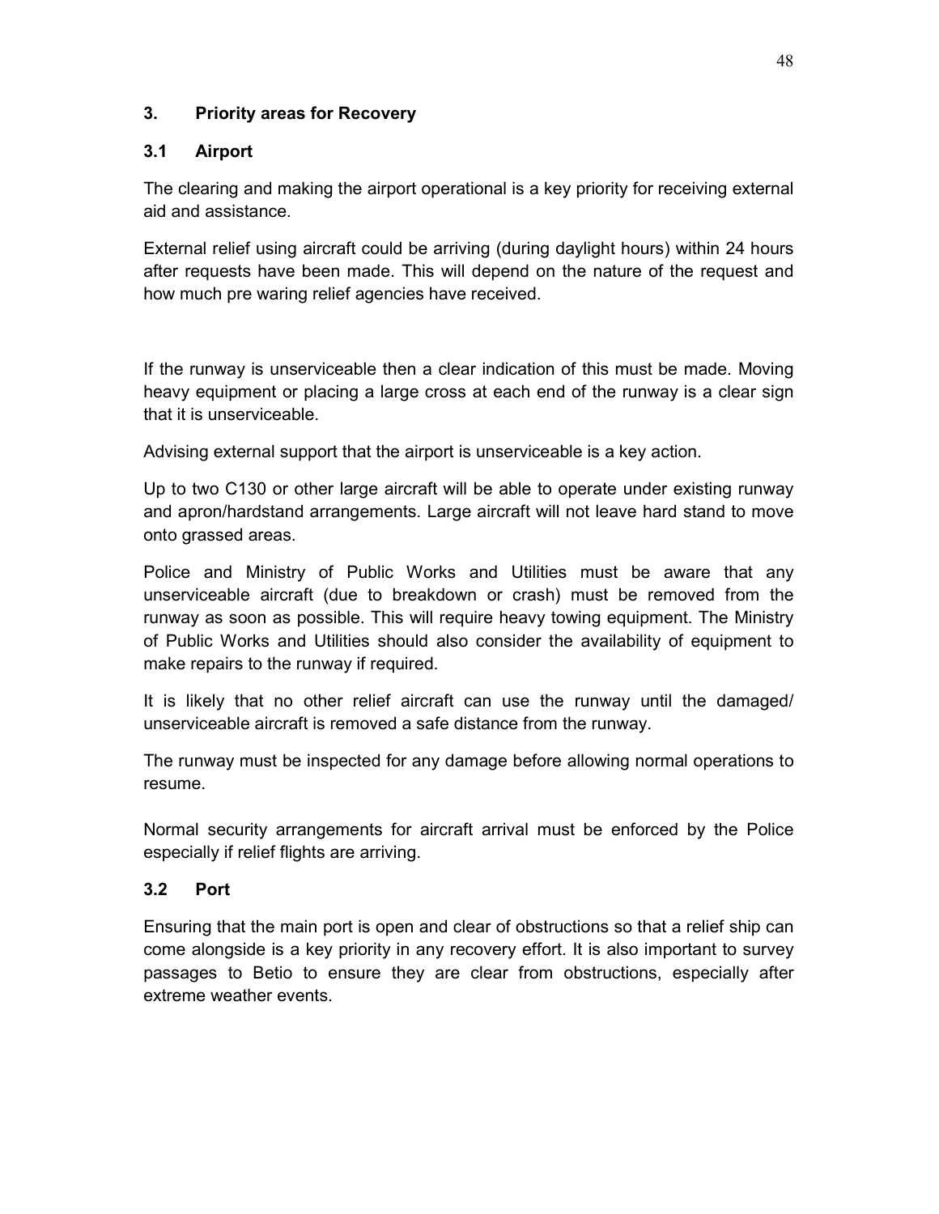## 3. Priority areas for Recovery

### 3.1 Airport

The clearing and making the airport operational is a key priority for receiving external aid and assistance.

External relief using aircraft could be arriving (during daylight hours) within 24 hours after requests have been made. This will depend on the nature of the request and how much pre waring relief agencies have received.

If the runway is unserviceable then a clear indication of this must be made. Moving heavy equipment or placing a large cross at each end of the runway is a clear sign that it is unserviceable.

Advising external support that the airport is unserviceable is a key action.

Up to two C130 or other large aircraft will be able to operate under existing runway and apron/hardstand arrangements. Large aircraft will not leave hard stand to move onto grassed areas.

Police and Ministry of Public Works and Utilities must be aware that any unserviceable aircraft (due to breakdown or crash) must be removed from the runway as soon as possible. This will require heavy towing equipment. The Ministry of Public Works and Utilities should also consider the availability of equipment to make repairs to the runway if required.

It is likely that no other relief aircraft can use the runway until the damaged/ unserviceable aircraft is removed a safe distance from the runway.

The runway must be inspected for any damage before allowing normal operations to resume.

Normal security arrangements for aircraft arrival must be enforced by the Police especially if relief flights are arriving.

### 3.2 Port

Ensuring that the main port is open and clear of obstructions so that a relief ship can come alongside is a key priority in any recovery effort. It is also important to survey passages to Betio to ensure they are clear from obstructions, especially after extreme weather events.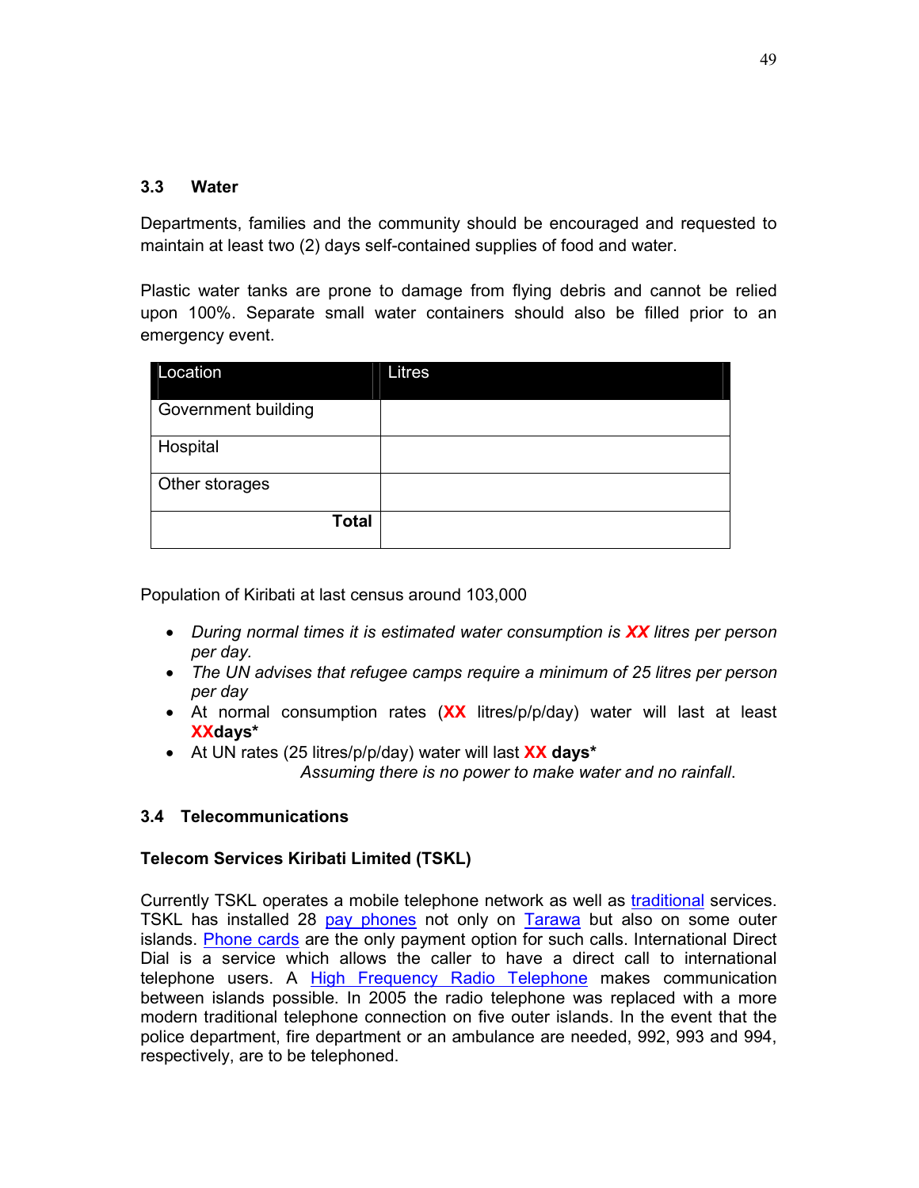### 3.3 Water

Departments, families and the community should be encouraged and requested to maintain at least two (2) days self-contained supplies of food and water.

Plastic water tanks are prone to damage from flying debris and cannot be relied upon 100%. Separate small water containers should also be filled prior to an emergency event.

| Location | Litres |
|---|---|
| Government building | |
| Hospital | |
| Other storages | |
| **Total** | |

Population of Kiribati at last census around 103,000

- *During normal times it is estimated water consumption is **XX** litres per person per day.*
- *The UN advises that refugee camps require a minimum of 25 litres per person per day*
- At normal consumption rates (**XX** litres/p/p/day) water will last at least **XXdays***
- At UN rates (25 litres/p/p/day) water will last **XX days***

*Assuming there is no power to make water and no rainfall*.

### 3.4 Telecommunications

**Telecom Services Kiribati Limited (TSKL)**

Currently TSKL operates a mobile telephone network as well as traditional services. TSKL has installed 28 pay phones not only on Tarawa but also on some outer islands. Phone cards are the only payment option for such calls. International Direct Dial is a service which allows the caller to have a direct call to international telephone users. A High Frequency Radio Telephone makes communication between islands possible. In 2005 the radio telephone was replaced with a more modern traditional telephone connection on five outer islands. In the event that the police department, fire department or an ambulance are needed, 992, 993 and 994, respectively, are to be telephoned.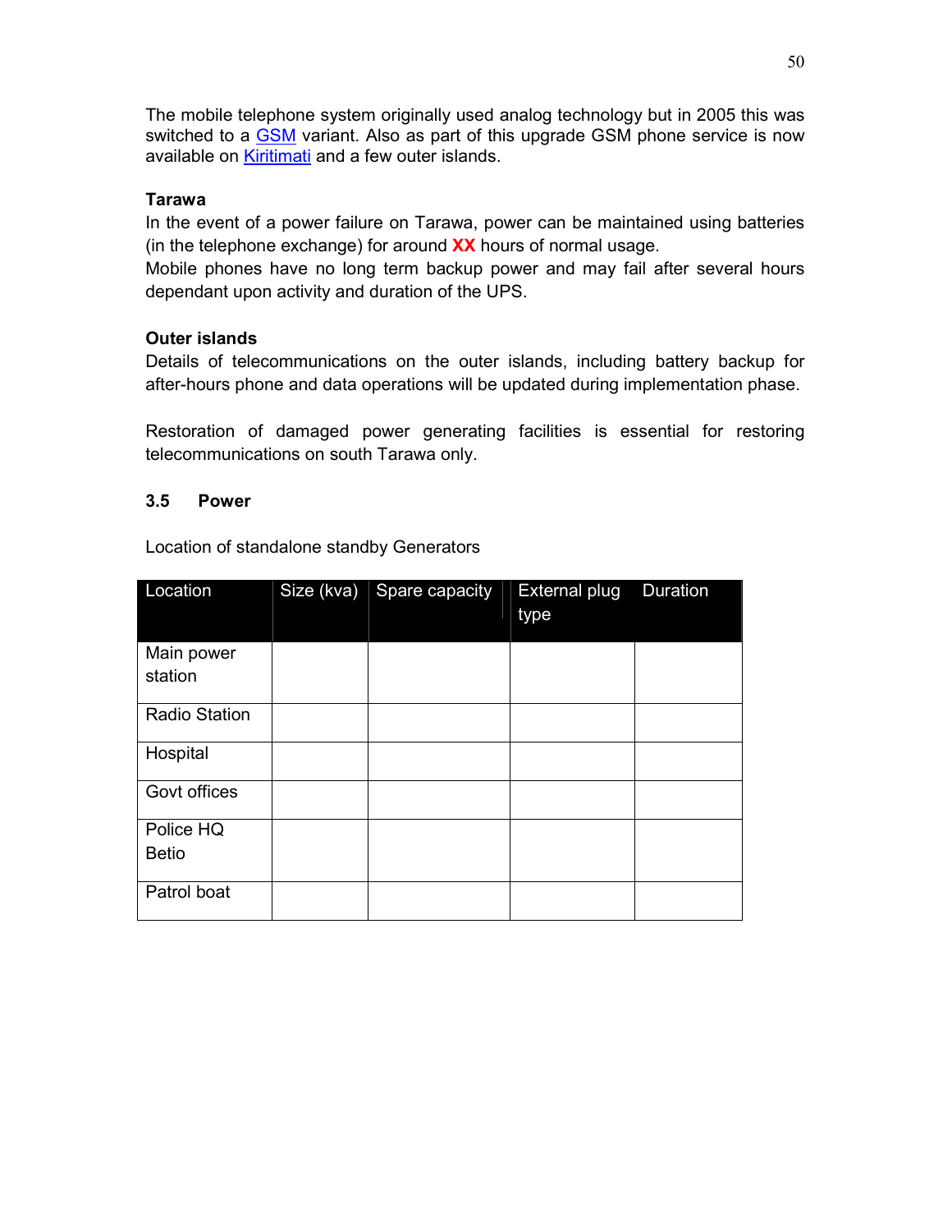The mobile telephone system originally used analog technology but in 2005 this was switched to a GSM variant. Also as part of this upgrade GSM phone service is now available on Kiritimati and a few outer islands.

**Tarawa**

In the event of a power failure on Tarawa, power can be maintained using batteries (in the telephone exchange) for around **XX** hours of normal usage.
Mobile phones have no long term backup power and may fail after several hours dependant upon activity and duration of the UPS.

**Outer islands**

Details of telecommunications on the outer islands, including battery backup for after-hours phone and data operations will be updated during implementation phase.

Restoration of damaged power generating facilities is essential for restoring telecommunications on south Tarawa only.

### 3.5 Power

Location of standalone standby Generators

| Location | Size (kva) | Spare capacity | External plug type | Duration |
|---|---|---|---|---|
| Main power station | | | | |
| Radio Station | | | | |
| Hospital | | | | |
| Govt offices | | | | |
| Police HQ Betio | | | | |
| Patrol boat | | | | |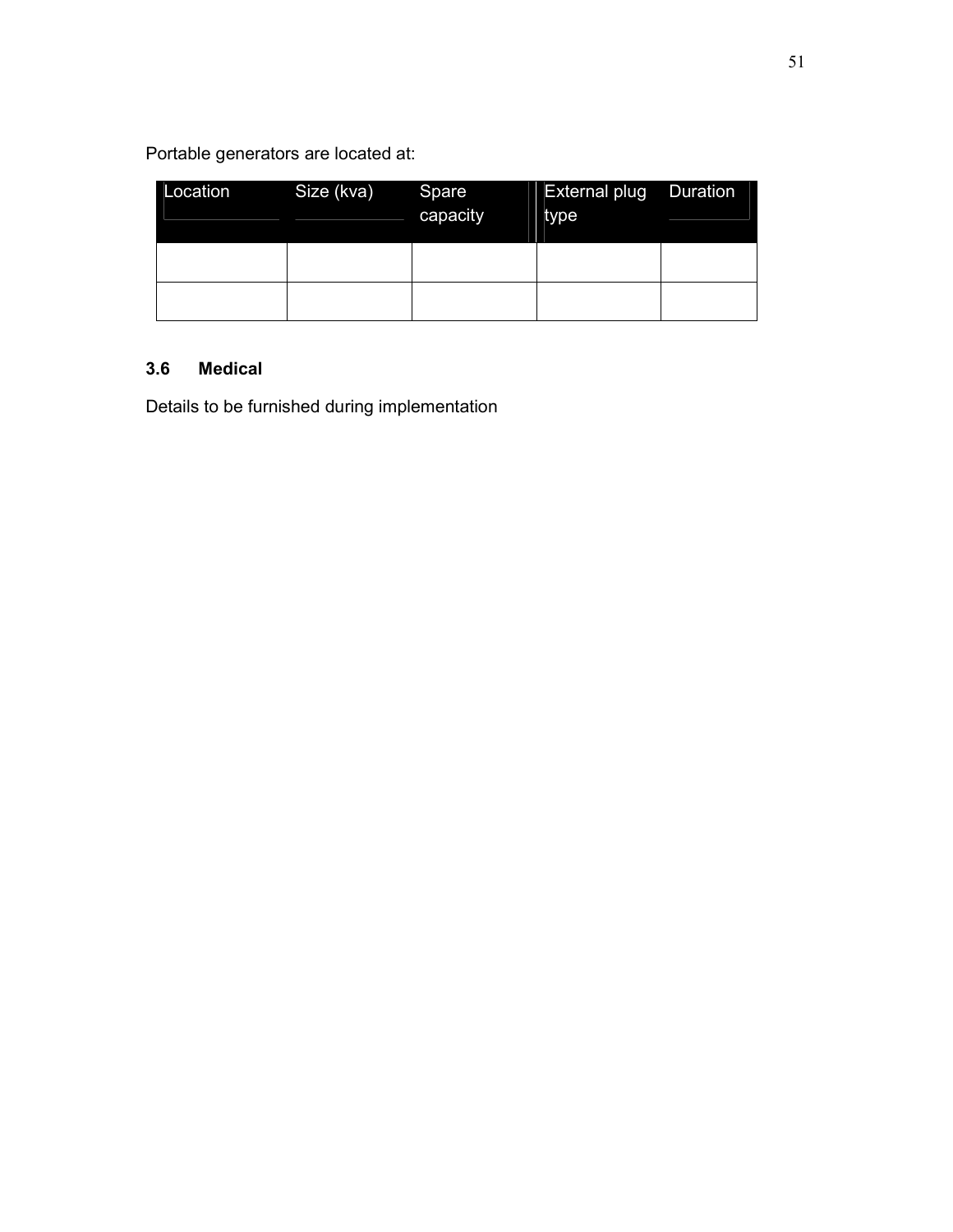Portable generators are located at:

| Location | Size (kva) | Spare capacity | External plug type | Duration |
|---|---|---|---|---|
| | | | | |
| | | | | |

### 3.6 Medical

Details to be furnished during implementation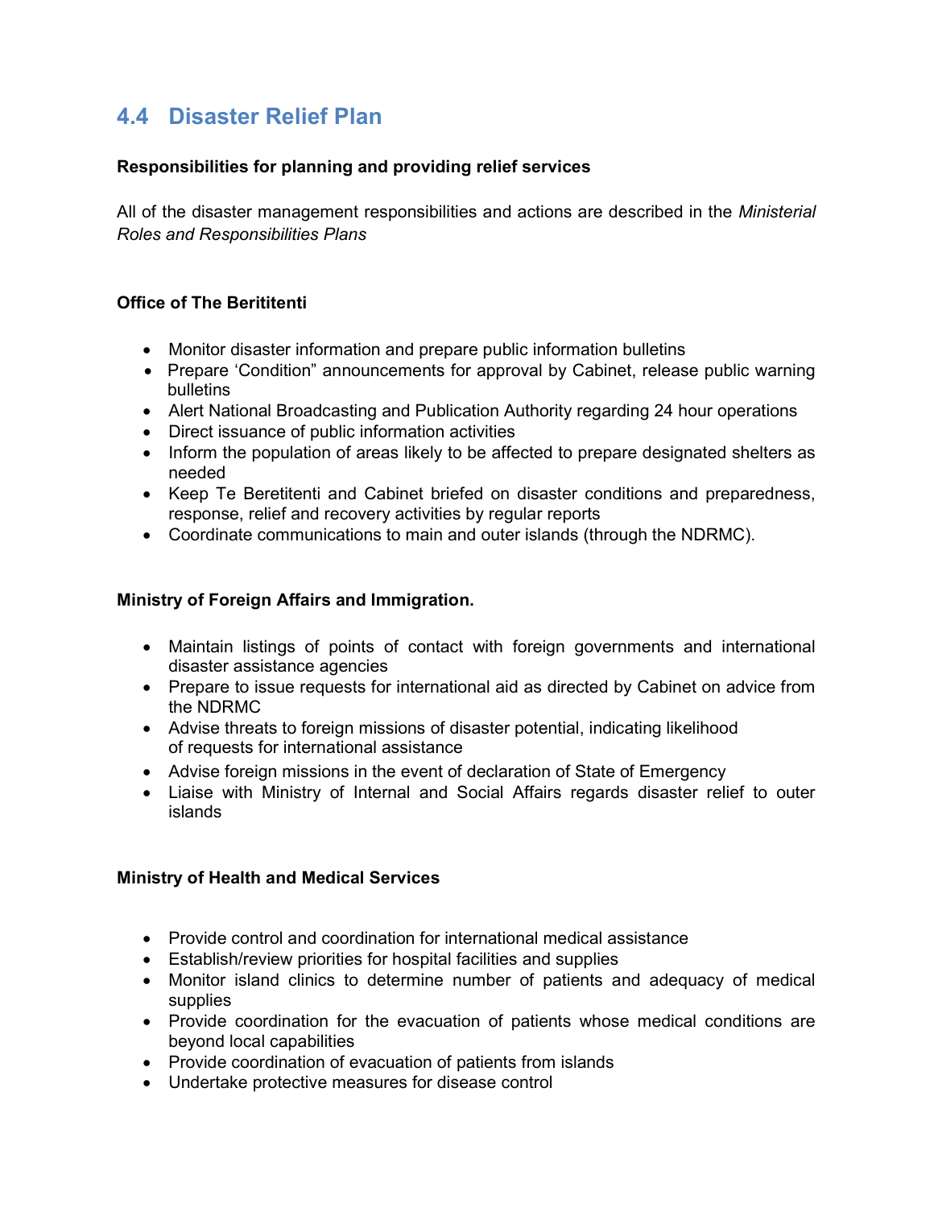## 4.4 Disaster Relief Plan

**Responsibilities for planning and providing relief services**

All of the disaster management responsibilities and actions are described in the *Ministerial Roles and Responsibilities Plans*

**Office of The Berititenti**

- Monitor disaster information and prepare public information bulletins
- Prepare 'Condition" announcements for approval by Cabinet, release public warning bulletins
- Alert National Broadcasting and Publication Authority regarding 24 hour operations
- Direct issuance of public information activities
- Inform the population of areas likely to be affected to prepare designated shelters as needed
- Keep Te Beretitenti and Cabinet briefed on disaster conditions and preparedness, response, relief and recovery activities by regular reports
- Coordinate communications to main and outer islands (through the NDRMC).

**Ministry of Foreign Affairs and Immigration.**

- Maintain listings of points of contact with foreign governments and international disaster assistance agencies
- Prepare to issue requests for international aid as directed by Cabinet on advice from the NDRMC
- Advise threats to foreign missions of disaster potential, indicating likelihood of requests for international assistance
- Advise foreign missions in the event of declaration of State of Emergency
- Liaise with Ministry of Internal and Social Affairs regards disaster relief to outer islands

**Ministry of Health and Medical Services**

- Provide control and coordination for international medical assistance
- Establish/review priorities for hospital facilities and supplies
- Monitor island clinics to determine number of patients and adequacy of medical supplies
- Provide coordination for the evacuation of patients whose medical conditions are beyond local capabilities
- Provide coordination of evacuation of patients from islands
- Undertake protective measures for disease control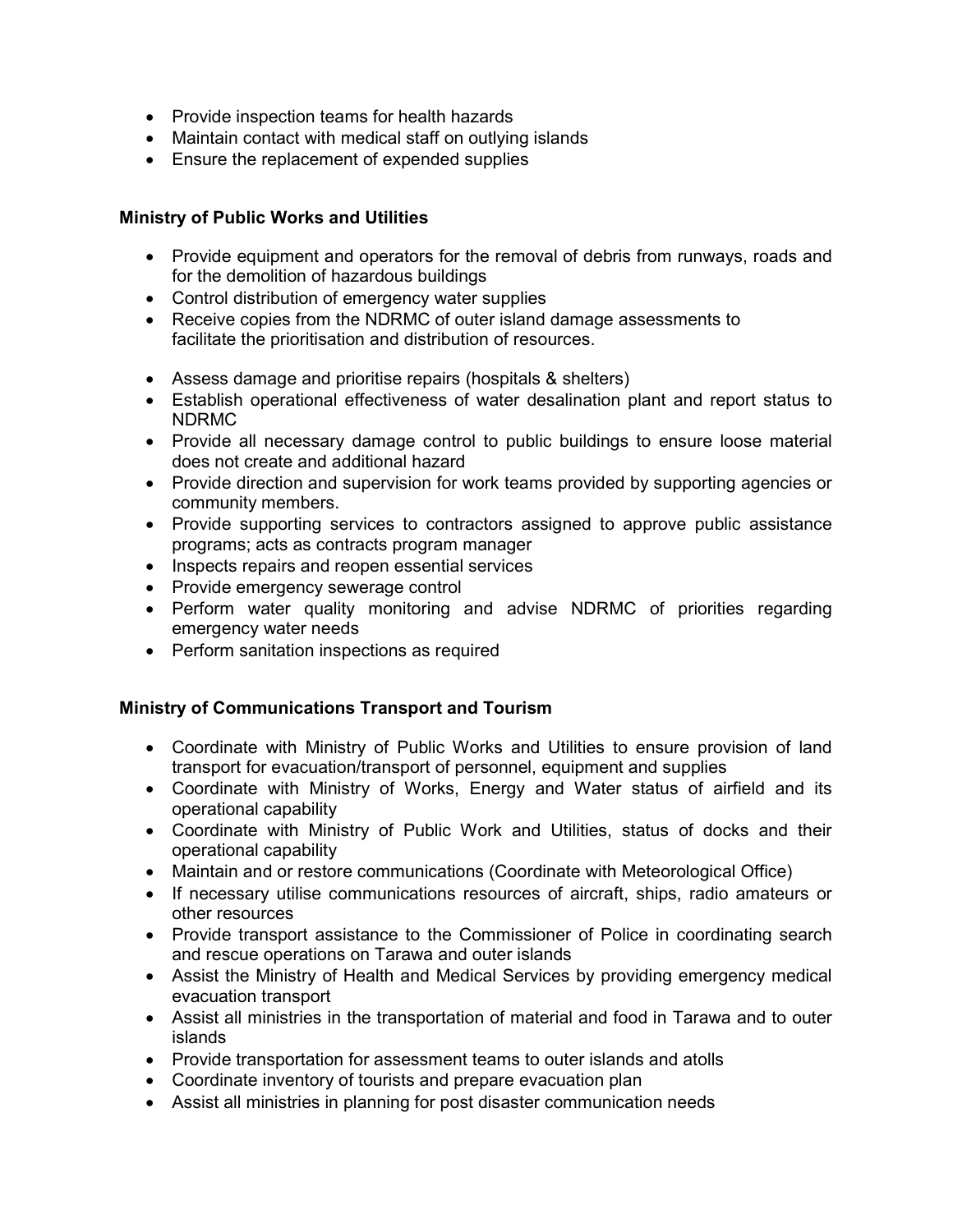- Provide inspection teams for health hazards
- Maintain contact with medical staff on outlying islands
- Ensure the replacement of expended supplies

**Ministry of Public Works and Utilities**

- Provide equipment and operators for the removal of debris from runways, roads and for the demolition of hazardous buildings
- Control distribution of emergency water supplies
- Receive copies from the NDRMC of outer island damage assessments to facilitate the prioritisation and distribution of resources.
- Assess damage and prioritise repairs (hospitals & shelters)
- Establish operational effectiveness of water desalination plant and report status to NDRMC
- Provide all necessary damage control to public buildings to ensure loose material does not create and additional hazard
- Provide direction and supervision for work teams provided by supporting agencies or community members.
- Provide supporting services to contractors assigned to approve public assistance programs; acts as contracts program manager
- Inspects repairs and reopen essential services
- Provide emergency sewerage control
- Perform water quality monitoring and advise NDRMC of priorities regarding emergency water needs
- Perform sanitation inspections as required

**Ministry of Communications Transport and Tourism**

- Coordinate with Ministry of Public Works and Utilities to ensure provision of land transport for evacuation/transport of personnel, equipment and supplies
- Coordinate with Ministry of Works, Energy and Water status of airfield and its operational capability
- Coordinate with Ministry of Public Work and Utilities, status of docks and their operational capability
- Maintain and or restore communications (Coordinate with Meteorological Office)
- If necessary utilise communications resources of aircraft, ships, radio amateurs or other resources
- Provide transport assistance to the Commissioner of Police in coordinating search and rescue operations on Tarawa and outer islands
- Assist the Ministry of Health and Medical Services by providing emergency medical evacuation transport
- Assist all ministries in the transportation of material and food in Tarawa and to outer islands
- Provide transportation for assessment teams to outer islands and atolls
- Coordinate inventory of tourists and prepare evacuation plan
- Assist all ministries in planning for post disaster communication needs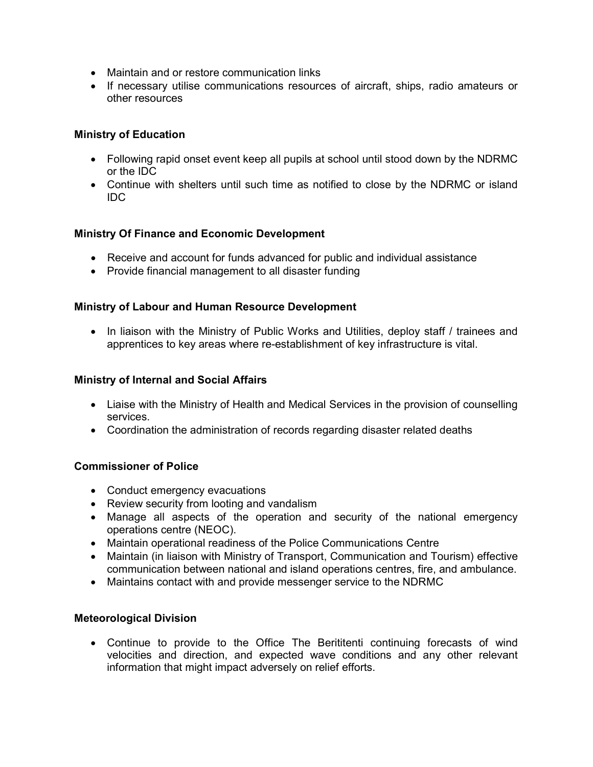- Maintain and or restore communication links
- If necessary utilise communications resources of aircraft, ships, radio amateurs or other resources

**Ministry of Education**

- Following rapid onset event keep all pupils at school until stood down by the NDRMC or the IDC
- Continue with shelters until such time as notified to close by the NDRMC or island IDC

**Ministry Of Finance and Economic Development**

- Receive and account for funds advanced for public and individual assistance
- Provide financial management to all disaster funding

**Ministry of Labour and Human Resource Development**

- In liaison with the Ministry of Public Works and Utilities, deploy staff / trainees and apprentices to key areas where re-establishment of key infrastructure is vital.

**Ministry of Internal and Social Affairs**

- Liaise with the Ministry of Health and Medical Services in the provision of counselling services.
- Coordination the administration of records regarding disaster related deaths

**Commissioner of Police**

- Conduct emergency evacuations
- Review security from looting and vandalism
- Manage all aspects of the operation and security of the national emergency operations centre (NEOC).
- Maintain operational readiness of the Police Communications Centre
- Maintain (in liaison with Ministry of Transport, Communication and Tourism) effective communication between national and island operations centres, fire, and ambulance.
- Maintains contact with and provide messenger service to the NDRMC

**Meteorological Division**

- Continue to provide to the Office The Beritetenti continuing forecasts of wind velocities and direction, and expected wave conditions and any other relevant information that might impact adversely on relief efforts.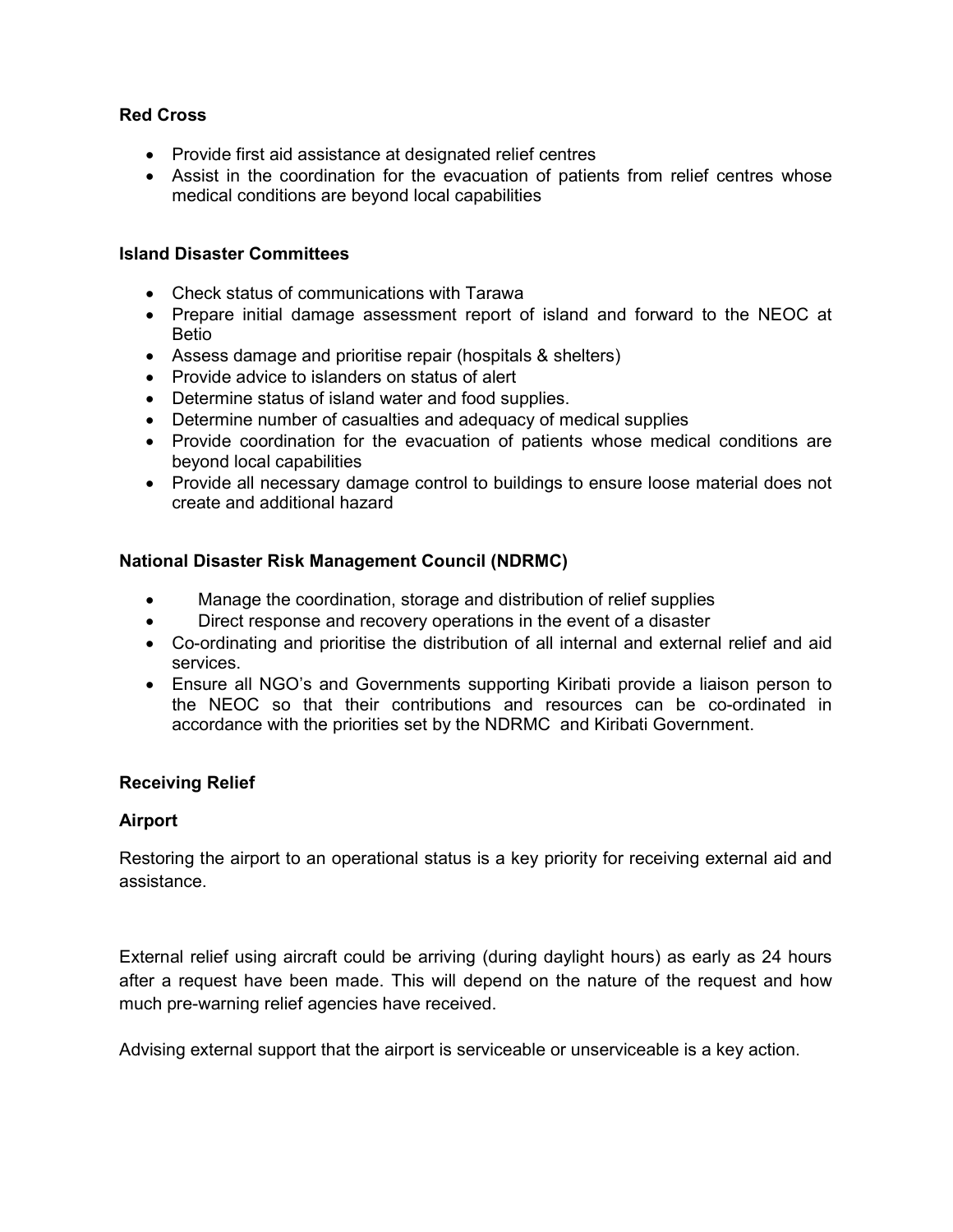**Red Cross**

- Provide first aid assistance at designated relief centres
- Assist in the coordination for the evacuation of patients from relief centres whose medical conditions are beyond local capabilities

**Island Disaster Committees**

- Check status of communications with Tarawa
- Prepare initial damage assessment report of island and forward to the NEOC at Betio
- Assess damage and prioritise repair (hospitals & shelters)
- Provide advice to islanders on status of alert
- Determine status of island water and food supplies.
- Determine number of casualties and adequacy of medical supplies
- Provide coordination for the evacuation of patients whose medical conditions are beyond local capabilities
- Provide all necessary damage control to buildings to ensure loose material does not create and additional hazard

**National Disaster Risk Management Council (NDRMC)**

- Manage the coordination, storage and distribution of relief supplies
- Direct response and recovery operations in the event of a disaster
- Co-ordinating and prioritise the distribution of all internal and external relief and aid services.
- Ensure all NGO's and Governments supporting Kiribati provide a liaison person to the NEOC so that their contributions and resources can be co-ordinated in accordance with the priorities set by the NDRMC and Kiribati Government.

**Receiving Relief**

**Airport**

Restoring the airport to an operational status is a key priority for receiving external aid and assistance.

External relief using aircraft could be arriving (during daylight hours) as early as 24 hours after a request have been made. This will depend on the nature of the request and how much pre-warning relief agencies have received.

Advising external support that the airport is serviceable or unserviceable is a key action.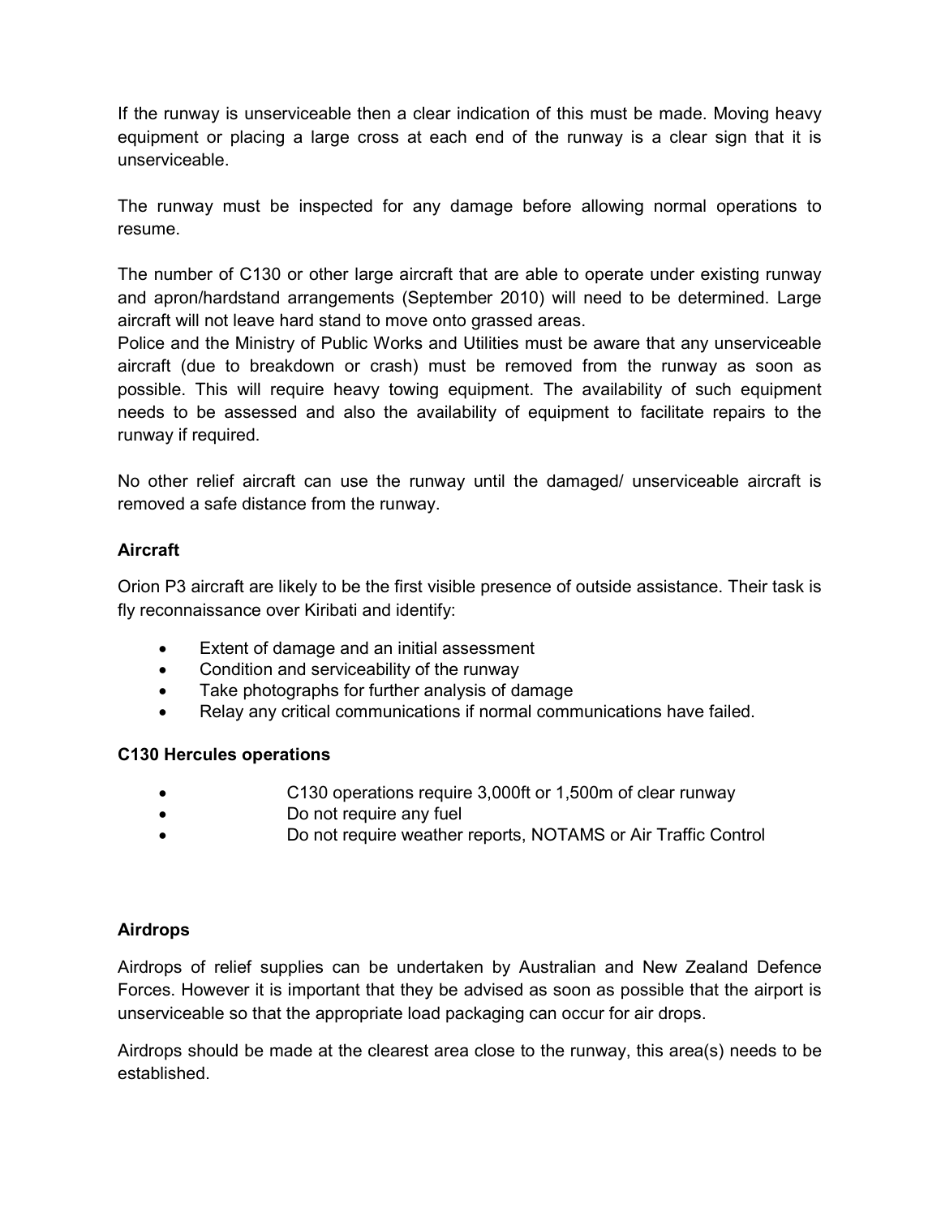If the runway is unserviceable then a clear indication of this must be made. Moving heavy equipment or placing a large cross at each end of the runway is a clear sign that it is unserviceable.

The runway must be inspected for any damage before allowing normal operations to resume.

The number of C130 or other large aircraft that are able to operate under existing runway and apron/hardstand arrangements (September 2010) will need to be determined. Large aircraft will not leave hard stand to move onto grassed areas.
Police and the Ministry of Public Works and Utilities must be aware that any unserviceable aircraft (due to breakdown or crash) must be removed from the runway as soon as possible. This will require heavy towing equipment. The availability of such equipment needs to be assessed and also the availability of equipment to facilitate repairs to the runway if required.

No other relief aircraft can use the runway until the damaged/ unserviceable aircraft is removed a safe distance from the runway.

**Aircraft**

Orion P3 aircraft are likely to be the first visible presence of outside assistance. Their task is fly reconnaissance over Kiribati and identify:

- Extent of damage and an initial assessment
- Condition and serviceability of the runway
- Take photographs for further analysis of damage
- Relay any critical communications if normal communications have failed.

**C130 Hercules operations**

- C130 operations require 3,000ft or 1,500m of clear runway
- Do not require any fuel
- Do not require weather reports, NOTAMS or Air Traffic Control

**Airdrops**

Airdrops of relief supplies can be undertaken by Australian and New Zealand Defence Forces. However it is important that they be advised as soon as possible that the airport is unserviceable so that the appropriate load packaging can occur for air drops.

Airdrops should be made at the clearest area close to the runway, this area(s) needs to be established.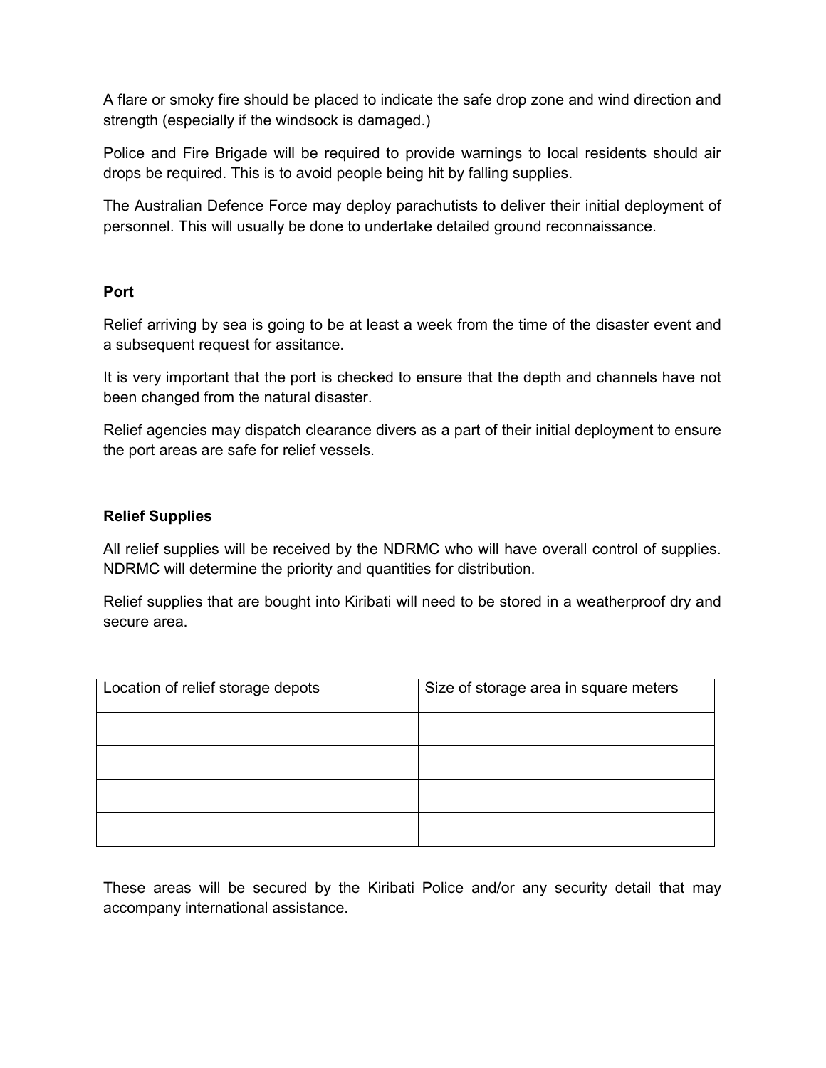A flare or smoky fire should be placed to indicate the safe drop zone and wind direction and strength (especially if the windsock is damaged.)

Police and Fire Brigade will be required to provide warnings to local residents should air drops be required. This is to avoid people being hit by falling supplies.

The Australian Defence Force may deploy parachutists to deliver their initial deployment of personnel. This will usually be done to undertake detailed ground reconnaissance.

**Port**

Relief arriving by sea is going to be at least a week from the time of the disaster event and a subsequent request for assitance.

It is very important that the port is checked to ensure that the depth and channels have not been changed from the natural disaster.

Relief agencies may dispatch clearance divers as a part of their initial deployment to ensure the port areas are safe for relief vessels.

**Relief Supplies**

All relief supplies will be received by the NDRMC who will have overall control of supplies. NDRMC will determine the priority and quantities for distribution.

Relief supplies that are bought into Kiribati will need to be stored in a weatherproof dry and secure area.

| Location of relief storage depots | Size of storage area in square meters |
| --- | --- |
| | |
| | |
| | |
| | |

These areas will be secured by the Kiribati Police and/or any security detail that may accompany international assistance.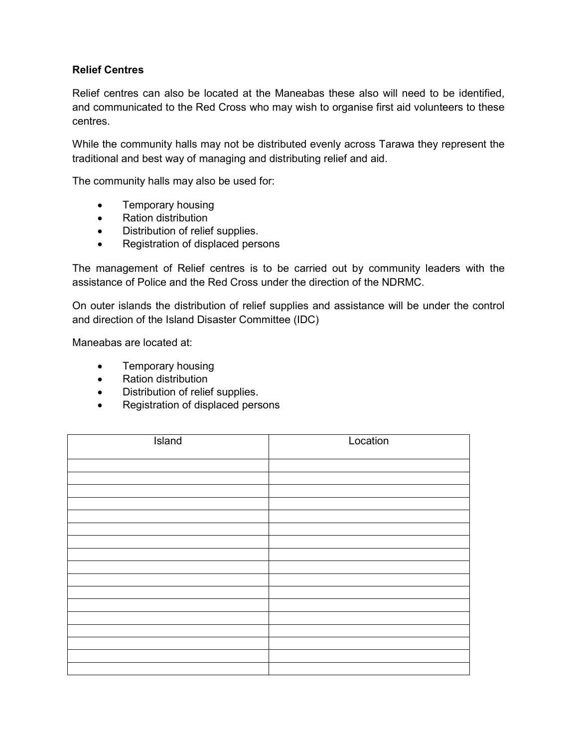**Relief Centres**

Relief centres can also be located at the Maneabas these also will need to be identified, and communicated to the Red Cross who may wish to organise first aid volunteers to these centres.

While the community halls may not be distributed evenly across Tarawa they represent the traditional and best way of managing and distributing relief and aid.

The community halls may also be used for:

- Temporary housing
- Ration distribution
- Distribution of relief supplies.
- Registration of displaced persons

The management of Relief centres is to be carried out by community leaders with the assistance of Police and the Red Cross under the direction of the NDRMC.

On outer islands the distribution of relief supplies and assistance will be under the control and direction of the Island Disaster Committee (IDC)

Maneabas are located at:

- Temporary housing
- Ration distribution
- Distribution of relief supplies.
- Registration of displaced persons

| Island | Location |
|---|---|
| | |
| | |
| | |
| | |
| | |
| | |
| | |
| | |
| | |
| | |
| | |
| | |
| | |
| | |
| | |
| | |
| | |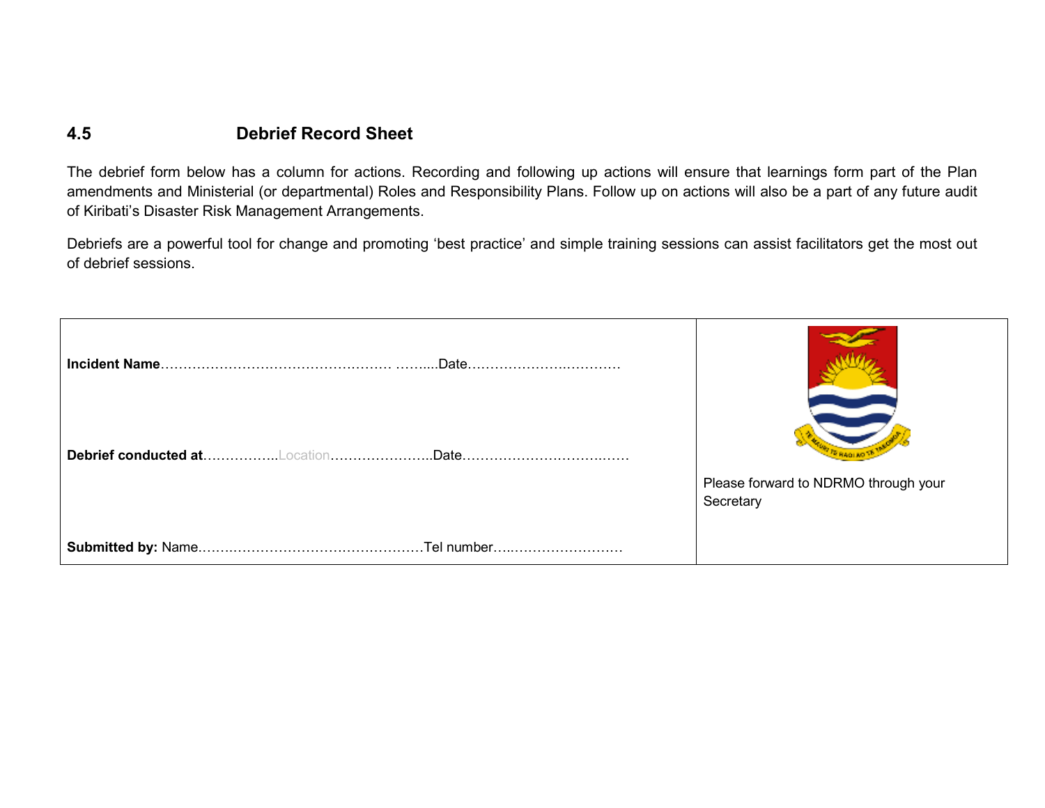### 4.5 Debrief Record Sheet

The debrief form below has a column for actions. Recording and following up actions will ensure that learnings form part of the Plan amendments and Ministerial (or departmental) Roles and Responsibility Plans. Follow up on actions will also be a part of any future audit of Kiribati's Disaster Risk Management Arrangements.

Debriefs are a powerful tool for change and promoting 'best practice' and simple training sessions can assist facilitators get the most out of debrief sessions.

| | |
|---|---|
| **Incident Name**…………………………………………… ……....Date……………………..………… <br><br> **Debrief conducted at**……………..Location…………………..Date………………….…………..…… <br><br> **Submitted by:** Name.……..………………………….……….Tel number…..…………………… | Please forward to NDRMO through your Secretary |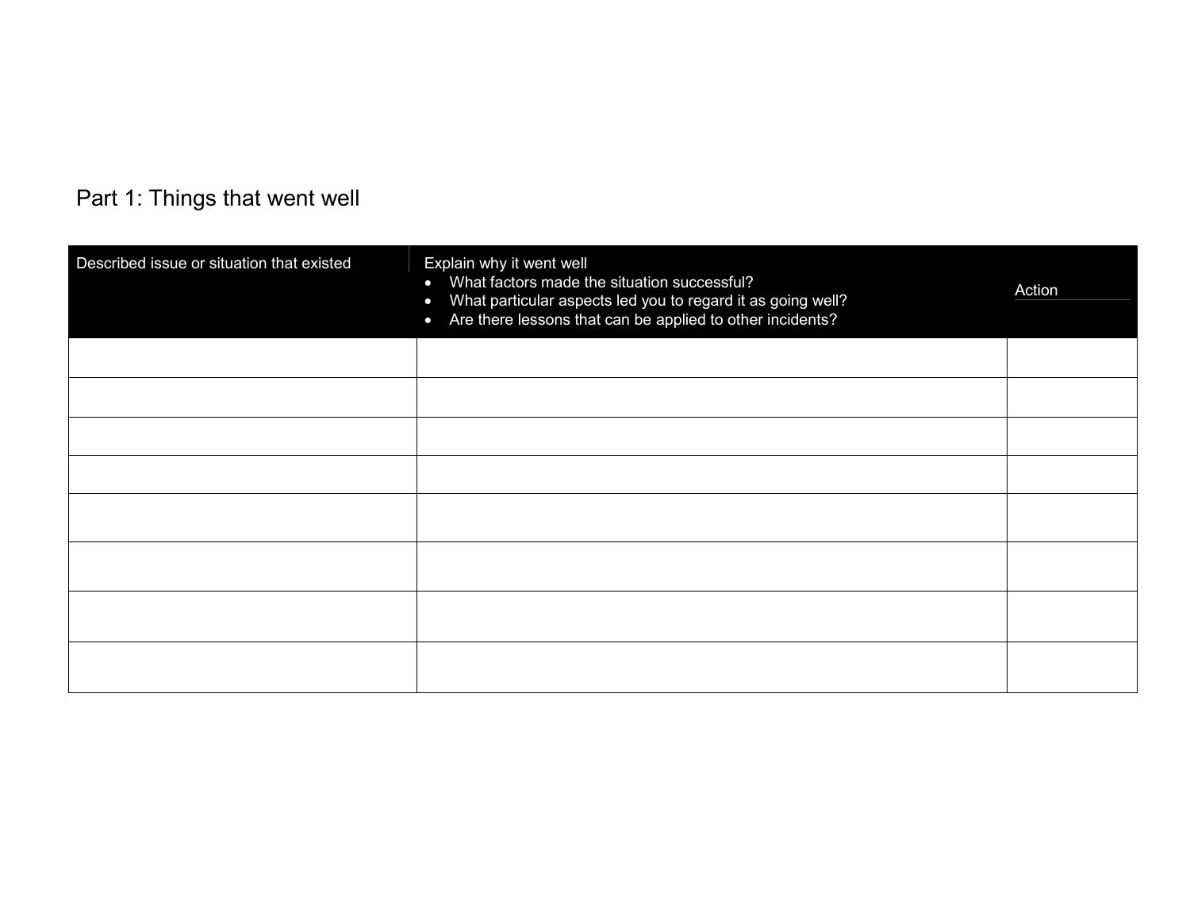## Part 1: Things that went well

| Described issue or situation that existed | Explain why it went well<br>• What factors made the situation successful?<br>• What particular aspects led you to regard it as going well?<br>• Are there lessons that can be applied to other incidents? | Action |
|---|---|---|
| | | |
| | | |
| | | |
| | | |
| | | |
| | | |
| | | |
| | | |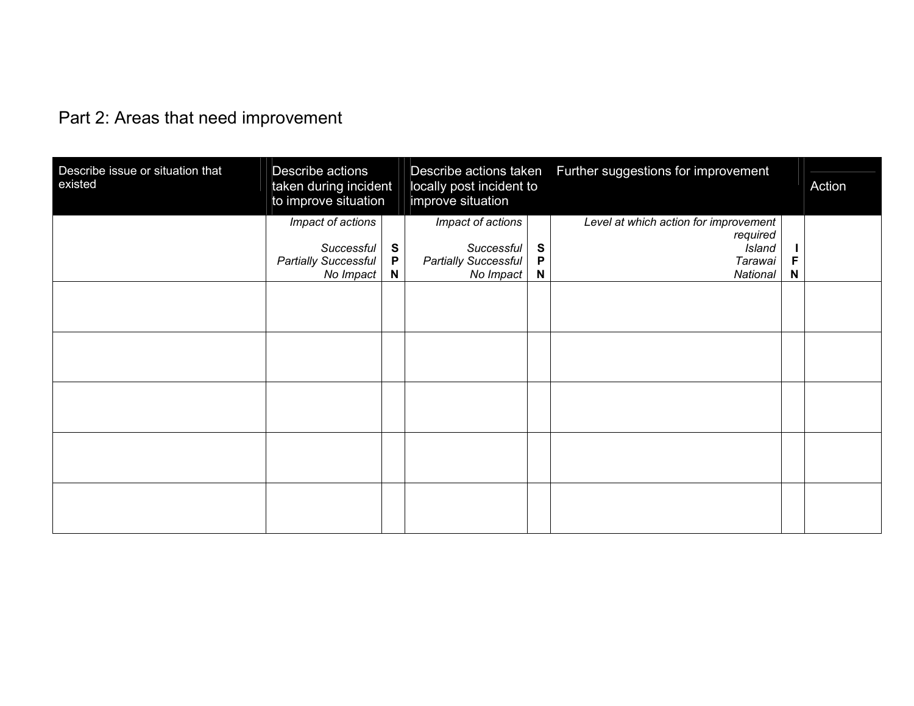## Part 2: Areas that need improvement

| Describe issue or situation that existed | Describe actions taken during incident to improve situation | | Describe actions taken locally post incident to improve situation | | Further suggestions for improvement | | Action |
|---|---|---|---|---|---|---|---|
| | *Impact of actions*<br><br>*Successful*<br>*Partially Successful*<br>*No Impact* | **S**<br>**P**<br>**N** | *Impact of actions*<br><br>*Successful*<br>*Partially Successful*<br>*No Impact* | **S**<br>**P**<br>**N** | *Level at which action for improvement required*<br>*Island*<br>*Tarawai*<br>*National* | **I**<br>**F**<br>**N** | |
| | | | | | | | |
| | | | | | | | |
| | | | | | | | |
| | | | | | | | |
| | | | | | | | |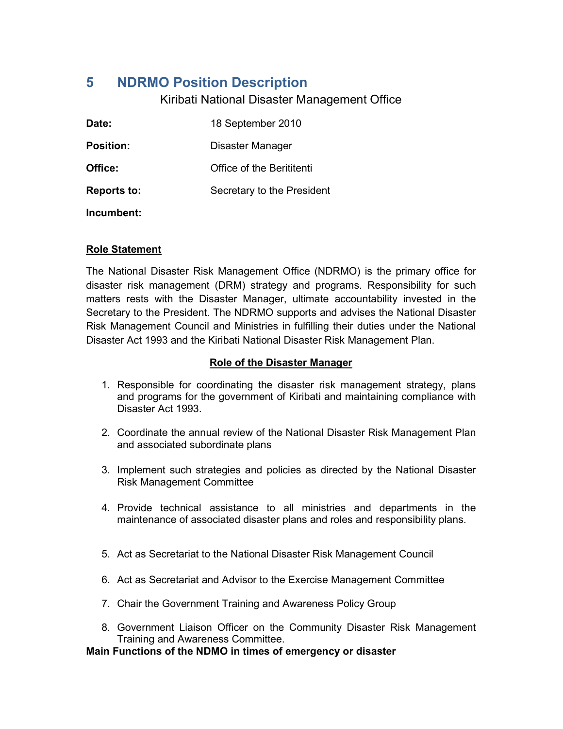# 5 NDRMO Position Description

Kiribati National Disaster Management Office

**Date:** 18 September 2010

**Position:** Disaster Manager

**Office:** Office of the Beritetenti

**Reports to:** Secretary to the President

**Incumbent:**

**Role Statement**

The National Disaster Risk Management Office (NDRMO) is the primary office for disaster risk management (DRM) strategy and programs. Responsibility for such matters rests with the Disaster Manager, ultimate accountability invested in the Secretary to the President. The NDRMO supports and advises the National Disaster Risk Management Council and Ministries in fulfilling their duties under the National Disaster Act 1993 and the Kiribati National Disaster Risk Management Plan.

**Role of the Disaster Manager**

1. Responsible for coordinating the disaster risk management strategy, plans and programs for the government of Kiribati and maintaining compliance with Disaster Act 1993.
2. Coordinate the annual review of the National Disaster Risk Management Plan and associated subordinate plans
3. Implement such strategies and policies as directed by the National Disaster Risk Management Committee
4. Provide technical assistance to all ministries and departments in the maintenance of associated disaster plans and roles and responsibility plans.
5. Act as Secretariat to the National Disaster Risk Management Council
6. Act as Secretariat and Advisor to the Exercise Management Committee
7. Chair the Government Training and Awareness Policy Group
8. Government Liaison Officer on the Community Disaster Risk Management Training and Awareness Committee.

**Main Functions of the NDMO in times of emergency or disaster**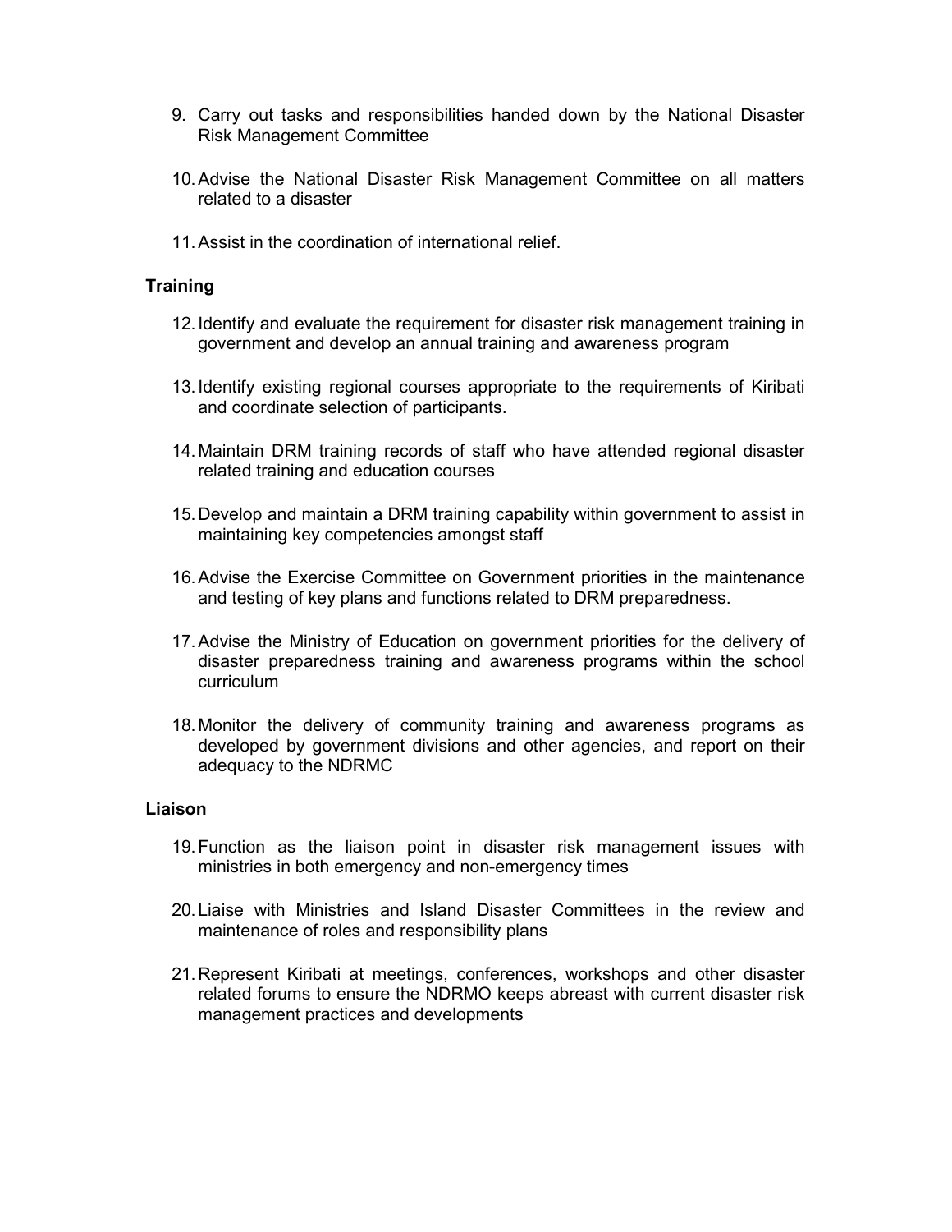9. Carry out tasks and responsibilities handed down by the National Disaster Risk Management Committee

10. Advise the National Disaster Risk Management Committee on all matters related to a disaster

11. Assist in the coordination of international relief.

**Training**

12. Identify and evaluate the requirement for disaster risk management training in government and develop an annual training and awareness program

13. Identify existing regional courses appropriate to the requirements of Kiribati and coordinate selection of participants.

14. Maintain DRM training records of staff who have attended regional disaster related training and education courses

15. Develop and maintain a DRM training capability within government to assist in maintaining key competencies amongst staff

16. Advise the Exercise Committee on Government priorities in the maintenance and testing of key plans and functions related to DRM preparedness.

17. Advise the Ministry of Education on government priorities for the delivery of disaster preparedness training and awareness programs within the school curriculum

18. Monitor the delivery of community training and awareness programs as developed by government divisions and other agencies, and report on their adequacy to the NDRMC

**Liaison**

19. Function as the liaison point in disaster risk management issues with ministries in both emergency and non-emergency times

20. Liaise with Ministries and Island Disaster Committees in the review and maintenance of roles and responsibility plans

21. Represent Kiribati at meetings, conferences, workshops and other disaster related forums to ensure the NDRMO keeps abreast with current disaster risk management practices and developments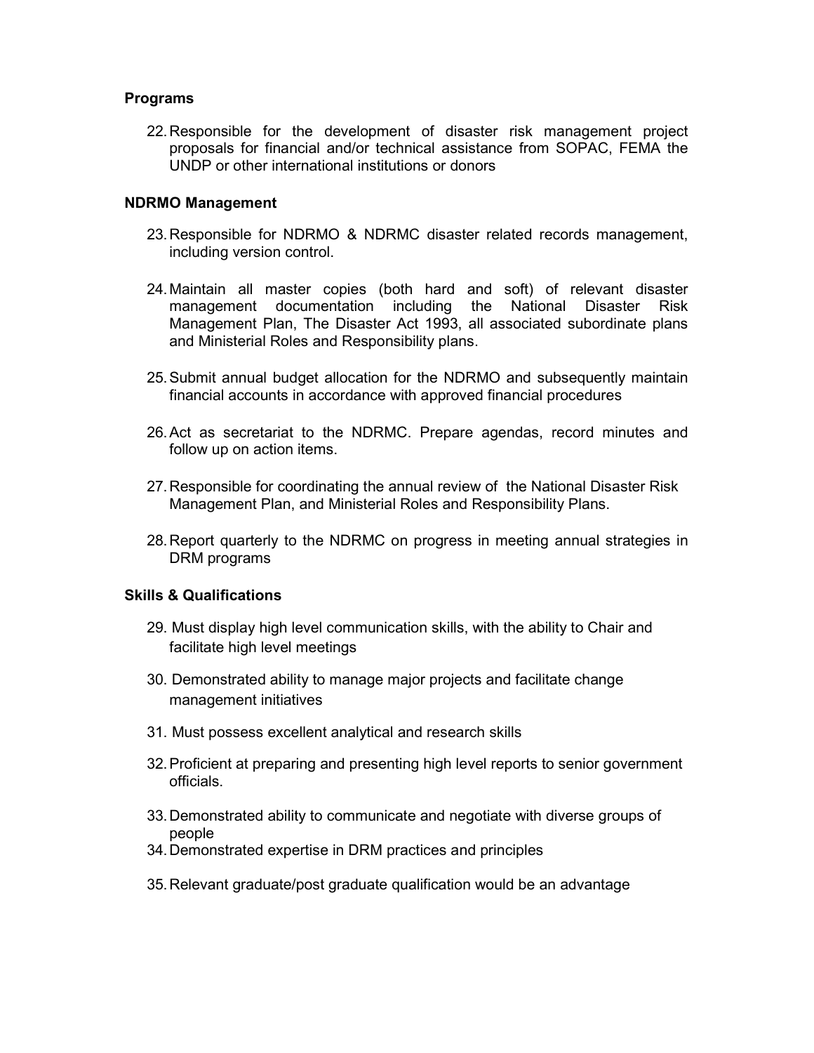**Programs**

22. Responsible for the development of disaster risk management project proposals for financial and/or technical assistance from SOPAC, FEMA the UNDP or other international institutions or donors

**NDRMO Management**

23. Responsible for NDRMO & NDRMC disaster related records management, including version control.

24. Maintain all master copies (both hard and soft) of relevant disaster management documentation including the National Disaster Risk Management Plan, The Disaster Act 1993, all associated subordinate plans and Ministerial Roles and Responsibility plans.

25. Submit annual budget allocation for the NDRMO and subsequently maintain financial accounts in accordance with approved financial procedures

26. Act as secretariat to the NDRMC. Prepare agendas, record minutes and follow up on action items.

27. Responsible for coordinating the annual review of the National Disaster Risk Management Plan, and Ministerial Roles and Responsibility Plans.

28. Report quarterly to the NDRMC on progress in meeting annual strategies in DRM programs

**Skills & Qualifications**

29. Must display high level communication skills, with the ability to Chair and facilitate high level meetings

30. Demonstrated ability to manage major projects and facilitate change management initiatives

31. Must possess excellent analytical and research skills

32. Proficient at preparing and presenting high level reports to senior government officials.

33. Demonstrated ability to communicate and negotiate with diverse groups of people

34. Demonstrated expertise in DRM practices and principles

35. Relevant graduate/post graduate qualification would be an advantage